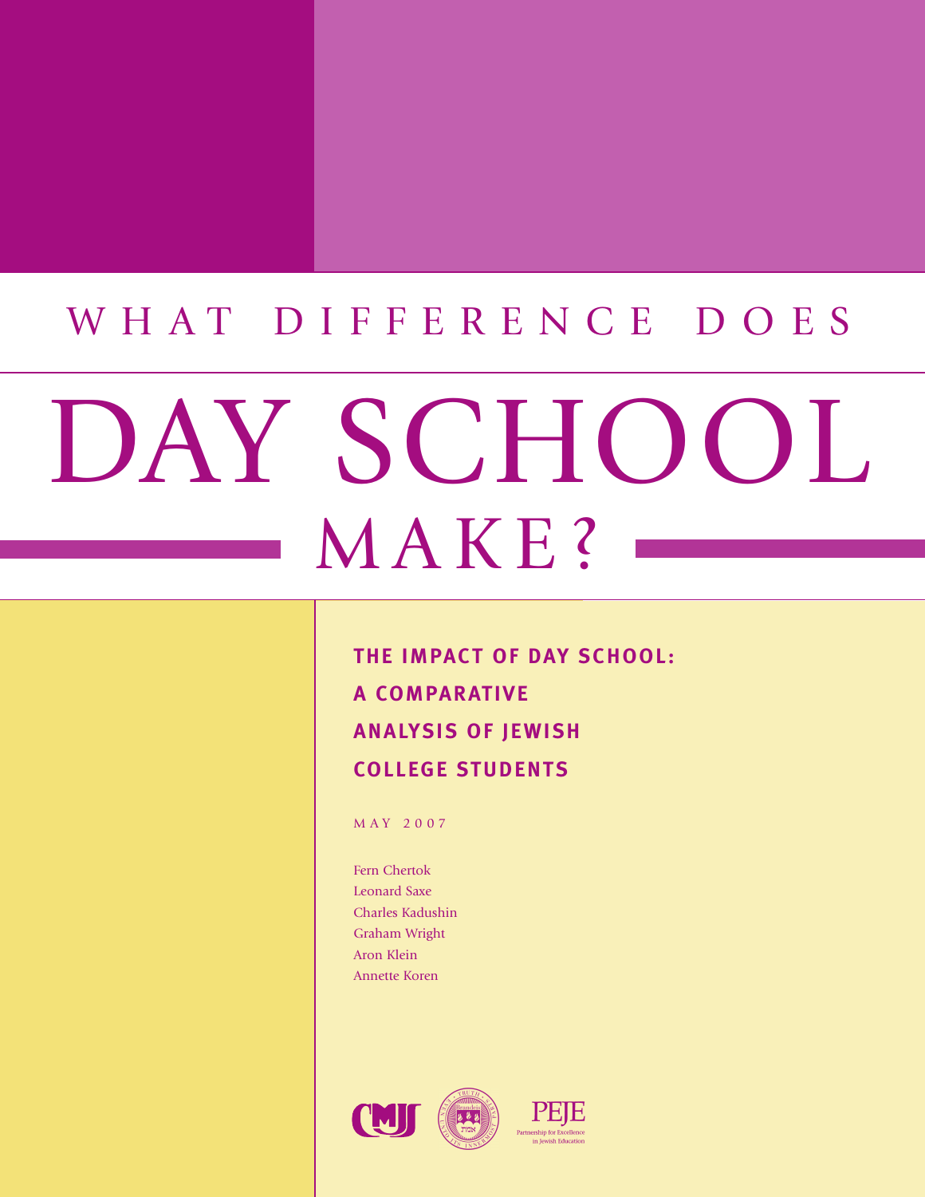# WHAT DIFFERENCE DOES DAY SCHOOL MAKE?

## THE IMPACT OF DAY SCHOOL: A COMPARATIVE ANALYSIS OF JEWISH COLLEGE STUDENTS

MAY 2007

Fern Chertok
Leonard Saxe
Charles Kadushin
Graham Wright
Aron Klein
Annette Koren

CMJS

Brandeis

PEJE
Partnership for Excellence in Jewish Education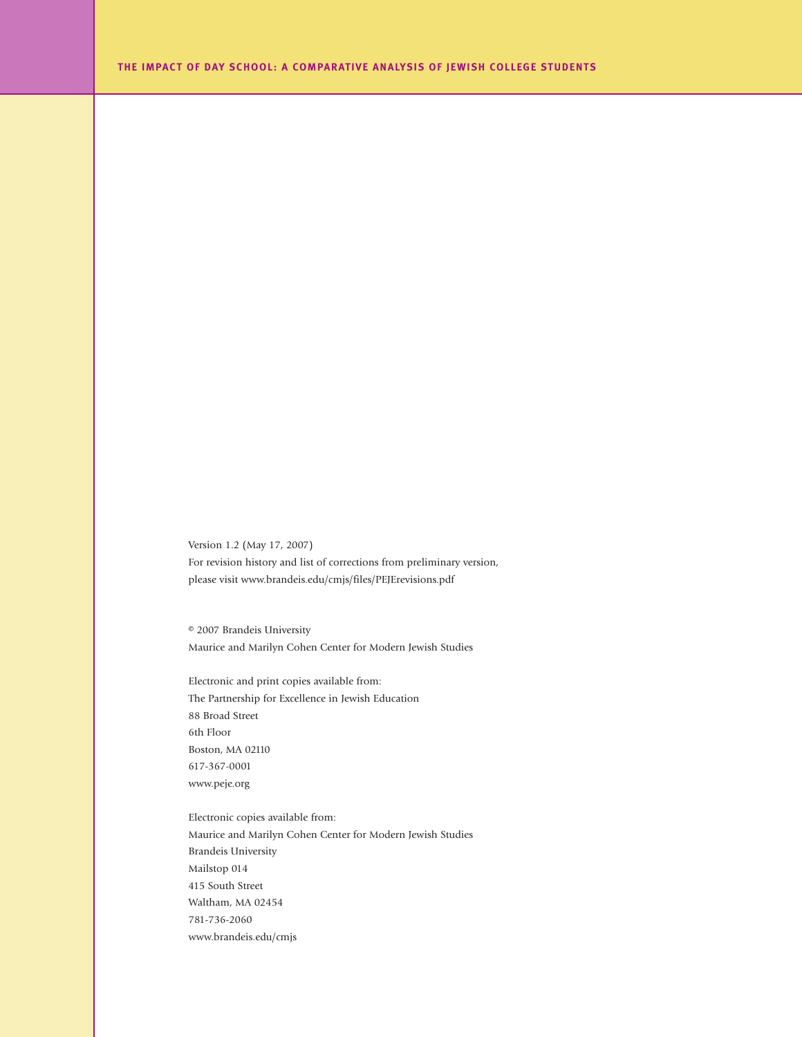Version 1.2 (May 17, 2007)
For revision history and list of corrections from preliminary version,
please visit www.brandeis.edu/cmjs/files/PEJErevisions.pdf

© 2007 Brandeis University
Maurice and Marilyn Cohen Center for Modern Jewish Studies

Electronic and print copies available from:
The Partnership for Excellence in Jewish Education
88 Broad Street
6th Floor
Boston, MA 02110
617-367-0001
www.peje.org

Electronic copies available from:
Maurice and Marilyn Cohen Center for Modern Jewish Studies
Brandeis University
Mailstop 014
415 South Street
Waltham, MA 02454
781-736-2060
www.brandeis.edu/cmjs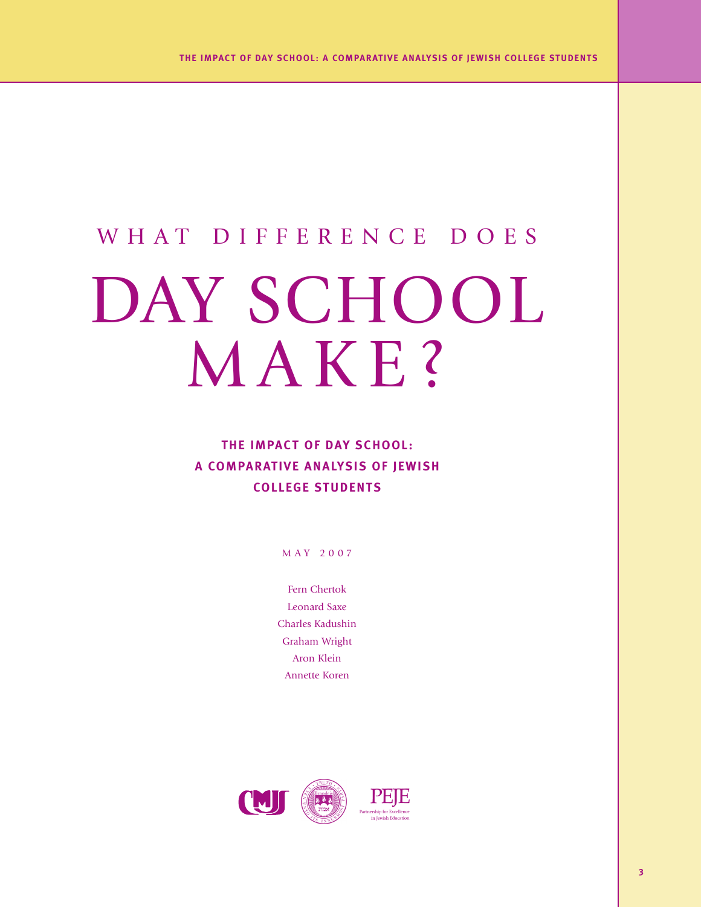# WHAT DIFFERENCE DOES DAY SCHOOL MAKE?

## THE IMPACT OF DAY SCHOOL: A COMPARATIVE ANALYSIS OF JEWISH COLLEGE STUDENTS

MAY 2007

Fern Chertok
Leonard Saxe
Charles Kadushin
Graham Wright
Aron Klein
Annette Koren

CMJS

PEJE
Partnership for Excellence in Jewish Education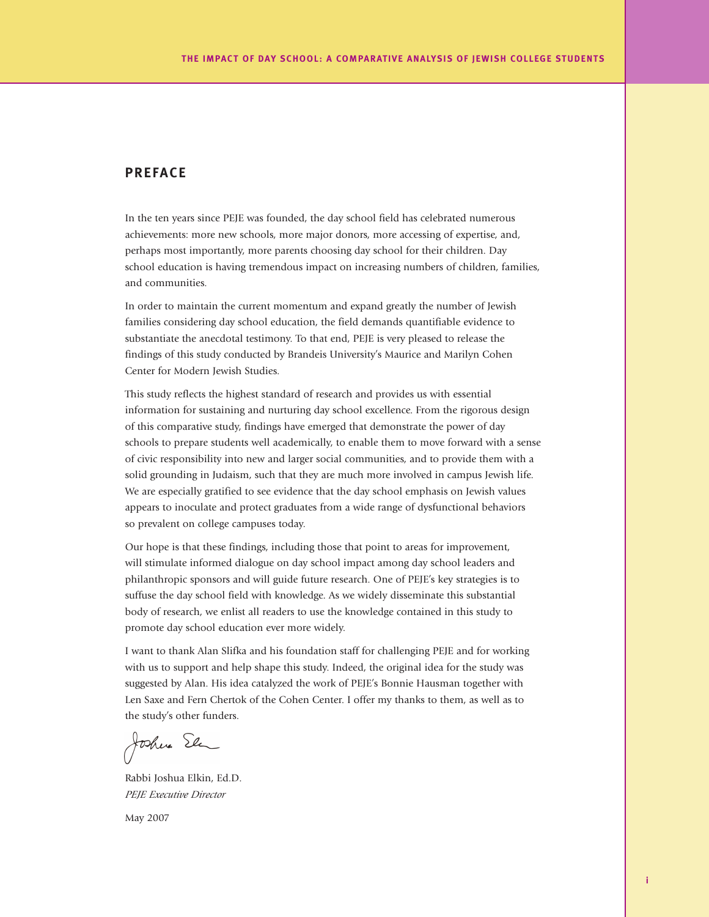## PREFACE

In the ten years since PEJE was founded, the day school field has celebrated numerous achievements: more new schools, more major donors, more accessing of expertise, and, perhaps most importantly, more parents choosing day school for their children. Day school education is having tremendous impact on increasing numbers of children, families, and communities.

In order to maintain the current momentum and expand greatly the number of Jewish families considering day school education, the field demands quantifiable evidence to substantiate the anecdotal testimony. To that end, PEJE is very pleased to release the findings of this study conducted by Brandeis University's Maurice and Marilyn Cohen Center for Modern Jewish Studies.

This study reflects the highest standard of research and provides us with essential information for sustaining and nurturing day school excellence. From the rigorous design of this comparative study, findings have emerged that demonstrate the power of day schools to prepare students well academically, to enable them to move forward with a sense of civic responsibility into new and larger social communities, and to provide them with a solid grounding in Judaism, such that they are much more involved in campus Jewish life. We are especially gratified to see evidence that the day school emphasis on Jewish values appears to inoculate and protect graduates from a wide range of dysfunctional behaviors so prevalent on college campuses today.

Our hope is that these findings, including those that point to areas for improvement, will stimulate informed dialogue on day school impact among day school leaders and philanthropic sponsors and will guide future research. One of PEJE's key strategies is to suffuse the day school field with knowledge. As we widely disseminate this substantial body of research, we enlist all readers to use the knowledge contained in this study to promote day school education ever more widely.

I want to thank Alan Slifka and his foundation staff for challenging PEJE and for working with us to support and help shape this study. Indeed, the original idea for the study was suggested by Alan. His idea catalyzed the work of PEJE's Bonnie Hausman together with Len Saxe and Fern Chertok of the Cohen Center. I offer my thanks to them, as well as to the study's other funders.

Rabbi Joshua Elkin, Ed.D.
*PEJE Executive Director*

May 2007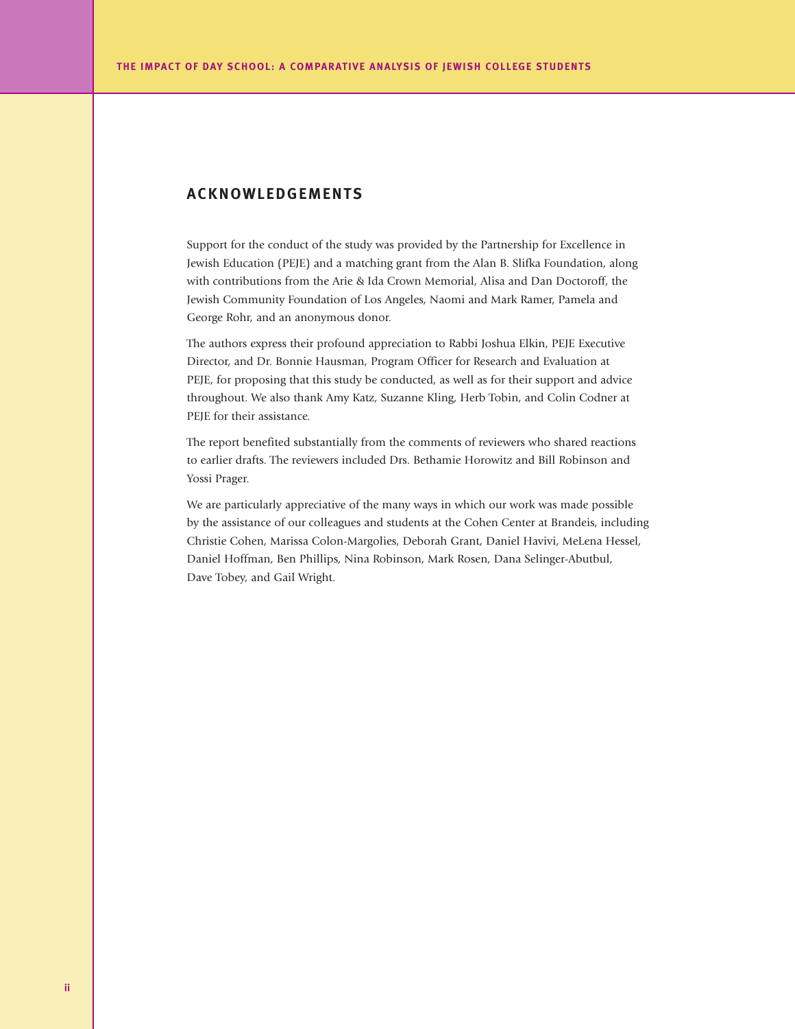## ACKNOWLEDGEMENTS

Support for the conduct of the study was provided by the Partnership for Excellence in Jewish Education (PEJE) and a matching grant from the Alan B. Slifka Foundation, along with contributions from the Arie & Ida Crown Memorial, Alisa and Dan Doctoroff, the Jewish Community Foundation of Los Angeles, Naomi and Mark Ramer, Pamela and George Rohr, and an anonymous donor.

The authors express their profound appreciation to Rabbi Joshua Elkin, PEJE Executive Director, and Dr. Bonnie Hausman, Program Officer for Research and Evaluation at PEJE, for proposing that this study be conducted, as well as for their support and advice throughout. We also thank Amy Katz, Suzanne Kling, Herb Tobin, and Colin Codner at PEJE for their assistance.

The report benefited substantially from the comments of reviewers who shared reactions to earlier drafts. The reviewers included Drs. Bethamie Horowitz and Bill Robinson and Yossi Prager.

We are particularly appreciative of the many ways in which our work was made possible by the assistance of our colleagues and students at the Cohen Center at Brandeis, including Christie Cohen, Marissa Colon-Margolies, Deborah Grant, Daniel Havivi, MeLena Hessel, Daniel Hoffman, Ben Phillips, Nina Robinson, Mark Rosen, Dana Selinger-Abutbul, Dave Tobey, and Gail Wright.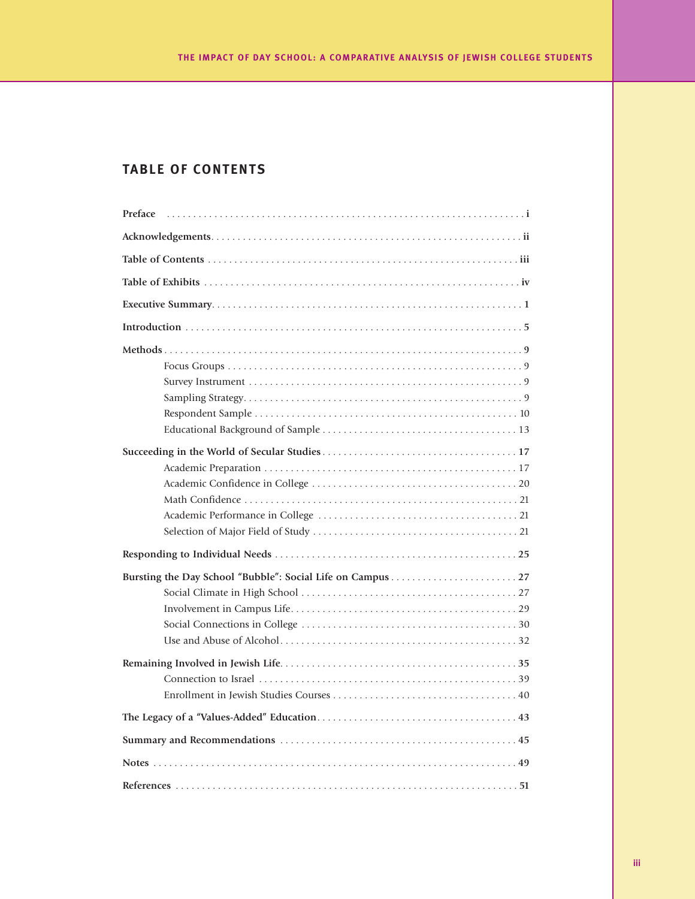## TABLE OF CONTENTS

**Preface** . . . . . . . . . . . . . . . . . . . . . . . . . . . . . . . . . . . . . . . . . . . . . . . . . . . . . . . . . . . . . . **i**

**Acknowledgements** . . . . . . . . . . . . . . . . . . . . . . . . . . . . . . . . . . . . . . . . . . . . . . . . . . . . . . . **ii**

**Table of Contents** . . . . . . . . . . . . . . . . . . . . . . . . . . . . . . . . . . . . . . . . . . . . . . . . . . . . . . . . **iii**

**Table of Exhibits** . . . . . . . . . . . . . . . . . . . . . . . . . . . . . . . . . . . . . . . . . . . . . . . . . . . . . . . . **iv**

**Executive Summary** . . . . . . . . . . . . . . . . . . . . . . . . . . . . . . . . . . . . . . . . . . . . . . . . . . . . . . . **1**

**Introduction** . . . . . . . . . . . . . . . . . . . . . . . . . . . . . . . . . . . . . . . . . . . . . . . . . . . . . . . . . . . . . **5**

**Methods** . . . . . . . . . . . . . . . . . . . . . . . . . . . . . . . . . . . . . . . . . . . . . . . . . . . . . . . . . . . . . . . . **9**
- Focus Groups . . . . . . . . . . . . . . . . . . . . . . . . . . . . . . . . . . . . . . . . . . . . . . . . . . . . . . . 9
- Survey Instrument . . . . . . . . . . . . . . . . . . . . . . . . . . . . . . . . . . . . . . . . . . . . . . . . . . . . 9
- Sampling Strategy . . . . . . . . . . . . . . . . . . . . . . . . . . . . . . . . . . . . . . . . . . . . . . . . . . . . 9
- Respondent Sample . . . . . . . . . . . . . . . . . . . . . . . . . . . . . . . . . . . . . . . . . . . . . . . . . . 10
- Educational Background of Sample . . . . . . . . . . . . . . . . . . . . . . . . . . . . . . . . . . . . 13

**Succeeding in the World of Secular Studies** . . . . . . . . . . . . . . . . . . . . . . . . . . . . . . . . . . . **17**
- Academic Preparation . . . . . . . . . . . . . . . . . . . . . . . . . . . . . . . . . . . . . . . . . . . . . . . 17
- Academic Confidence in College . . . . . . . . . . . . . . . . . . . . . . . . . . . . . . . . . . . . . . 20
- Math Confidence . . . . . . . . . . . . . . . . . . . . . . . . . . . . . . . . . . . . . . . . . . . . . . . . . . . 21
- Academic Performance in College . . . . . . . . . . . . . . . . . . . . . . . . . . . . . . . . . . . . . 21
- Selection of Major Field of Study . . . . . . . . . . . . . . . . . . . . . . . . . . . . . . . . . . . . . . 21

**Responding to Individual Needs** . . . . . . . . . . . . . . . . . . . . . . . . . . . . . . . . . . . . . . . . . . . . **25**

**Bursting the Day School "Bubble": Social Life on Campus** . . . . . . . . . . . . . . . . . . . . . . . **27**
- Social Climate in High School . . . . . . . . . . . . . . . . . . . . . . . . . . . . . . . . . . . . . . . . 27
- Involvement in Campus Life . . . . . . . . . . . . . . . . . . . . . . . . . . . . . . . . . . . . . . . . . . 29
- Social Connections in College . . . . . . . . . . . . . . . . . . . . . . . . . . . . . . . . . . . . . . . . 30
- Use and Abuse of Alcohol . . . . . . . . . . . . . . . . . . . . . . . . . . . . . . . . . . . . . . . . . . . . 32

**Remaining Involved in Jewish Life** . . . . . . . . . . . . . . . . . . . . . . . . . . . . . . . . . . . . . . . . . . . **35**
- Connection to Israel . . . . . . . . . . . . . . . . . . . . . . . . . . . . . . . . . . . . . . . . . . . . . . . . . 39
- Enrollment in Jewish Studies Courses . . . . . . . . . . . . . . . . . . . . . . . . . . . . . . . . . . 40

**The Legacy of a "Values-Added" Education** . . . . . . . . . . . . . . . . . . . . . . . . . . . . . . . . . . . **43**

**Summary and Recommendations** . . . . . . . . . . . . . . . . . . . . . . . . . . . . . . . . . . . . . . . . . . . **45**

**Notes** . . . . . . . . . . . . . . . . . . . . . . . . . . . . . . . . . . . . . . . . . . . . . . . . . . . . . . . . . . . . . . . . . . **49**

**References** . . . . . . . . . . . . . . . . . . . . . . . . . . . . . . . . . . . . . . . . . . . . . . . . . . . . . . . . . . . . . **51**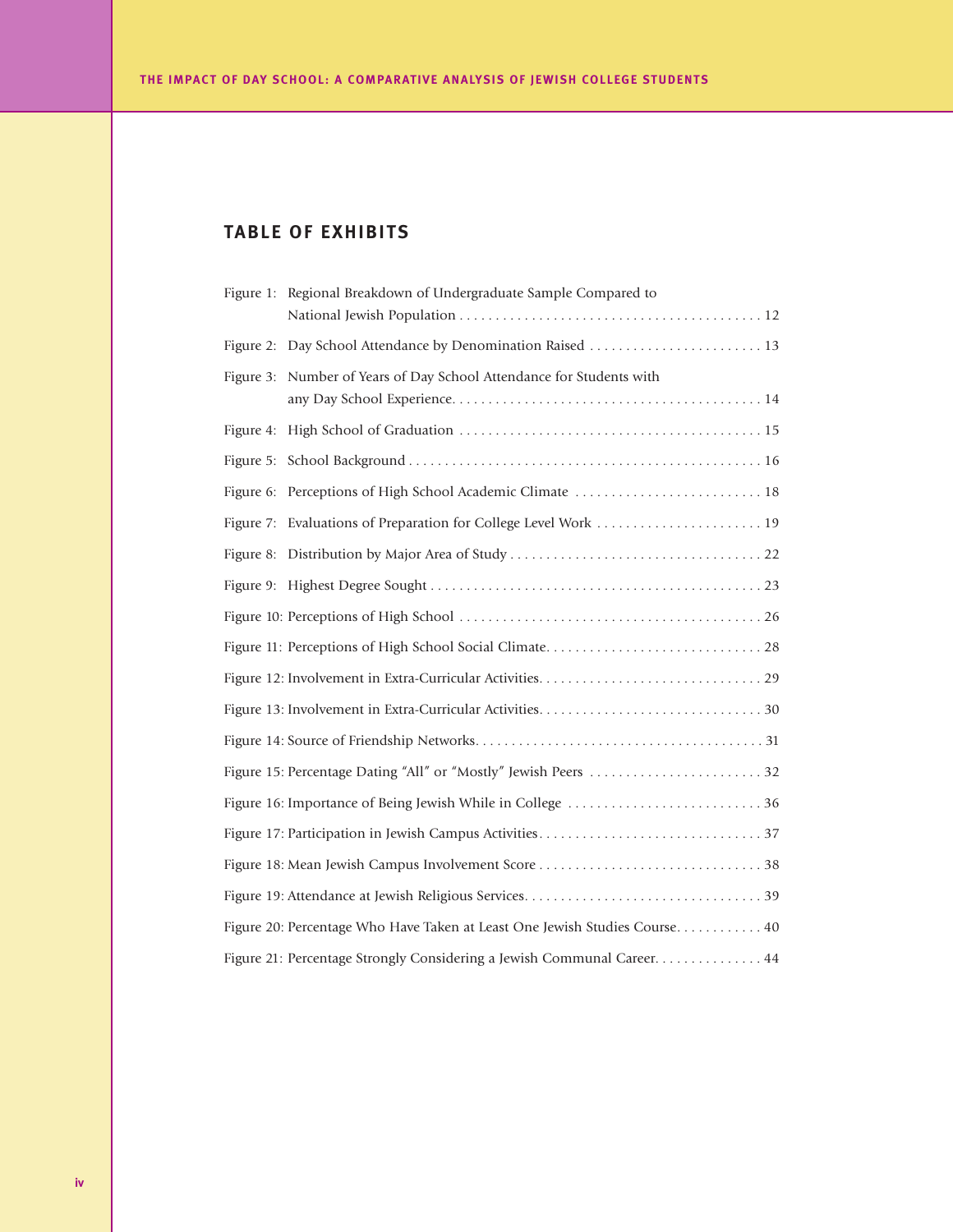## TABLE OF EXHIBITS

Figure 1: Regional Breakdown of Undergraduate Sample Compared to National Jewish Population . . . . . 12

Figure 2: Day School Attendance by Denomination Raised . . . . . 13

Figure 3: Number of Years of Day School Attendance for Students with any Day School Experience. . . . . 14

Figure 4: High School of Graduation . . . . . 15

Figure 5: School Background . . . . . 16

Figure 6: Perceptions of High School Academic Climate . . . . . 18

Figure 7: Evaluations of Preparation for College Level Work . . . . . 19

Figure 8: Distribution by Major Area of Study . . . . . 22

Figure 9: Highest Degree Sought . . . . . 23

Figure 10: Perceptions of High School . . . . . 26

Figure 11: Perceptions of High School Social Climate. . . . . . 28

Figure 12: Involvement in Extra-Curricular Activities. . . . . . 29

Figure 13: Involvement in Extra-Curricular Activities. . . . . . 30

Figure 14: Source of Friendship Networks. . . . . . 31

Figure 15: Percentage Dating "All" or "Mostly" Jewish Peers . . . . . 32

Figure 16: Importance of Being Jewish While in College . . . . . 36

Figure 17: Participation in Jewish Campus Activities. . . . . . 37

Figure 18: Mean Jewish Campus Involvement Score . . . . . 38

Figure 19: Attendance at Jewish Religious Services. . . . . . 39

Figure 20: Percentage Who Have Taken at Least One Jewish Studies Course. . . . . . 40

Figure 21: Percentage Strongly Considering a Jewish Communal Career. . . . . . 44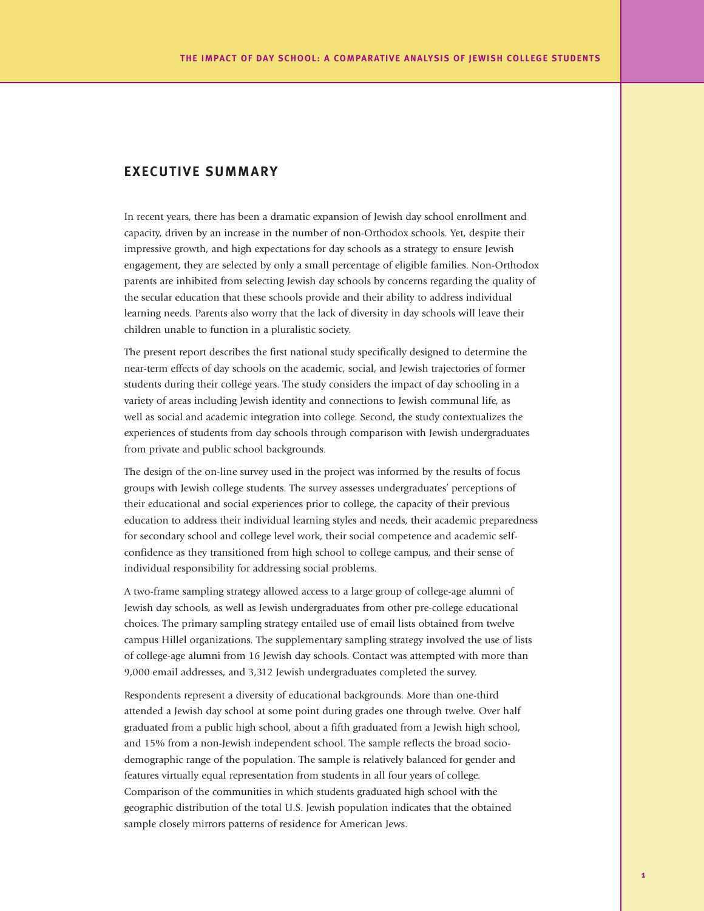## EXECUTIVE SUMMARY

In recent years, there has been a dramatic expansion of Jewish day school enrollment and capacity, driven by an increase in the number of non-Orthodox schools. Yet, despite their impressive growth, and high expectations for day schools as a strategy to ensure Jewish engagement, they are selected by only a small percentage of eligible families. Non-Orthodox parents are inhibited from selecting Jewish day schools by concerns regarding the quality of the secular education that these schools provide and their ability to address individual learning needs. Parents also worry that the lack of diversity in day schools will leave their children unable to function in a pluralistic society.

The present report describes the first national study specifically designed to determine the near-term effects of day schools on the academic, social, and Jewish trajectories of former students during their college years. The study considers the impact of day schooling in a variety of areas including Jewish identity and connections to Jewish communal life, as well as social and academic integration into college. Second, the study contextualizes the experiences of students from day schools through comparison with Jewish undergraduates from private and public school backgrounds.

The design of the on-line survey used in the project was informed by the results of focus groups with Jewish college students. The survey assesses undergraduates' perceptions of their educational and social experiences prior to college, the capacity of their previous education to address their individual learning styles and needs, their academic preparedness for secondary school and college level work, their social competence and academic self-confidence as they transitioned from high school to college campus, and their sense of individual responsibility for addressing social problems.

A two-frame sampling strategy allowed access to a large group of college-age alumni of Jewish day schools, as well as Jewish undergraduates from other pre-college educational choices. The primary sampling strategy entailed use of email lists obtained from twelve campus Hillel organizations. The supplementary sampling strategy involved the use of lists of college-age alumni from 16 Jewish day schools. Contact was attempted with more than 9,000 email addresses, and 3,312 Jewish undergraduates completed the survey.

Respondents represent a diversity of educational backgrounds. More than one-third attended a Jewish day school at some point during grades one through twelve. Over half graduated from a public high school, about a fifth graduated from a Jewish high school, and 15% from a non-Jewish independent school. The sample reflects the broad socio-demographic range of the population. The sample is relatively balanced for gender and features virtually equal representation from students in all four years of college. Comparison of the communities in which students graduated high school with the geographic distribution of the total U.S. Jewish population indicates that the obtained sample closely mirrors patterns of residence for American Jews.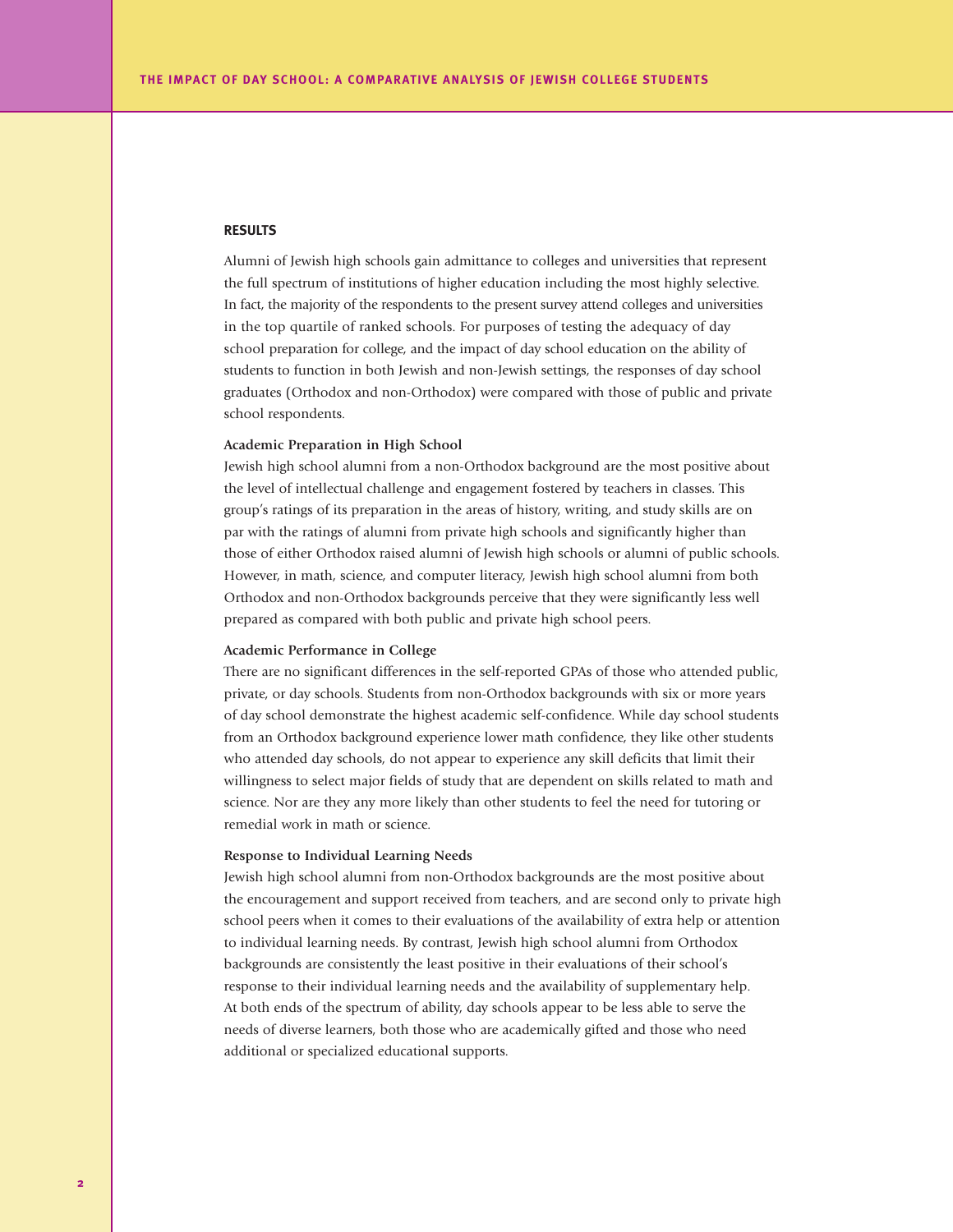## RESULTS

Alumni of Jewish high schools gain admittance to colleges and universities that represent the full spectrum of institutions of higher education including the most highly selective. In fact, the majority of the respondents to the present survey attend colleges and universities in the top quartile of ranked schools. For purposes of testing the adequacy of day school preparation for college, and the impact of day school education on the ability of students to function in both Jewish and non-Jewish settings, the responses of day school graduates (Orthodox and non-Orthodox) were compared with those of public and private school respondents.

### Academic Preparation in High School

Jewish high school alumni from a non-Orthodox background are the most positive about the level of intellectual challenge and engagement fostered by teachers in classes. This group's ratings of its preparation in the areas of history, writing, and study skills are on par with the ratings of alumni from private high schools and significantly higher than those of either Orthodox raised alumni of Jewish high schools or alumni of public schools. However, in math, science, and computer literacy, Jewish high school alumni from both Orthodox and non-Orthodox backgrounds perceive that they were significantly less well prepared as compared with both public and private high school peers.

### Academic Performance in College

There are no significant differences in the self-reported GPAs of those who attended public, private, or day schools. Students from non-Orthodox backgrounds with six or more years of day school demonstrate the highest academic self-confidence. While day school students from an Orthodox background experience lower math confidence, they like other students who attended day schools, do not appear to experience any skill deficits that limit their willingness to select major fields of study that are dependent on skills related to math and science. Nor are they any more likely than other students to feel the need for tutoring or remedial work in math or science.

### Response to Individual Learning Needs

Jewish high school alumni from non-Orthodox backgrounds are the most positive about the encouragement and support received from teachers, and are second only to private high school peers when it comes to their evaluations of the availability of extra help or attention to individual learning needs. By contrast, Jewish high school alumni from Orthodox backgrounds are consistently the least positive in their evaluations of their school's response to their individual learning needs and the availability of supplementary help. At both ends of the spectrum of ability, day schools appear to be less able to serve the needs of diverse learners, both those who are academically gifted and those who need additional or specialized educational supports.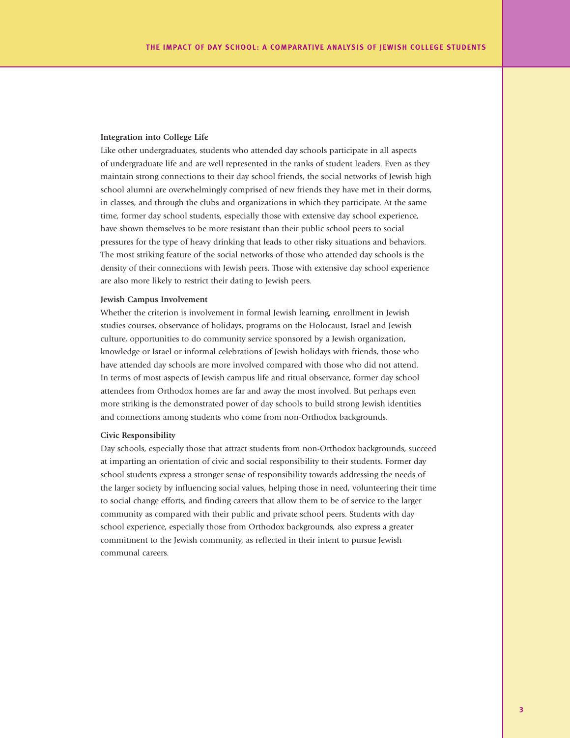**Integration into College Life**

Like other undergraduates, students who attended day schools participate in all aspects of undergraduate life and are well represented in the ranks of student leaders. Even as they maintain strong connections to their day school friends, the social networks of Jewish high school alumni are overwhelmingly comprised of new friends they have met in their dorms, in classes, and through the clubs and organizations in which they participate. At the same time, former day school students, especially those with extensive day school experience, have shown themselves to be more resistant than their public school peers to social pressures for the type of heavy drinking that leads to other risky situations and behaviors. The most striking feature of the social networks of those who attended day schools is the density of their connections with Jewish peers. Those with extensive day school experience are also more likely to restrict their dating to Jewish peers.

**Jewish Campus Involvement**

Whether the criterion is involvement in formal Jewish learning, enrollment in Jewish studies courses, observance of holidays, programs on the Holocaust, Israel and Jewish culture, opportunities to do community service sponsored by a Jewish organization, knowledge or Israel or informal celebrations of Jewish holidays with friends, those who have attended day schools are more involved compared with those who did not attend. In terms of most aspects of Jewish campus life and ritual observance, former day school attendees from Orthodox homes are far and away the most involved. But perhaps even more striking is the demonstrated power of day schools to build strong Jewish identities and connections among students who come from non-Orthodox backgrounds.

**Civic Responsibility**

Day schools, especially those that attract students from non-Orthodox backgrounds, succeed at imparting an orientation of civic and social responsibility to their students. Former day school students express a stronger sense of responsibility towards addressing the needs of the larger society by influencing social values, helping those in need, volunteering their time to social change efforts, and finding careers that allow them to be of service to the larger community as compared with their public and private school peers. Students with day school experience, especially those from Orthodox backgrounds, also express a greater commitment to the Jewish community, as reflected in their intent to pursue Jewish communal careers.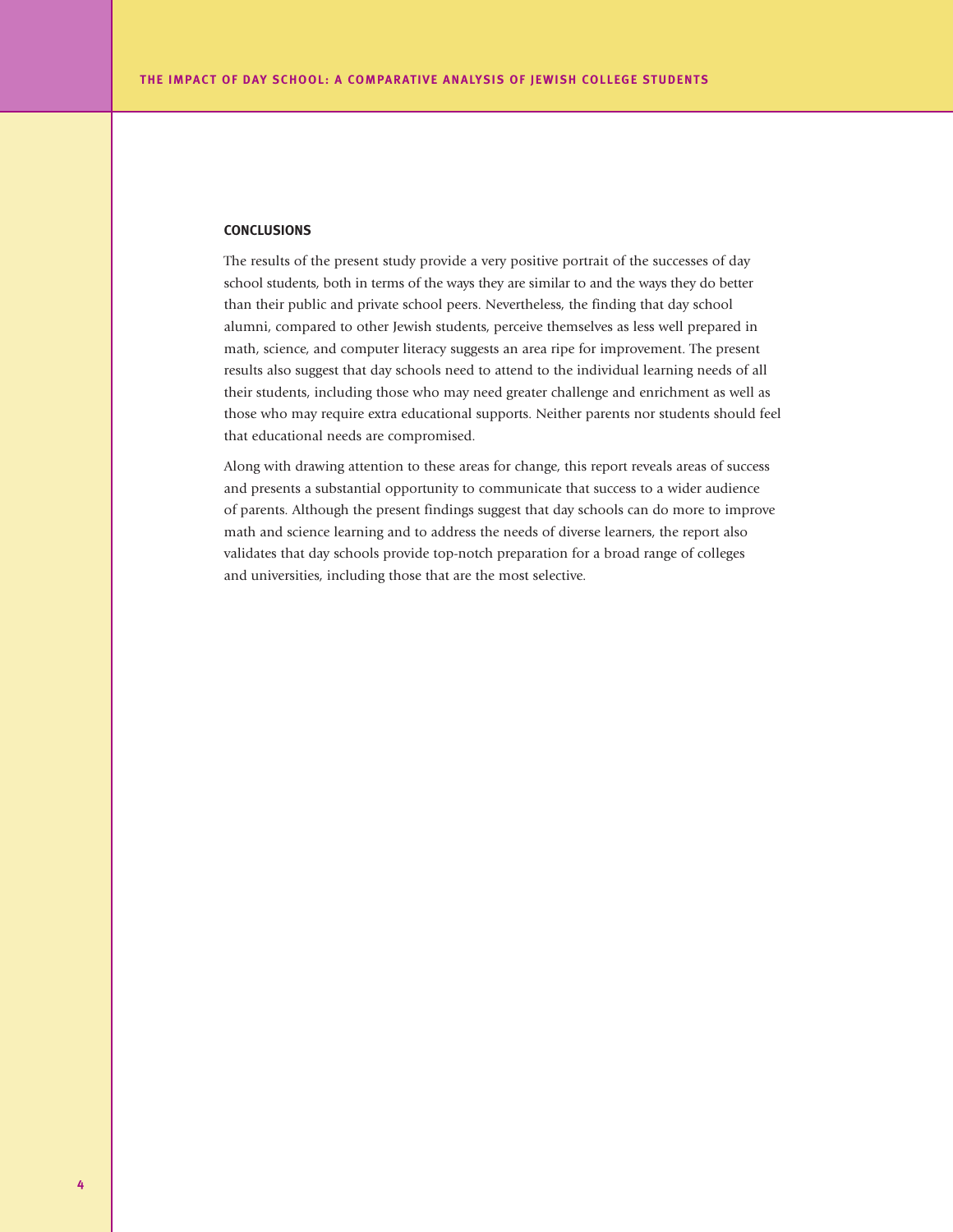## CONCLUSIONS

The results of the present study provide a very positive portrait of the successes of day school students, both in terms of the ways they are similar to and the ways they do better than their public and private school peers. Nevertheless, the finding that day school alumni, compared to other Jewish students, perceive themselves as less well prepared in math, science, and computer literacy suggests an area ripe for improvement. The present results also suggest that day schools need to attend to the individual learning needs of all their students, including those who may need greater challenge and enrichment as well as those who may require extra educational supports. Neither parents nor students should feel that educational needs are compromised.

Along with drawing attention to these areas for change, this report reveals areas of success and presents a substantial opportunity to communicate that success to a wider audience of parents. Although the present findings suggest that day schools can do more to improve math and science learning and to address the needs of diverse learners, the report also validates that day schools provide top-notch preparation for a broad range of colleges and universities, including those that are the most selective.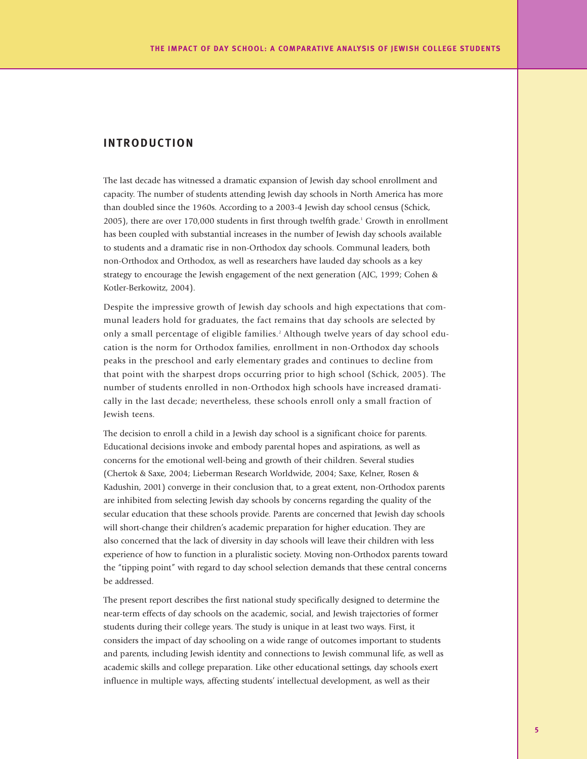## INTRODUCTION

The last decade has witnessed a dramatic expansion of Jewish day school enrollment and capacity. The number of students attending Jewish day schools in North America has more than doubled since the 1960s. According to a 2003-4 Jewish day school census (Schick, 2005), there are over 170,000 students in first through twelfth grade.[1] Growth in enrollment has been coupled with substantial increases in the number of Jewish day schools available to students and a dramatic rise in non-Orthodox day schools. Communal leaders, both non-Orthodox and Orthodox, as well as researchers have lauded day schools as a key strategy to encourage the Jewish engagement of the next generation (AJC, 1999; Cohen & Kotler-Berkowitz, 2004).

Despite the impressive growth of Jewish day schools and high expectations that communal leaders hold for graduates, the fact remains that day schools are selected by only a small percentage of eligible families.[2] Although twelve years of day school education is the norm for Orthodox families, enrollment in non-Orthodox day schools peaks in the preschool and early elementary grades and continues to decline from that point with the sharpest drops occurring prior to high school (Schick, 2005). The number of students enrolled in non-Orthodox high schools have increased dramatically in the last decade; nevertheless, these schools enroll only a small fraction of Jewish teens.

The decision to enroll a child in a Jewish day school is a significant choice for parents. Educational decisions invoke and embody parental hopes and aspirations, as well as concerns for the emotional well-being and growth of their children. Several studies (Chertok & Saxe, 2004; Lieberman Research Worldwide, 2004; Saxe, Kelner, Rosen & Kadushin, 2001) converge in their conclusion that, to a great extent, non-Orthodox parents are inhibited from selecting Jewish day schools by concerns regarding the quality of the secular education that these schools provide. Parents are concerned that Jewish day schools will short-change their children's academic preparation for higher education. They are also concerned that the lack of diversity in day schools will leave their children with less experience of how to function in a pluralistic society. Moving non-Orthodox parents toward the "tipping point" with regard to day school selection demands that these central concerns be addressed.

The present report describes the first national study specifically designed to determine the near-term effects of day schools on the academic, social, and Jewish trajectories of former students during their college years. The study is unique in at least two ways. First, it considers the impact of day schooling on a wide range of outcomes important to students and parents, including Jewish identity and connections to Jewish communal life, as well as academic skills and college preparation. Like other educational settings, day schools exert influence in multiple ways, affecting students' intellectual development, as well as their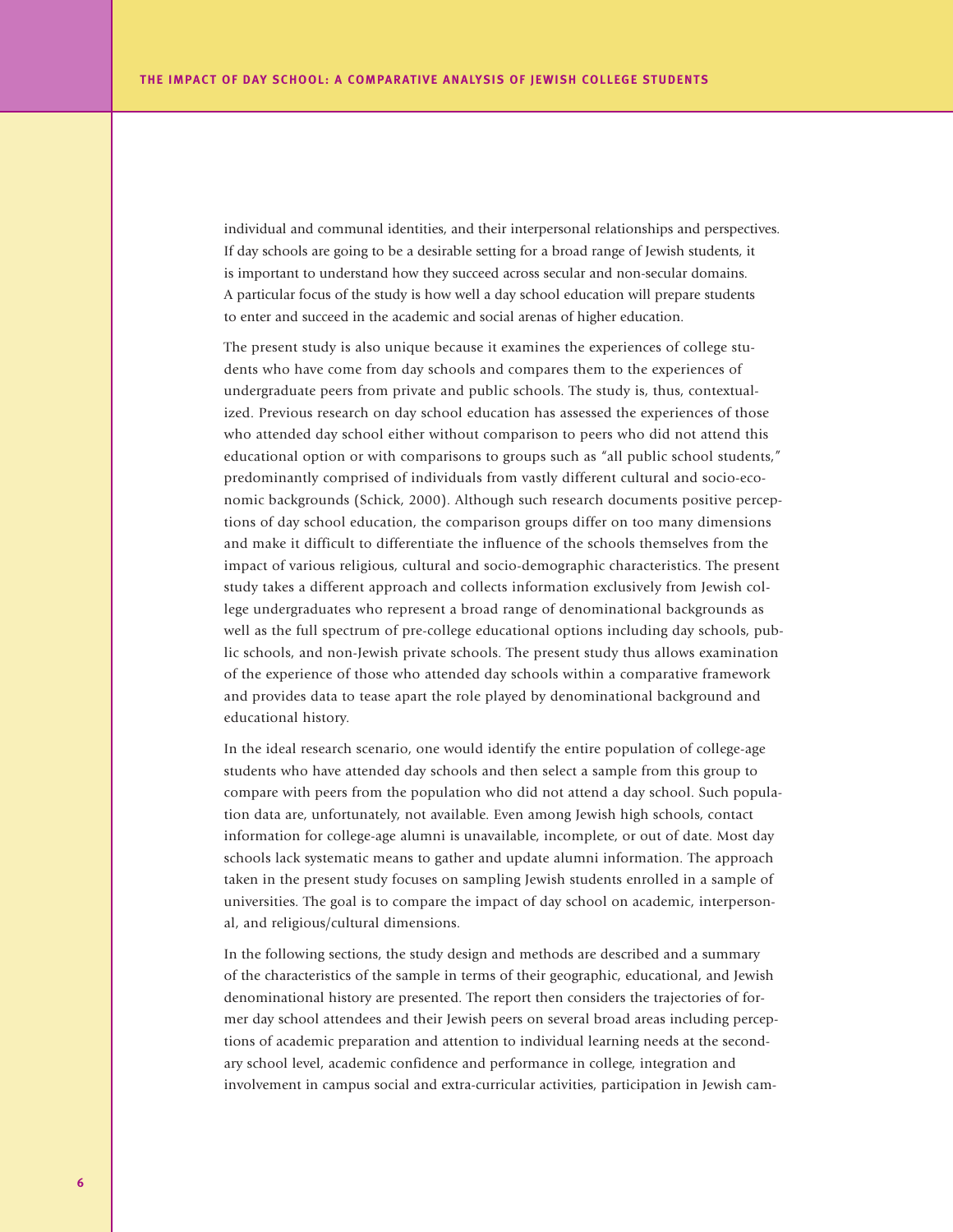individual and communal identities, and their interpersonal relationships and perspectives. If day schools are going to be a desirable setting for a broad range of Jewish students, it is important to understand how they succeed across secular and non-secular domains. A particular focus of the study is how well a day school education will prepare students to enter and succeed in the academic and social arenas of higher education.

The present study is also unique because it examines the experiences of college students who have come from day schools and compares them to the experiences of undergraduate peers from private and public schools. The study is, thus, contextualized. Previous research on day school education has assessed the experiences of those who attended day school either without comparison to peers who did not attend this educational option or with comparisons to groups such as "all public school students," predominantly comprised of individuals from vastly different cultural and socio-economic backgrounds (Schick, 2000). Although such research documents positive perceptions of day school education, the comparison groups differ on too many dimensions and make it difficult to differentiate the influence of the schools themselves from the impact of various religious, cultural and socio-demographic characteristics. The present study takes a different approach and collects information exclusively from Jewish college undergraduates who represent a broad range of denominational backgrounds as well as the full spectrum of pre-college educational options including day schools, public schools, and non-Jewish private schools. The present study thus allows examination of the experience of those who attended day schools within a comparative framework and provides data to tease apart the role played by denominational background and educational history.

In the ideal research scenario, one would identify the entire population of college-age students who have attended day schools and then select a sample from this group to compare with peers from the population who did not attend a day school. Such population data are, unfortunately, not available. Even among Jewish high schools, contact information for college-age alumni is unavailable, incomplete, or out of date. Most day schools lack systematic means to gather and update alumni information. The approach taken in the present study focuses on sampling Jewish students enrolled in a sample of universities. The goal is to compare the impact of day school on academic, interpersonal, and religious/cultural dimensions.

In the following sections, the study design and methods are described and a summary of the characteristics of the sample in terms of their geographic, educational, and Jewish denominational history are presented. The report then considers the trajectories of former day school attendees and their Jewish peers on several broad areas including perceptions of academic preparation and attention to individual learning needs at the secondary school level, academic confidence and performance in college, integration and involvement in campus social and extra-curricular activities, participation in Jewish cam-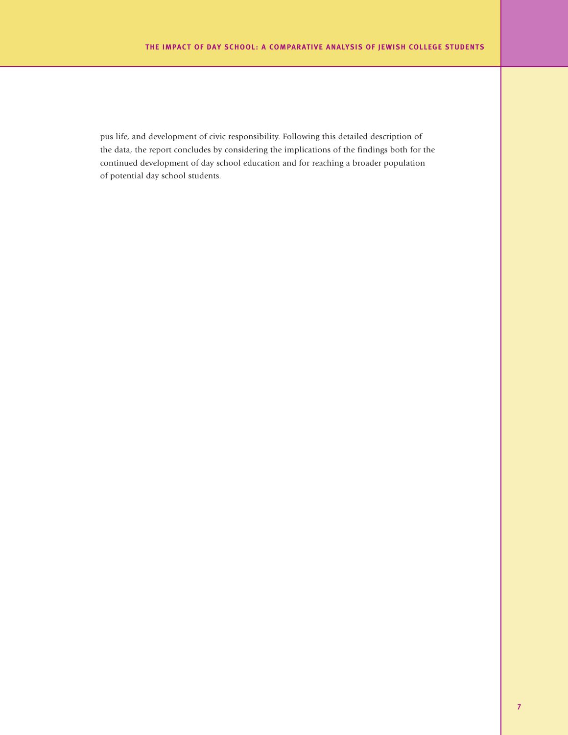pus life, and development of civic responsibility. Following this detailed description of the data, the report concludes by considering the implications of the findings both for the continued development of day school education and for reaching a broader population of potential day school students.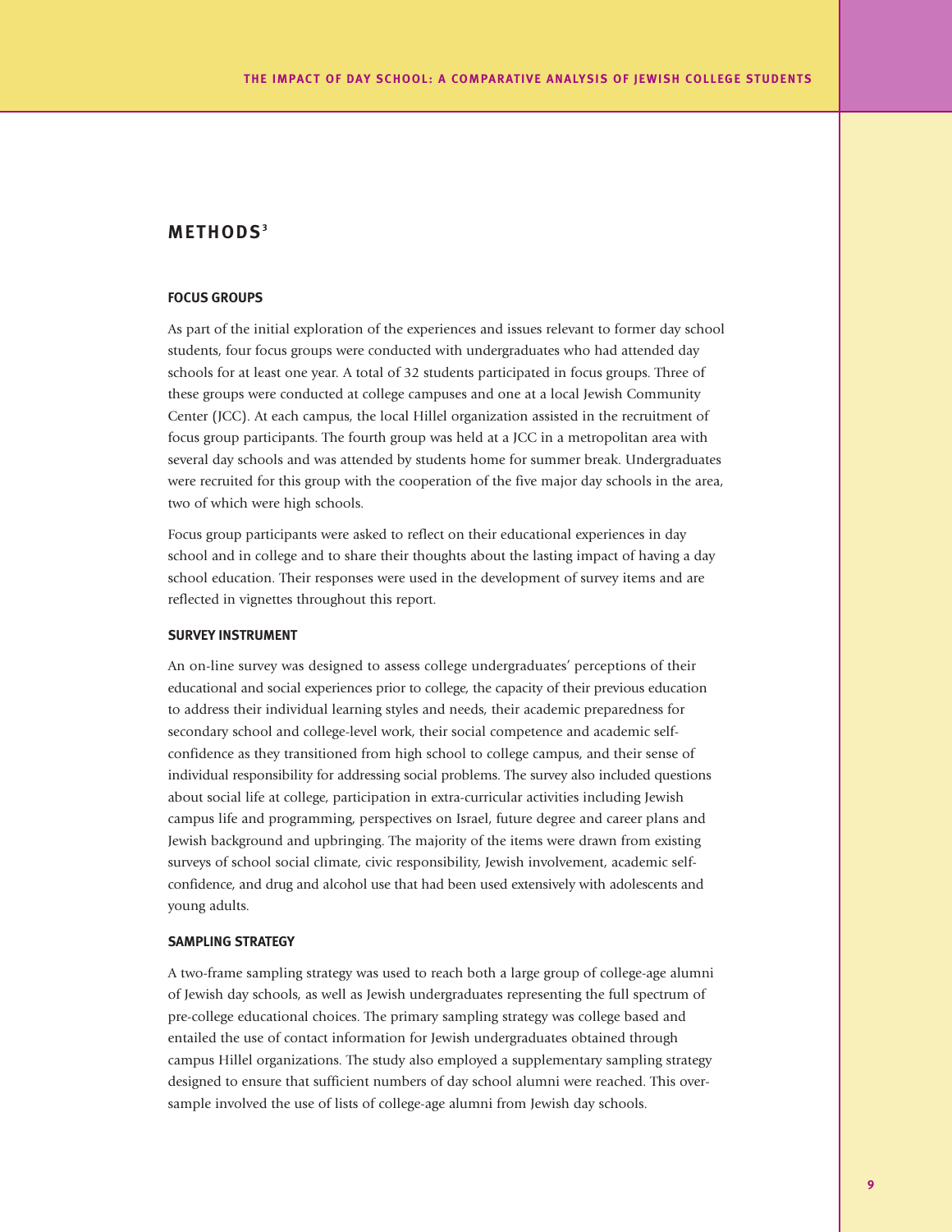## METHODS[3]

### FOCUS GROUPS

As part of the initial exploration of the experiences and issues relevant to former day school students, four focus groups were conducted with undergraduates who had attended day schools for at least one year. A total of 32 students participated in focus groups. Three of these groups were conducted at college campuses and one at a local Jewish Community Center (JCC). At each campus, the local Hillel organization assisted in the recruitment of focus group participants. The fourth group was held at a JCC in a metropolitan area with several day schools and was attended by students home for summer break. Undergraduates were recruited for this group with the cooperation of the five major day schools in the area, two of which were high schools.

Focus group participants were asked to reflect on their educational experiences in day school and in college and to share their thoughts about the lasting impact of having a day school education. Their responses were used in the development of survey items and are reflected in vignettes throughout this report.

### SURVEY INSTRUMENT

An on-line survey was designed to assess college undergraduates' perceptions of their educational and social experiences prior to college, the capacity of their previous education to address their individual learning styles and needs, their academic preparedness for secondary school and college-level work, their social competence and academic self-confidence as they transitioned from high school to college campus, and their sense of individual responsibility for addressing social problems. The survey also included questions about social life at college, participation in extra-curricular activities including Jewish campus life and programming, perspectives on Israel, future degree and career plans and Jewish background and upbringing. The majority of the items were drawn from existing surveys of school social climate, civic responsibility, Jewish involvement, academic self-confidence, and drug and alcohol use that had been used extensively with adolescents and young adults.

### SAMPLING STRATEGY

A two-frame sampling strategy was used to reach both a large group of college-age alumni of Jewish day schools, as well as Jewish undergraduates representing the full spectrum of pre-college educational choices. The primary sampling strategy was college based and entailed the use of contact information for Jewish undergraduates obtained through campus Hillel organizations. The study also employed a supplementary sampling strategy designed to ensure that sufficient numbers of day school alumni were reached. This over-sample involved the use of lists of college-age alumni from Jewish day schools.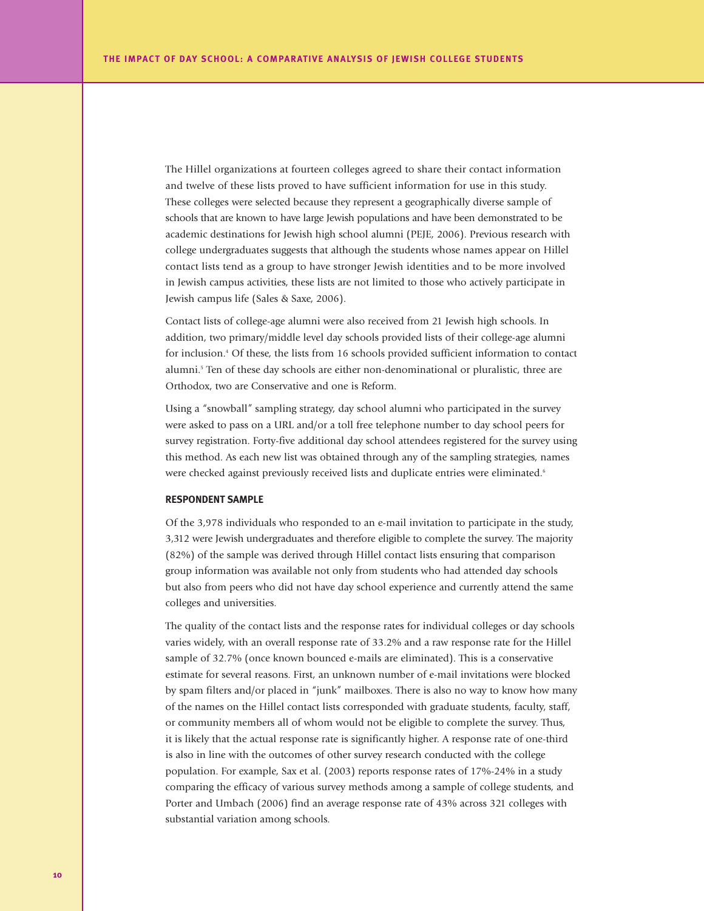The Hillel organizations at fourteen colleges agreed to share their contact information and twelve of these lists proved to have sufficient information for use in this study. These colleges were selected because they represent a geographically diverse sample of schools that are known to have large Jewish populations and have been demonstrated to be academic destinations for Jewish high school alumni (PEJE, 2006). Previous research with college undergraduates suggests that although the students whose names appear on Hillel contact lists tend as a group to have stronger Jewish identities and to be more involved in Jewish campus activities, these lists are not limited to those who actively participate in Jewish campus life (Sales & Saxe, 2006).

Contact lists of college-age alumni were also received from 21 Jewish high schools. In addition, two primary/middle level day schools provided lists of their college-age alumni for inclusion.[4] Of these, the lists from 16 schools provided sufficient information to contact alumni.[5] Ten of these day schools are either non-denominational or pluralistic, three are Orthodox, two are Conservative and one is Reform.

Using a "snowball" sampling strategy, day school alumni who participated in the survey were asked to pass on a URL and/or a toll free telephone number to day school peers for survey registration. Forty-five additional day school attendees registered for the survey using this method. As each new list was obtained through any of the sampling strategies, names were checked against previously received lists and duplicate entries were eliminated.[6]

### RESPONDENT SAMPLE

Of the 3,978 individuals who responded to an e-mail invitation to participate in the study, 3,312 were Jewish undergraduates and therefore eligible to complete the survey. The majority (82%) of the sample was derived through Hillel contact lists ensuring that comparison group information was available not only from students who had attended day schools but also from peers who did not have day school experience and currently attend the same colleges and universities.

The quality of the contact lists and the response rates for individual colleges or day schools varies widely, with an overall response rate of 33.2% and a raw response rate for the Hillel sample of 32.7% (once known bounced e-mails are eliminated). This is a conservative estimate for several reasons. First, an unknown number of e-mail invitations were blocked by spam filters and/or placed in "junk" mailboxes. There is also no way to know how many of the names on the Hillel contact lists corresponded with graduate students, faculty, staff, or community members all of whom would not be eligible to complete the survey. Thus, it is likely that the actual response rate is significantly higher. A response rate of one-third is also in line with the outcomes of other survey research conducted with the college population. For example, Sax et al. (2003) reports response rates of 17%-24% in a study comparing the efficacy of various survey methods among a sample of college students, and Porter and Umbach (2006) find an average response rate of 43% across 321 colleges with substantial variation among schools.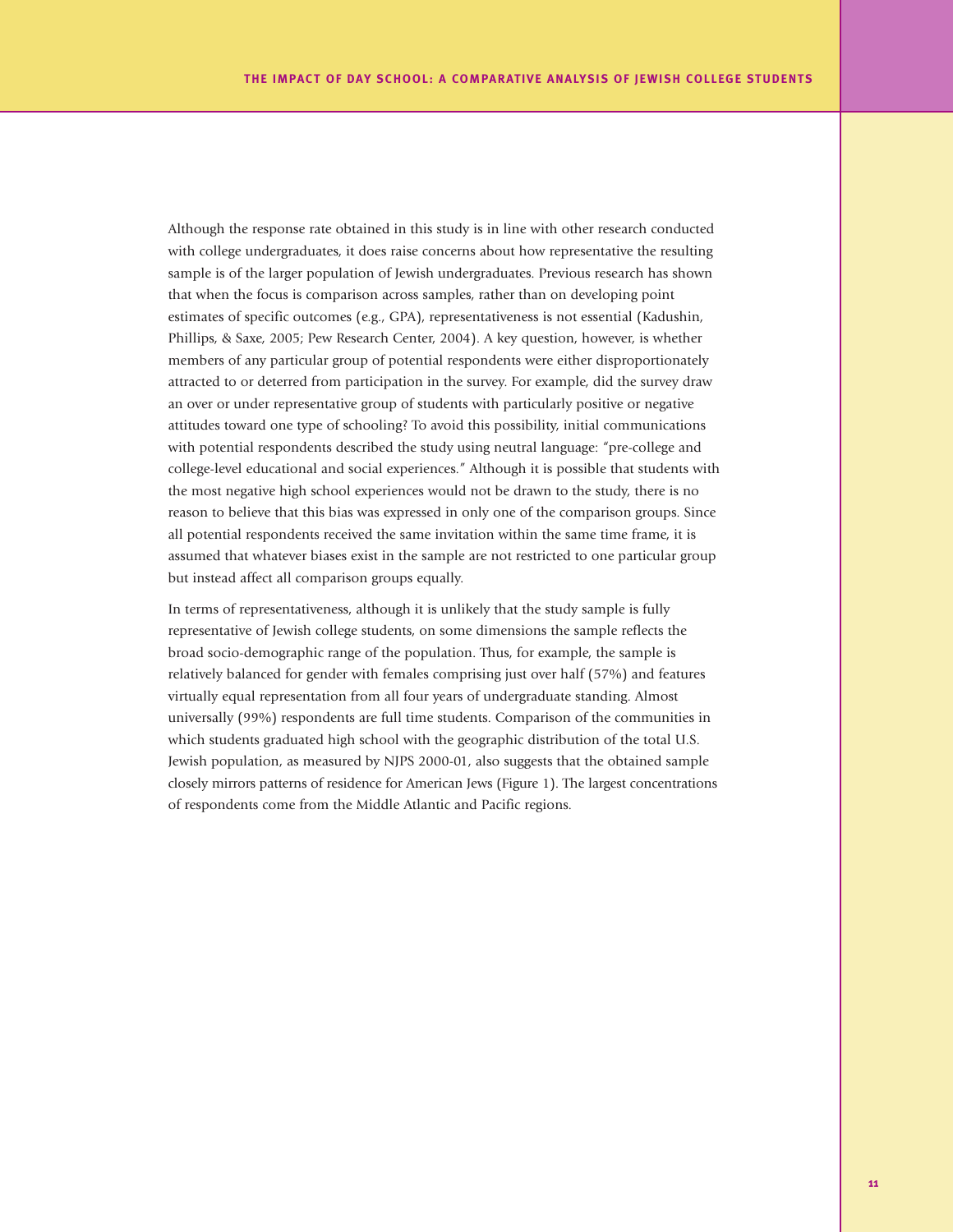Although the response rate obtained in this study is in line with other research conducted with college undergraduates, it does raise concerns about how representative the resulting sample is of the larger population of Jewish undergraduates. Previous research has shown that when the focus is comparison across samples, rather than on developing point estimates of specific outcomes (e.g., GPA), representativeness is not essential (Kadushin, Phillips, & Saxe, 2005; Pew Research Center, 2004). A key question, however, is whether members of any particular group of potential respondents were either disproportionately attracted to or deterred from participation in the survey. For example, did the survey draw an over or under representative group of students with particularly positive or negative attitudes toward one type of schooling? To avoid this possibility, initial communications with potential respondents described the study using neutral language: "pre-college and college-level educational and social experiences." Although it is possible that students with the most negative high school experiences would not be drawn to the study, there is no reason to believe that this bias was expressed in only one of the comparison groups. Since all potential respondents received the same invitation within the same time frame, it is assumed that whatever biases exist in the sample are not restricted to one particular group but instead affect all comparison groups equally.

In terms of representativeness, although it is unlikely that the study sample is fully representative of Jewish college students, on some dimensions the sample reflects the broad socio-demographic range of the population. Thus, for example, the sample is relatively balanced for gender with females comprising just over half (57%) and features virtually equal representation from all four years of undergraduate standing. Almost universally (99%) respondents are full time students. Comparison of the communities in which students graduated high school with the geographic distribution of the total U.S. Jewish population, as measured by NJPS 2000-01, also suggests that the obtained sample closely mirrors patterns of residence for American Jews (Figure 1). The largest concentrations of respondents come from the Middle Atlantic and Pacific regions.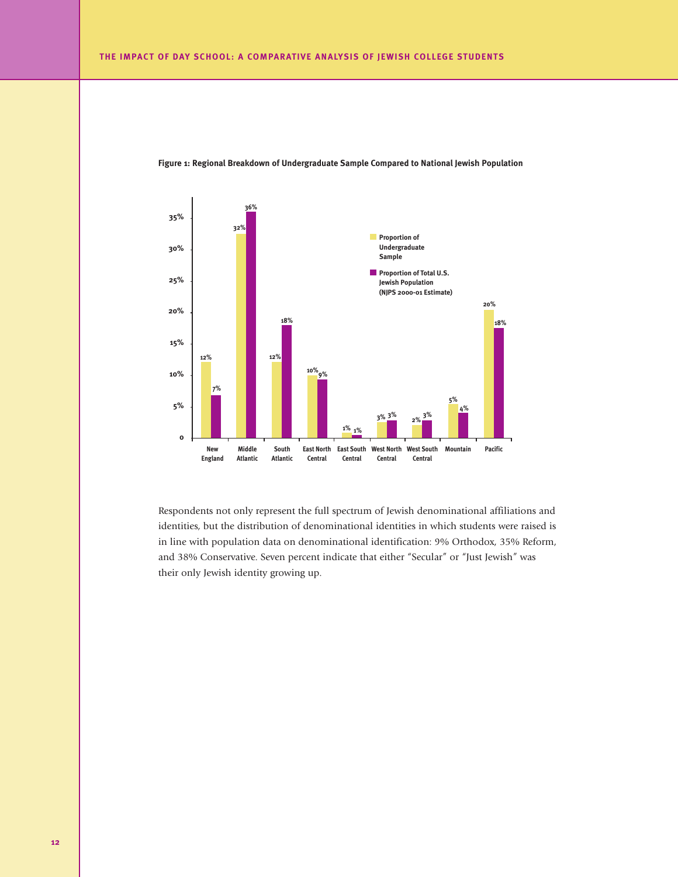**Figure 1: Regional Breakdown of Undergraduate Sample Compared to National Jewish Population**

| Region | Proportion of Undergraduate Sample | Proportion of Total U.S. Jewish Population (NJPS 2000-01 Estimate) |
|---|---|---|
| New England | 12% | 7% |
| Middle Atlantic | 32% | 36% |
| South Atlantic | 12% | 18% |
| East North Central | 10% | 9% |
| East South Central | 1% | 1% |
| West North Central | 3% | 3% |
| West South Central | 2% | 3% |
| Mountain | 5% | 4% |
| Pacific | 20% | 18% |

Respondents not only represent the full spectrum of Jewish denominational affiliations and identities, but the distribution of denominational identities in which students were raised is in line with population data on denominational identification: 9% Orthodox, 35% Reform, and 38% Conservative. Seven percent indicate that either "Secular" or "Just Jewish" was their only Jewish identity growing up.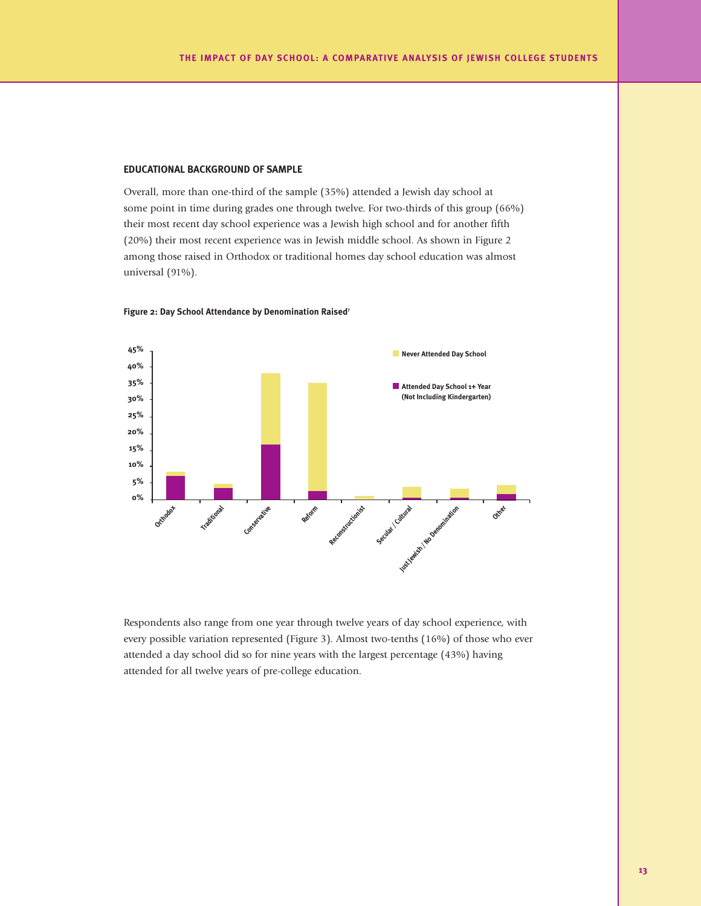## EDUCATIONAL BACKGROUND OF SAMPLE

Overall, more than one-third of the sample (35%) attended a Jewish day school at some point in time during grades one through twelve. For two-thirds of this group (66%) their most recent day school experience was a Jewish high school and for another fifth (20%) their most recent experience was in Jewish middle school. As shown in Figure 2 among those raised in Orthodox or traditional homes day school education was almost universal (91%).

**Figure 2: Day School Attendance by Denomination Raised**[7]

Respondents also range from one year through twelve years of day school experience, with every possible variation represented (Figure 3). Almost two-tenths (16%) of those who ever attended a day school did so for nine years with the largest percentage (43%) having attended for all twelve years of pre-college education.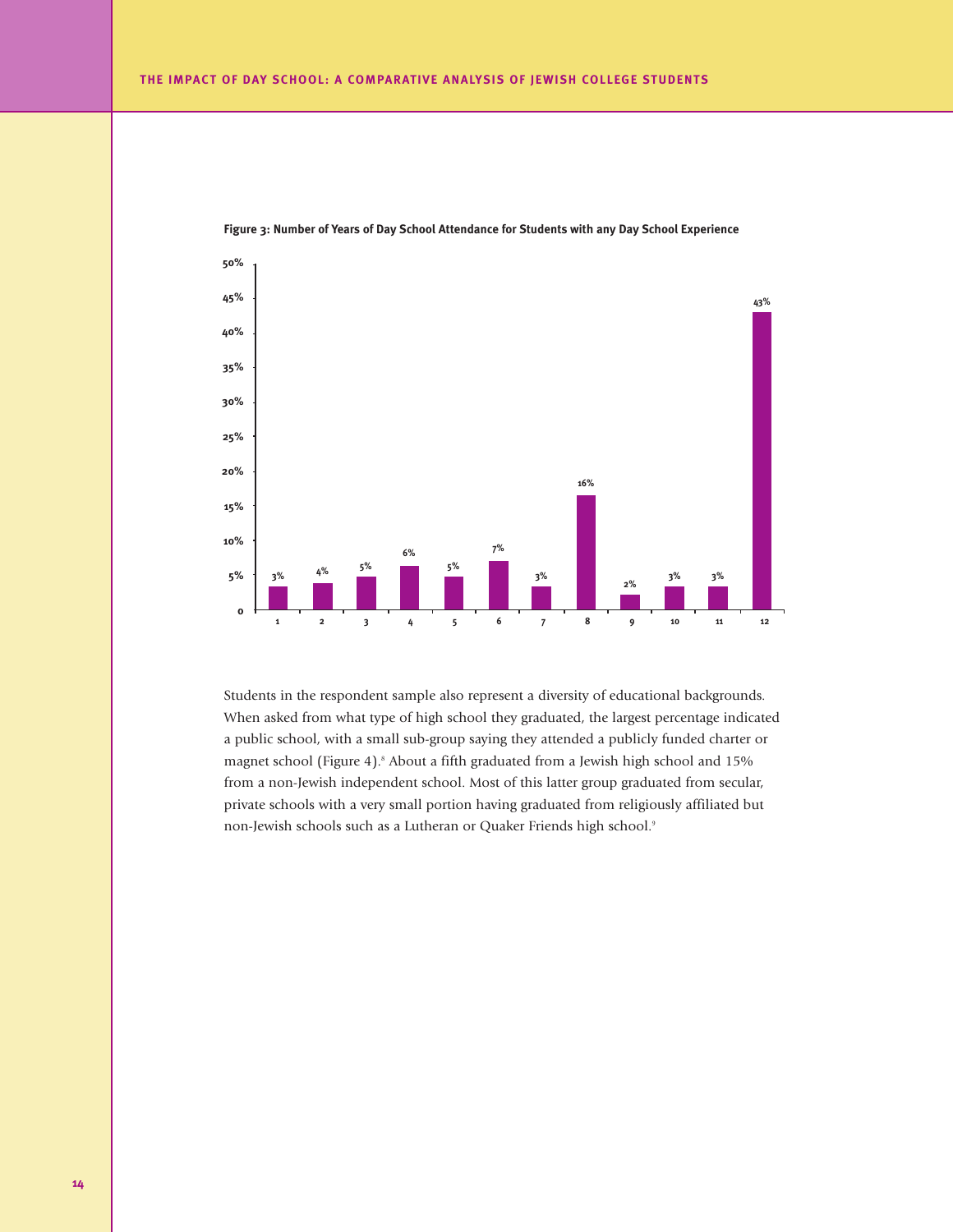**Figure 3: Number of Years of Day School Attendance for Students with any Day School Experience**

| Years | Percentage |
|---|---|
| 1 | 3% |
| 2 | 4% |
| 3 | 5% |
| 4 | 6% |
| 5 | 5% |
| 6 | 7% |
| 7 | 3% |
| 8 | 16% |
| 9 | 2% |
| 10 | 3% |
| 11 | 3% |
| 12 | 43% |

Students in the respondent sample also represent a diversity of educational backgrounds. When asked from what type of high school they graduated, the largest percentage indicated a public school, with a small sub-group saying they attended a publicly funded charter or magnet school (Figure 4).[8] About a fifth graduated from a Jewish high school and 15% from a non-Jewish independent school. Most of this latter group graduated from secular, private schools with a very small portion having graduated from religiously affiliated but non-Jewish schools such as a Lutheran or Quaker Friends high school.[9]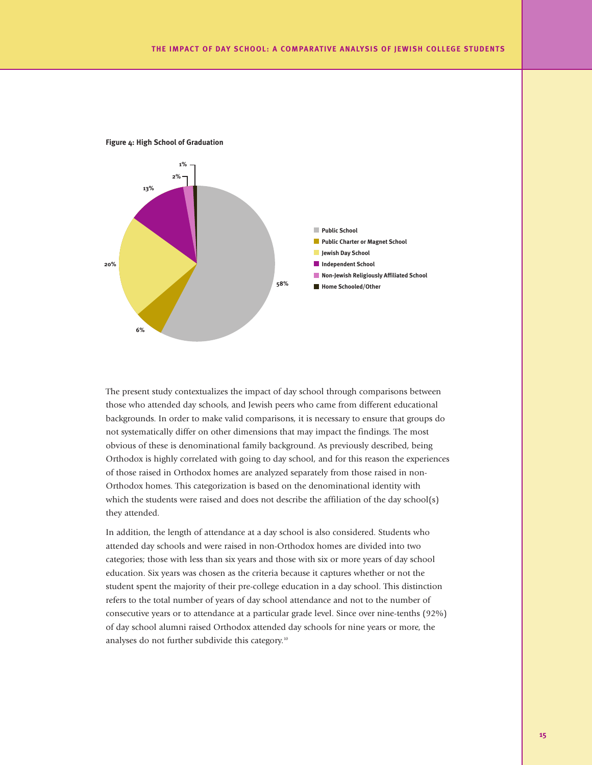**Figure 4: High School of Graduation**

| School Type | Percentage |
|---|---|
| Public School | 58% |
| Public Charter or Magnet School | 6% |
| Jewish Day School | 20% |
| Independent School | 13% |
| Non-Jewish Religiously Affiliated School | 2% |
| Home Schooled/Other | 1% |

The present study contextualizes the impact of day school through comparisons between those who attended day schools, and Jewish peers who came from different educational backgrounds. In order to make valid comparisons, it is necessary to ensure that groups do not systematically differ on other dimensions that may impact the findings. The most obvious of these is denominational family background. As previously described, being Orthodox is highly correlated with going to day school, and for this reason the experiences of those raised in Orthodox homes are analyzed separately from those raised in non-Orthodox homes. This categorization is based on the denominational identity with which the students were raised and does not describe the affiliation of the day school(s) they attended.

In addition, the length of attendance at a day school is also considered. Students who attended day schools and were raised in non-Orthodox homes are divided into two categories; those with less than six years and those with six or more years of day school education. Six years was chosen as the criteria because it captures whether or not the student spent the majority of their pre-college education in a day school. This distinction refers to the total number of years of day school attendance and not to the number of consecutive years or to attendance at a particular grade level. Since over nine-tenths (92%) of day school alumni raised Orthodox attended day schools for nine years or more, the analyses do not further subdivide this category.[10]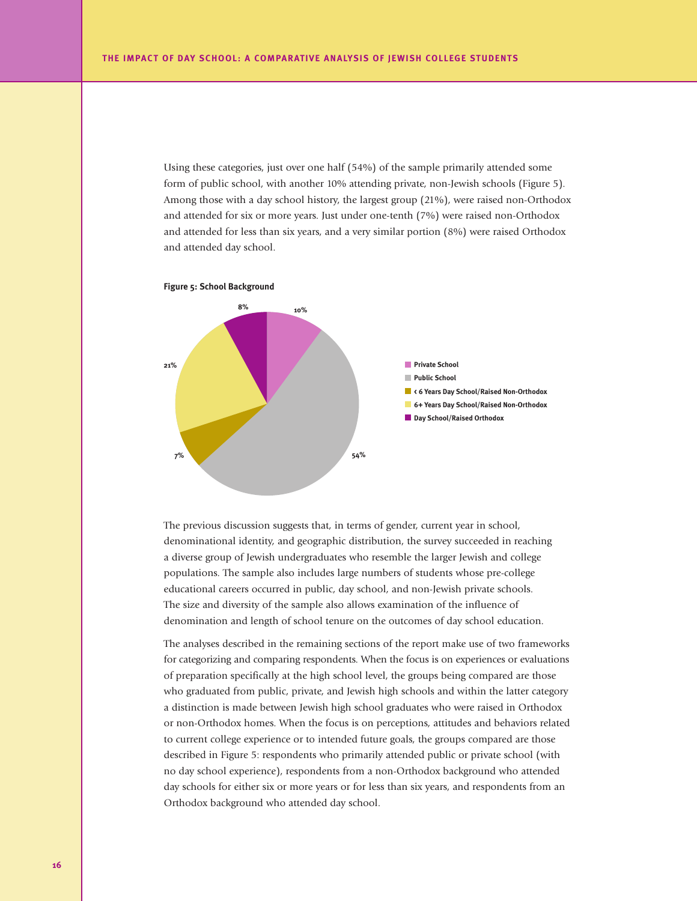Using these categories, just over one half (54%) of the sample primarily attended some form of public school, with another 10% attending private, non-Jewish schools (Figure 5). Among those with a day school history, the largest group (21%), were raised non-Orthodox and attended for six or more years. Just under one-tenth (7%) were raised non-Orthodox and attended for less than six years, and a very similar portion (8%) were raised Orthodox and attended day school.

**Figure 5: School Background**

| Category | Percent |
|---|---|
| Private School | 10% |
| Public School | 54% |
| < 6 Years Day School/Raised Non-Orthodox | 7% |
| 6+ Years Day School/Raised Non-Orthodox | 21% |
| Day School/Raised Orthodox | 8% |

The previous discussion suggests that, in terms of gender, current year in school, denominational identity, and geographic distribution, the survey succeeded in reaching a diverse group of Jewish undergraduates who resemble the larger Jewish and college populations. The sample also includes large numbers of students whose pre-college educational careers occurred in public, day school, and non-Jewish private schools. The size and diversity of the sample also allows examination of the influence of denomination and length of school tenure on the outcomes of day school education.

The analyses described in the remaining sections of the report make use of two frameworks for categorizing and comparing respondents. When the focus is on experiences or evaluations of preparation specifically at the high school level, the groups being compared are those who graduated from public, private, and Jewish high schools and within the latter category a distinction is made between Jewish high school graduates who were raised in Orthodox or non-Orthodox homes. When the focus is on perceptions, attitudes and behaviors related to current college experience or to intended future goals, the groups compared are those described in Figure 5: respondents who primarily attended public or private school (with no day school experience), respondents from a non-Orthodox background who attended day schools for either six or more years or for less than six years, and respondents from an Orthodox background who attended day school.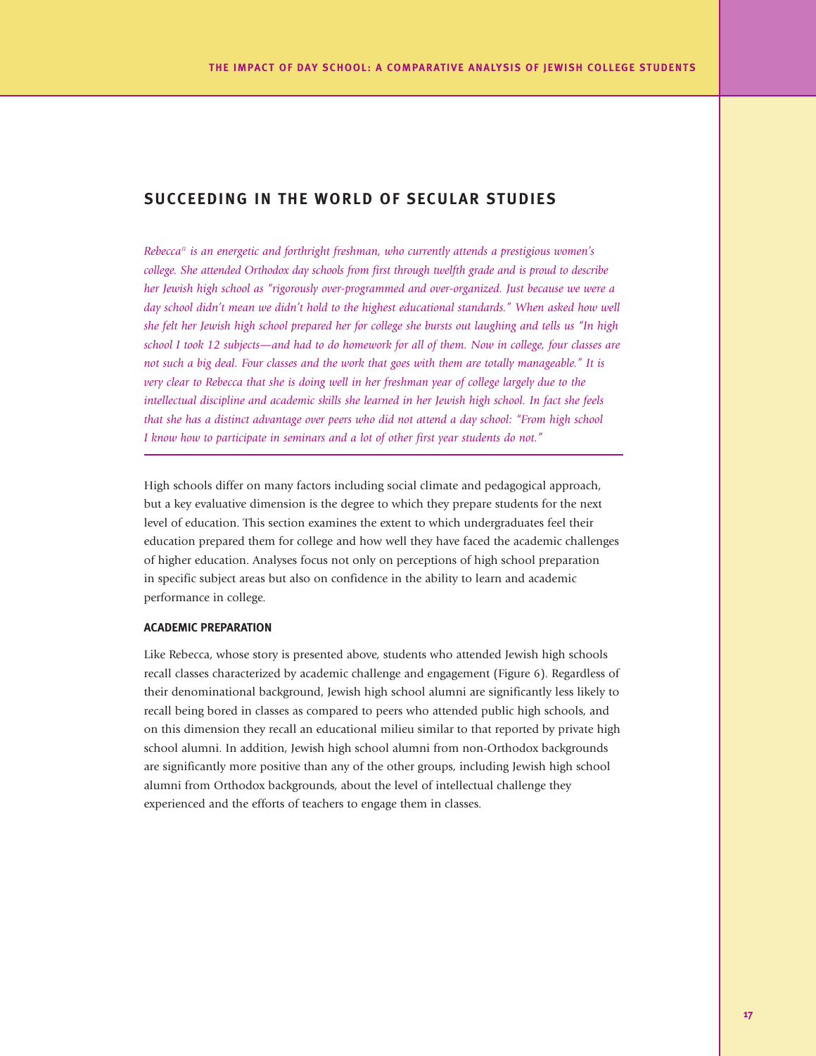## SUCCEEDING IN THE WORLD OF SECULAR STUDIES

*Rebecca[11] is an energetic and forthright freshman, who currently attends a prestigious women's college. She attended Orthodox day schools from first through twelfth grade and is proud to describe her Jewish high school as "rigorously over-programmed and over-organized. Just because we were a day school didn't mean we didn't hold to the highest educational standards." When asked how well she felt her Jewish high school prepared her for college she bursts out laughing and tells us "In high school I took 12 subjects—and had to do homework for all of them. Now in college, four classes are not such a big deal. Four classes and the work that goes with them are totally manageable." It is very clear to Rebecca that she is doing well in her freshman year of college largely due to the intellectual discipline and academic skills she learned in her Jewish high school. In fact she feels that she has a distinct advantage over peers who did not attend a day school: "From high school I know how to participate in seminars and a lot of other first year students do not."*

High schools differ on many factors including social climate and pedagogical approach, but a key evaluative dimension is the degree to which they prepare students for the next level of education. This section examines the extent to which undergraduates feel their education prepared them for college and how well they have faced the academic challenges of higher education. Analyses focus not only on perceptions of high school preparation in specific subject areas but also on confidence in the ability to learn and academic performance in college.

### ACADEMIC PREPARATION

Like Rebecca, whose story is presented above, students who attended Jewish high schools recall classes characterized by academic challenge and engagement (Figure 6). Regardless of their denominational background, Jewish high school alumni are significantly less likely to recall being bored in classes as compared to peers who attended public high schools, and on this dimension they recall an educational milieu similar to that reported by private high school alumni. In addition, Jewish high school alumni from non-Orthodox backgrounds are significantly more positive than any of the other groups, including Jewish high school alumni from Orthodox backgrounds, about the level of intellectual challenge they experienced and the efforts of teachers to engage them in classes.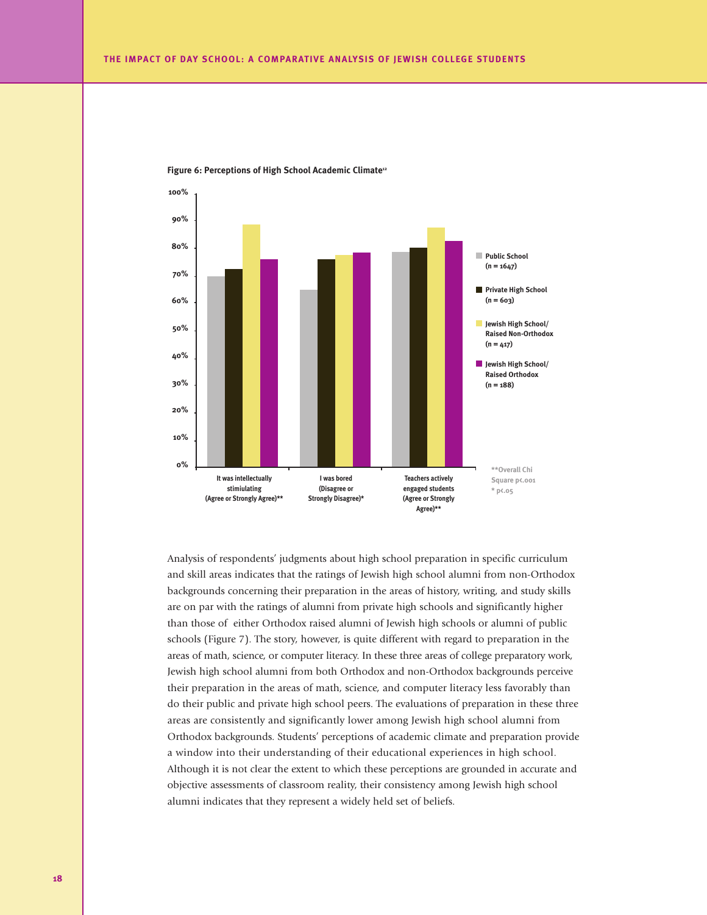**Figure 6: Perceptions of High School Academic Climate**[12]

Analysis of respondents' judgments about high school preparation in specific curriculum and skill areas indicates that the ratings of Jewish high school alumni from non-Orthodox backgrounds concerning their preparation in the areas of history, writing, and study skills are on par with the ratings of alumni from private high schools and significantly higher than those of either Orthodox raised alumni of Jewish high schools or alumni of public schools (Figure 7). The story, however, is quite different with regard to preparation in the areas of math, science, or computer literacy. In these three areas of college preparatory work, Jewish high school alumni from both Orthodox and non-Orthodox backgrounds perceive their preparation in the areas of math, science, and computer literacy less favorably than do their public and private high school peers. The evaluations of preparation in these three areas are consistently and significantly lower among Jewish high school alumni from Orthodox backgrounds. Students' perceptions of academic climate and preparation provide a window into their understanding of their educational experiences in high school. Although it is not clear the extent to which these perceptions are grounded in accurate and objective assessments of classroom reality, their consistency among Jewish high school alumni indicates that they represent a widely held set of beliefs.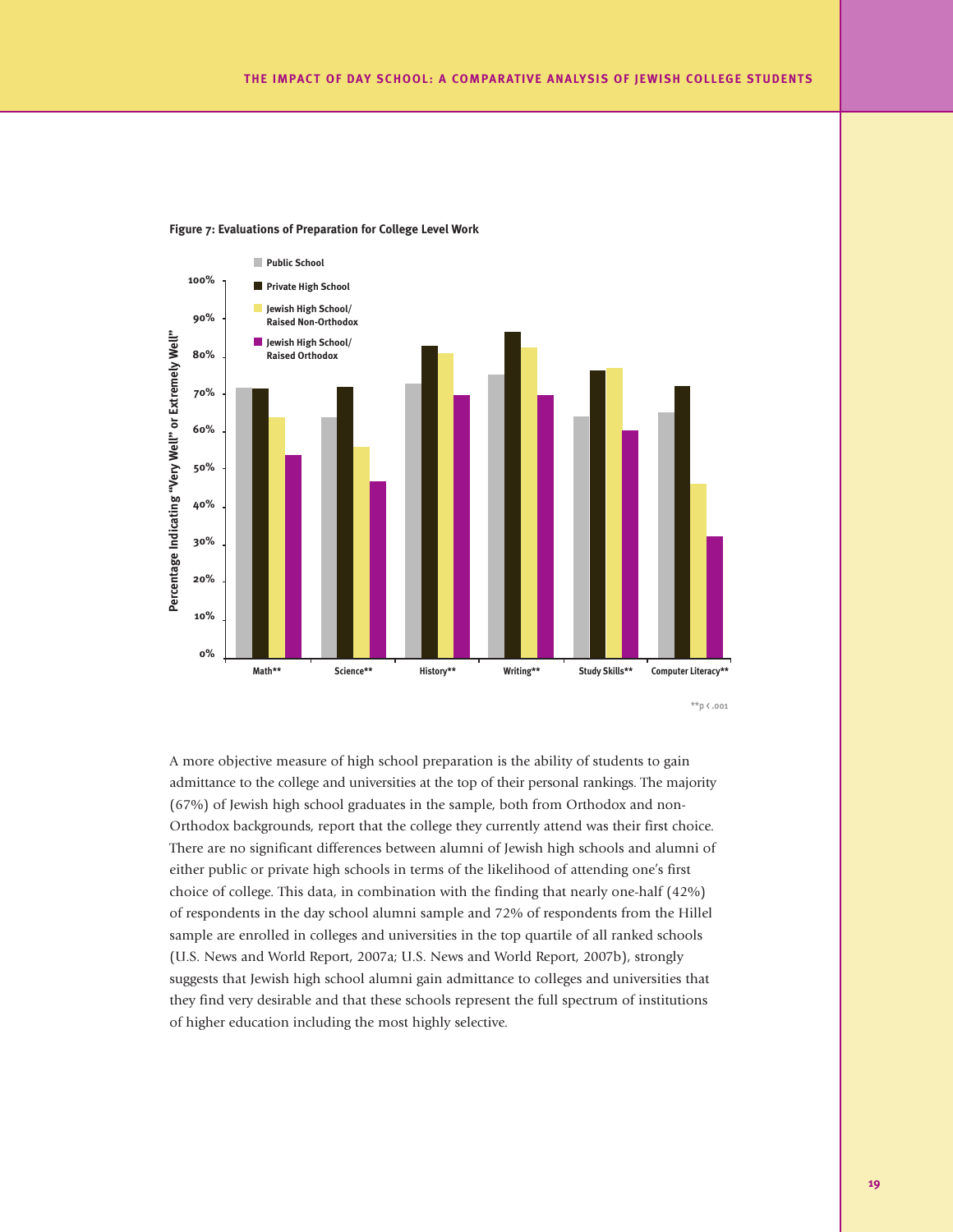Figure 7: Evaluations of Preparation for College Level Work

**p < .001

A more objective measure of high school preparation is the ability of students to gain admittance to the college and universities at the top of their personal rankings. The majority (67%) of Jewish high school graduates in the sample, both from Orthodox and non-Orthodox backgrounds, report that the college they currently attend was their first choice. There are no significant differences between alumni of Jewish high schools and alumni of either public or private high schools in terms of the likelihood of attending one's first choice of college. This data, in combination with the finding that nearly one-half (42%) of respondents in the day school alumni sample and 72% of respondents from the Hillel sample are enrolled in colleges and universities in the top quartile of all ranked schools (U.S. News and World Report, 2007a; U.S. News and World Report, 2007b), strongly suggests that Jewish high school alumni gain admittance to colleges and universities that they find very desirable and that these schools represent the full spectrum of institutions of higher education including the most highly selective.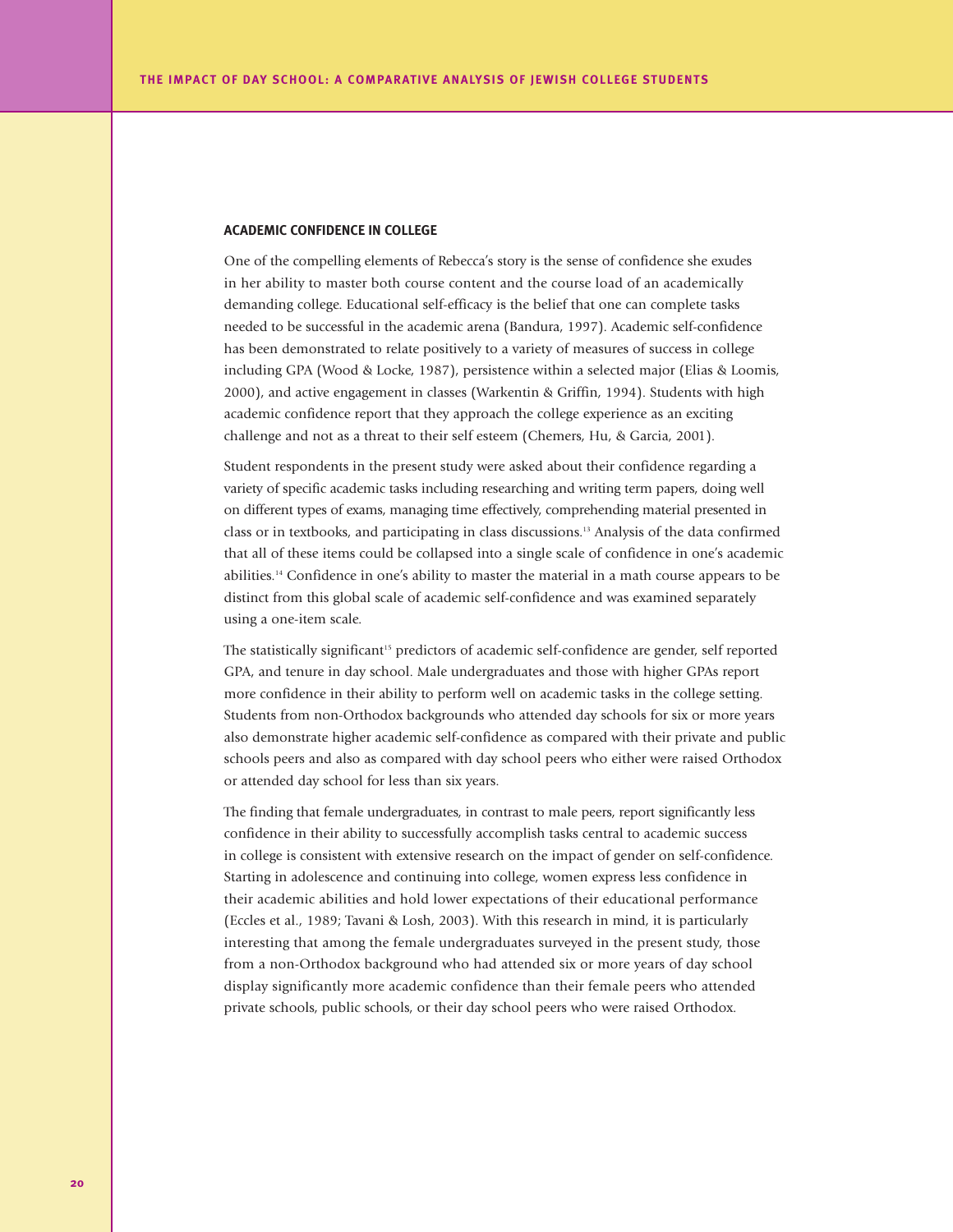## ACADEMIC CONFIDENCE IN COLLEGE

One of the compelling elements of Rebecca's story is the sense of confidence she exudes in her ability to master both course content and the course load of an academically demanding college. Educational self-efficacy is the belief that one can complete tasks needed to be successful in the academic arena (Bandura, 1997). Academic self-confidence has been demonstrated to relate positively to a variety of measures of success in college including GPA (Wood & Locke, 1987), persistence within a selected major (Elias & Loomis, 2000), and active engagement in classes (Warkentin & Griffin, 1994). Students with high academic confidence report that they approach the college experience as an exciting challenge and not as a threat to their self esteem (Chemers, Hu, & Garcia, 2001).

Student respondents in the present study were asked about their confidence regarding a variety of specific academic tasks including researching and writing term papers, doing well on different types of exams, managing time effectively, comprehending material presented in class or in textbooks, and participating in class discussions.[13] Analysis of the data confirmed that all of these items could be collapsed into a single scale of confidence in one's academic abilities.[14] Confidence in one's ability to master the material in a math course appears to be distinct from this global scale of academic self-confidence and was examined separately using a one-item scale.

The statistically significant[15] predictors of academic self-confidence are gender, self reported GPA, and tenure in day school. Male undergraduates and those with higher GPAs report more confidence in their ability to perform well on academic tasks in the college setting. Students from non-Orthodox backgrounds who attended day schools for six or more years also demonstrate higher academic self-confidence as compared with their private and public schools peers and also as compared with day school peers who either were raised Orthodox or attended day school for less than six years.

The finding that female undergraduates, in contrast to male peers, report significantly less confidence in their ability to successfully accomplish tasks central to academic success in college is consistent with extensive research on the impact of gender on self-confidence. Starting in adolescence and continuing into college, women express less confidence in their academic abilities and hold lower expectations of their educational performance (Eccles et al., 1989; Tavani & Losh, 2003). With this research in mind, it is particularly interesting that among the female undergraduates surveyed in the present study, those from a non-Orthodox background who had attended six or more years of day school display significantly more academic confidence than their female peers who attended private schools, public schools, or their day school peers who were raised Orthodox.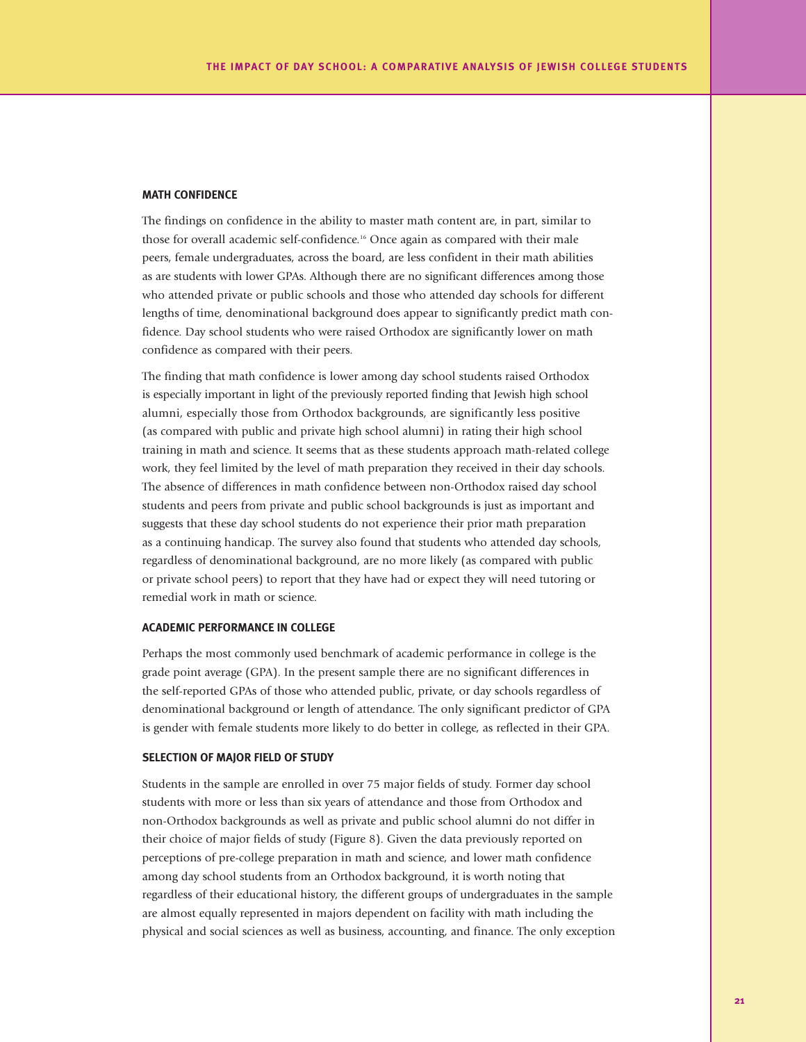### MATH CONFIDENCE

The findings on confidence in the ability to master math content are, in part, similar to those for overall academic self-confidence.[16] Once again as compared with their male peers, female undergraduates, across the board, are less confident in their math abilities as are students with lower GPAs. Although there are no significant differences among those who attended private or public schools and those who attended day schools for different lengths of time, denominational background does appear to significantly predict math confidence. Day school students who were raised Orthodox are significantly lower on math confidence as compared with their peers.

The finding that math confidence is lower among day school students raised Orthodox is especially important in light of the previously reported finding that Jewish high school alumni, especially those from Orthodox backgrounds, are significantly less positive (as compared with public and private high school alumni) in rating their high school training in math and science. It seems that as these students approach math-related college work, they feel limited by the level of math preparation they received in their day schools. The absence of differences in math confidence between non-Orthodox raised day school students and peers from private and public school backgrounds is just as important and suggests that these day school students do not experience their prior math preparation as a continuing handicap. The survey also found that students who attended day schools, regardless of denominational background, are no more likely (as compared with public or private school peers) to report that they have had or expect they will need tutoring or remedial work in math or science.

### ACADEMIC PERFORMANCE IN COLLEGE

Perhaps the most commonly used benchmark of academic performance in college is the grade point average (GPA). In the present sample there are no significant differences in the self-reported GPAs of those who attended public, private, or day schools regardless of denominational background or length of attendance. The only significant predictor of GPA is gender with female students more likely to do better in college, as reflected in their GPA.

### SELECTION OF MAJOR FIELD OF STUDY

Students in the sample are enrolled in over 75 major fields of study. Former day school students with more or less than six years of attendance and those from Orthodox and non-Orthodox backgrounds as well as private and public school alumni do not differ in their choice of major fields of study (Figure 8). Given the data previously reported on perceptions of pre-college preparation in math and science, and lower math confidence among day school students from an Orthodox background, it is worth noting that regardless of their educational history, the different groups of undergraduates in the sample are almost equally represented in majors dependent on facility with math including the physical and social sciences as well as business, accounting, and finance. The only exception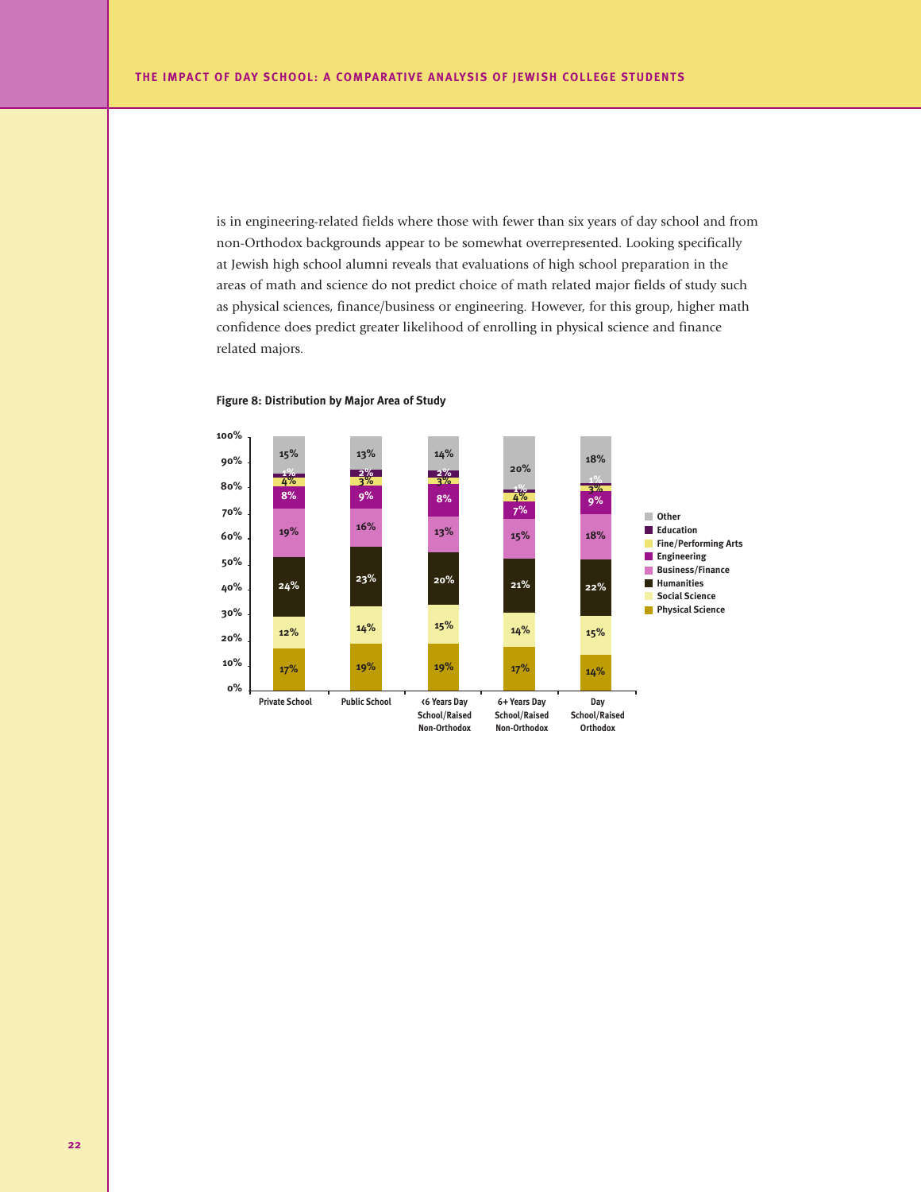is in engineering-related fields where those with fewer than six years of day school and from non-Orthodox backgrounds appear to be somewhat overrepresented. Looking specifically at Jewish high school alumni reveals that evaluations of high school preparation in the areas of math and science do not predict choice of math related major fields of study such as physical sciences, finance/business or engineering. However, for this group, higher math confidence does predict greater likelihood of enrolling in physical science and finance related majors.

**Figure 8: Distribution by Major Area of Study**

| | Private School | Public School | <6 Years Day School/Raised Non-Orthodox | 6+ Years Day School/Raised Non-Orthodox | Day School/Raised Orthodox |
|---|---|---|---|---|---|
| Other | 15% | 13% | 14% | 20% | 18% |
| Education | 1% | 2% | 2% | 1% | 1% |
| Fine/Performing Arts | 4% | 3% | 3% | 4% | 3% |
| Engineering | 8% | 9% | 8% | 7% | 9% |
| Business/Finance | 19% | 16% | 13% | 15% | 18% |
| Humanities | 24% | 23% | 20% | 21% | 22% |
| Social Science | 12% | 14% | 15% | 14% | 15% |
| Physical Science | 17% | 19% | 19% | 17% | 14% |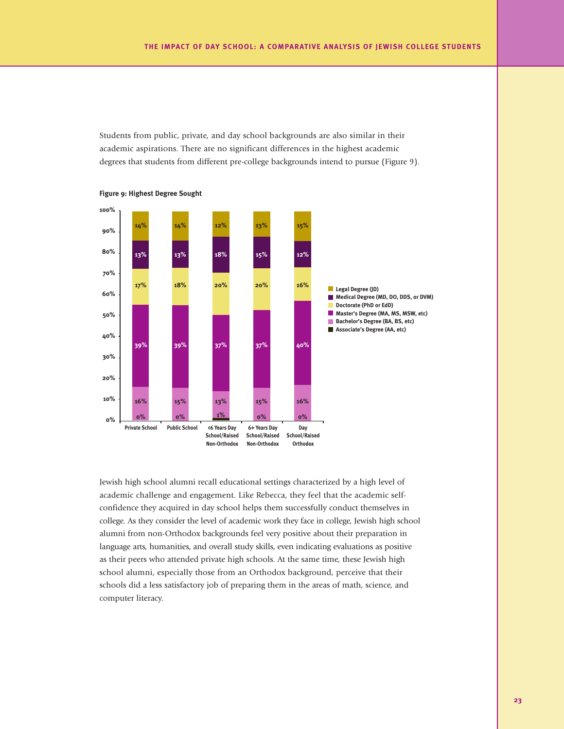Students from public, private, and day school backgrounds are also similar in their academic aspirations. There are no significant differences in the highest academic degrees that students from different pre-college backgrounds intend to pursue (Figure 9).

**Figure 9: Highest Degree Sought**

| | Private School | Public School | <6 Years Day School/Raised Non-Orthodox | 6+ Years Day School/Raised Non-Orthodox | Day School/Raised Orthodox |
|---|---|---|---|---|---|
| Legal Degree (JD) | 14% | 14% | 12% | 13% | 15% |
| Medical Degree (MD, DO, DDS, or DVM) | 13% | 13% | 18% | 15% | 12% |
| Doctorate (PhD or EdD) | 17% | 18% | 20% | 20% | 16% |
| Master's Degree (MA, MS, MSW, etc) | 39% | 39% | 37% | 37% | 40% |
| Bachelor's Degree (BA, BS, etc) | 16% | 15% | 13% | 15% | 16% |
| Associate's Degree (AA, etc) | 0% | 0% | 1% | 0% | 0% |

Jewish high school alumni recall educational settings characterized by a high level of academic challenge and engagement. Like Rebecca, they feel that the academic self-confidence they acquired in day school helps them successfully conduct themselves in college. As they consider the level of academic work they face in college, Jewish high school alumni from non-Orthodox backgrounds feel very positive about their preparation in language arts, humanities, and overall study skills, even indicating evaluations as positive as their peers who attended private high schools. At the same time, these Jewish high school alumni, especially those from an Orthodox background, perceive that their schools did a less satisfactory job of preparing them in the areas of math, science, and computer literacy.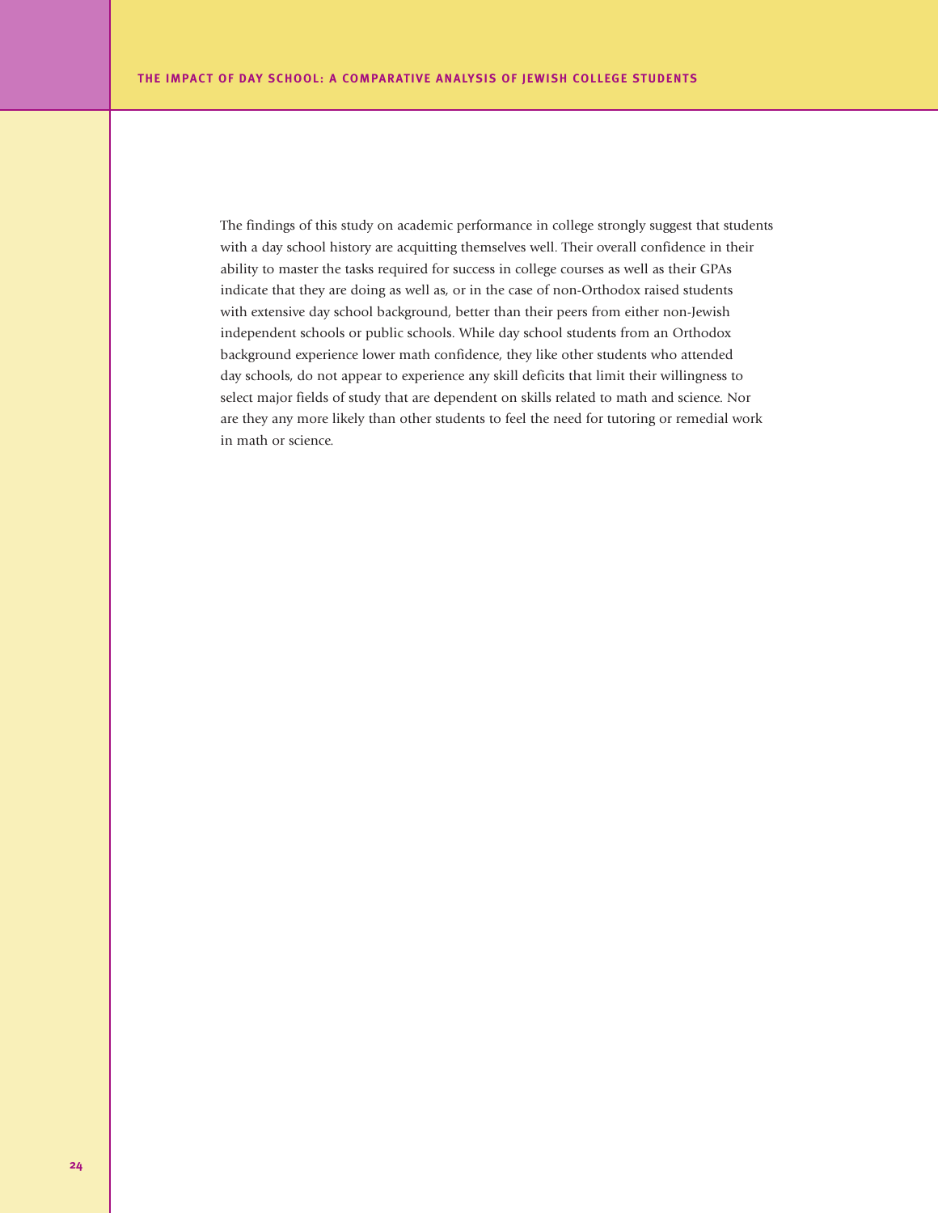The findings of this study on academic performance in college strongly suggest that students with a day school history are acquitting themselves well. Their overall confidence in their ability to master the tasks required for success in college courses as well as their GPAs indicate that they are doing as well as, or in the case of non-Orthodox raised students with extensive day school background, better than their peers from either non-Jewish independent schools or public schools. While day school students from an Orthodox background experience lower math confidence, they like other students who attended day schools, do not appear to experience any skill deficits that limit their willingness to select major fields of study that are dependent on skills related to math and science. Nor are they any more likely than other students to feel the need for tutoring or remedial work in math or science.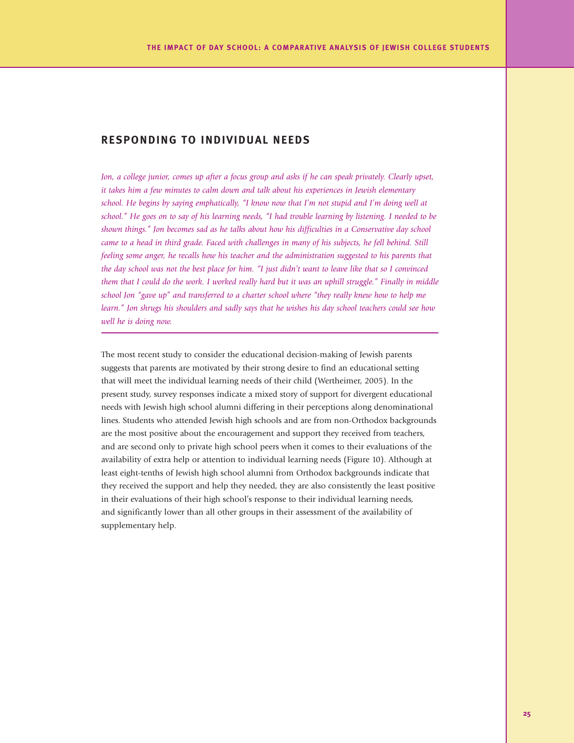## RESPONDING TO INDIVIDUAL NEEDS

*Jon, a college junior, comes up after a focus group and asks if he can speak privately. Clearly upset, it takes him a few minutes to calm down and talk about his experiences in Jewish elementary school. He begins by saying emphatically, "I know now that I'm not stupid and I'm doing well at school." He goes on to say of his learning needs, "I had trouble learning by listening. I needed to be shown things." Jon becomes sad as he talks about how his difficulties in a Conservative day school came to a head in third grade. Faced with challenges in many of his subjects, he fell behind. Still feeling some anger, he recalls how his teacher and the administration suggested to his parents that the day school was not the best place for him. "I just didn't want to leave like that so I convinced them that I could do the work. I worked really hard but it was an uphill struggle." Finally in middle school Jon "gave up" and transferred to a charter school where "they really knew how to help me learn." Jon shrugs his shoulders and sadly says that he wishes his day school teachers could see how well he is doing now.*

---

The most recent study to consider the educational decision-making of Jewish parents suggests that parents are motivated by their strong desire to find an educational setting that will meet the individual learning needs of their child (Wertheimer, 2005). In the present study, survey responses indicate a mixed story of support for divergent educational needs with Jewish high school alumni differing in their perceptions along denominational lines. Students who attended Jewish high schools and are from non-Orthodox backgrounds are the most positive about the encouragement and support they received from teachers, and are second only to private high school peers when it comes to their evaluations of the availability of extra help or attention to individual learning needs (Figure 10). Although at least eight-tenths of Jewish high school alumni from Orthodox backgrounds indicate that they received the support and help they needed, they are also consistently the least positive in their evaluations of their high school's response to their individual learning needs, and significantly lower than all other groups in their assessment of the availability of supplementary help.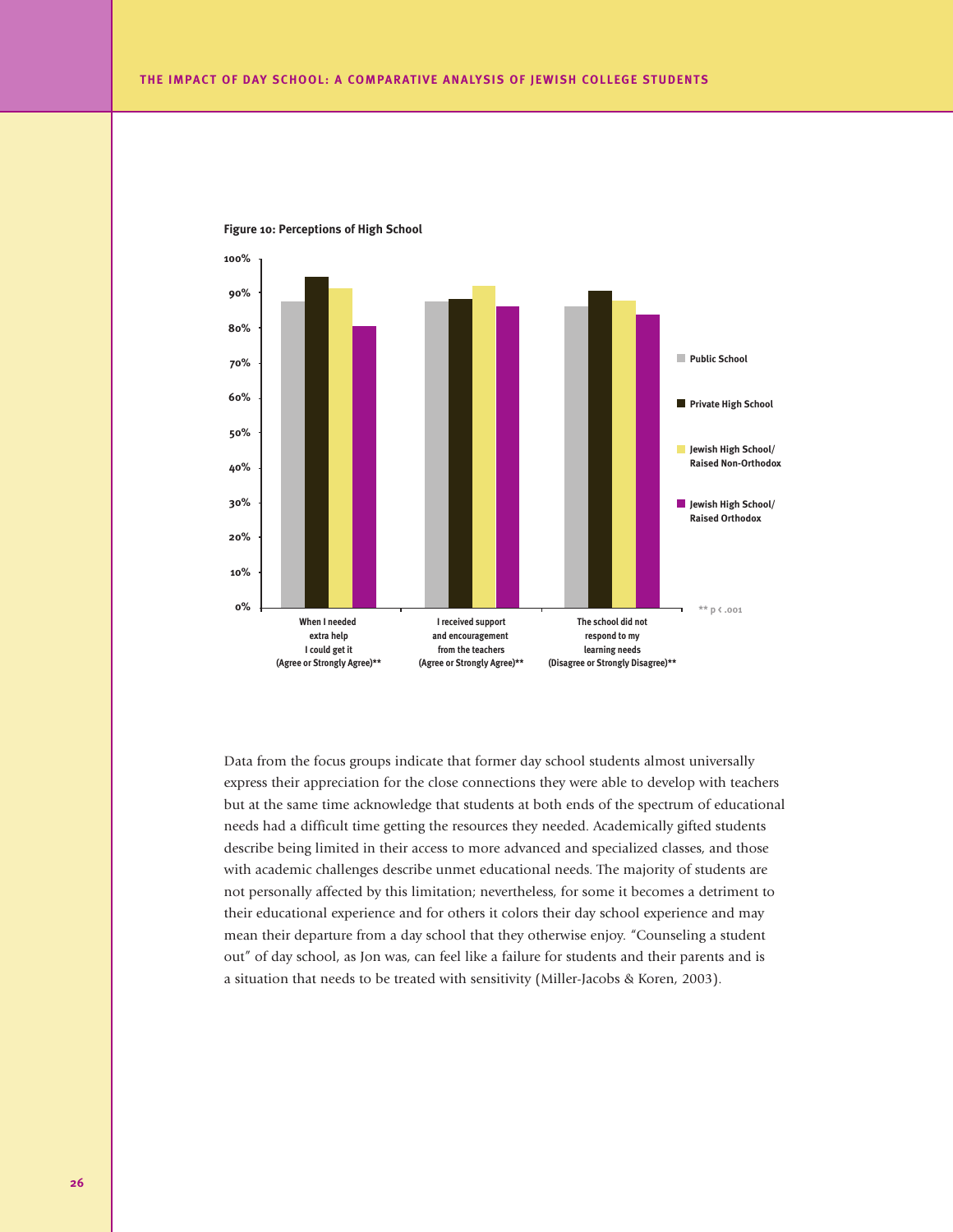**Figure 10: Perceptions of High School**

100%
90%
80%
70%
60%
50%
40%
30%
20%
10%
0%

When I needed extra help I could get it (Agree or Strongly Agree)**

I received support and encouragement from the teachers (Agree or Strongly Agree)**

The school did not respond to my learning needs (Disagree or Strongly Disagree)**

Public School

Private High School

Jewish High School/ Raised Non-Orthodox

Jewish High School/ Raised Orthodox

** $p < .001$

Data from the focus groups indicate that former day school students almost universally express their appreciation for the close connections they were able to develop with teachers but at the same time acknowledge that students at both ends of the spectrum of educational needs had a difficult time getting the resources they needed. Academically gifted students describe being limited in their access to more advanced and specialized classes, and those with academic challenges describe unmet educational needs. The majority of students are not personally affected by this limitation; nevertheless, for some it becomes a detriment to their educational experience and for others it colors their day school experience and may mean their departure from a day school that they otherwise enjoy. "Counseling a student out" of day school, as Jon was, can feel like a failure for students and their parents and is a situation that needs to be treated with sensitivity (Miller-Jacobs & Koren, 2003).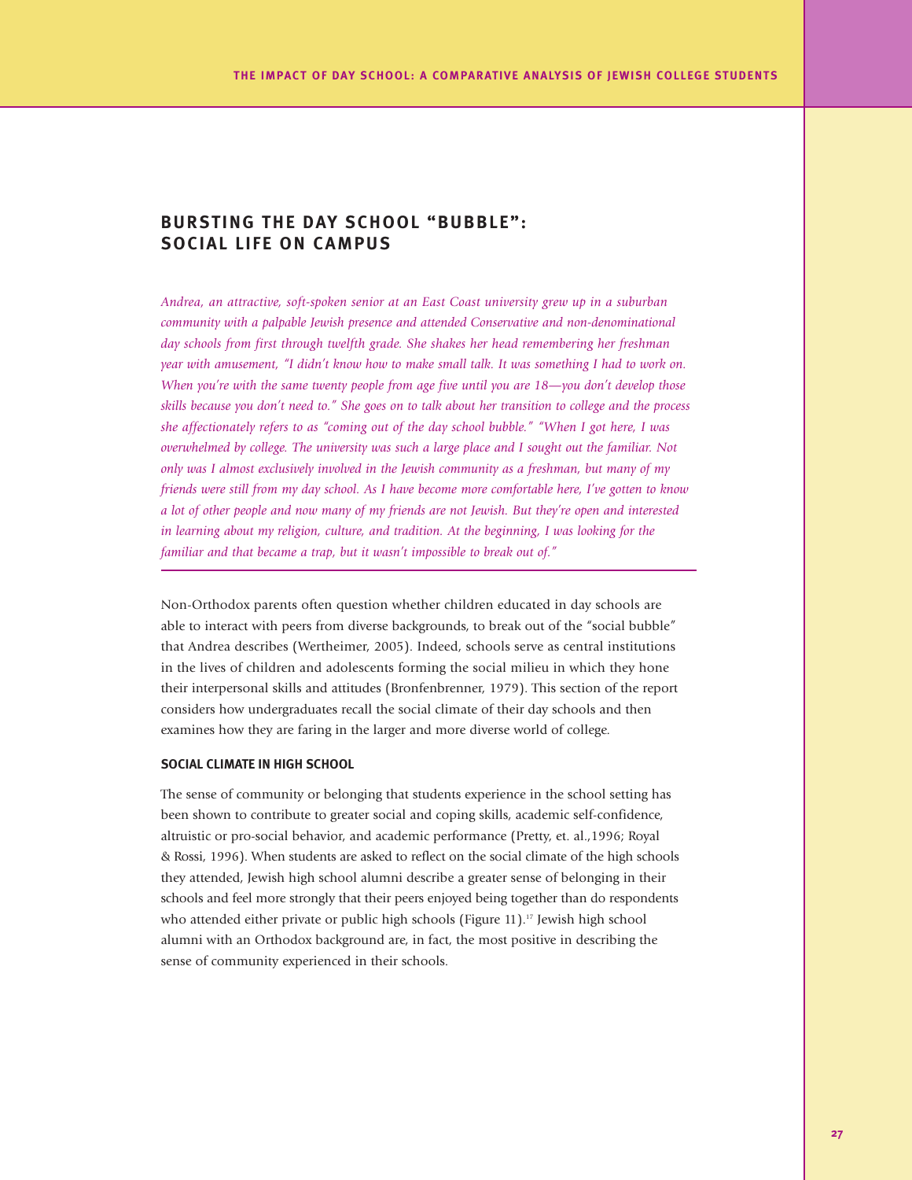## BURSTING THE DAY SCHOOL "BUBBLE": SOCIAL LIFE ON CAMPUS

*Andrea, an attractive, soft-spoken senior at an East Coast university grew up in a suburban community with a palpable Jewish presence and attended Conservative and non-denominational day schools from first through twelfth grade. She shakes her head remembering her freshman year with amusement, "I didn't know how to make small talk. It was something I had to work on. When you're with the same twenty people from age five until you are 18—you don't develop those skills because you don't need to." She goes on to talk about her transition to college and the process she affectionately refers to as "coming out of the day school bubble." "When I got here, I was overwhelmed by college. The university was such a large place and I sought out the familiar. Not only was I almost exclusively involved in the Jewish community as a freshman, but many of my friends were still from my day school. As I have become more comfortable here, I've gotten to know a lot of other people and now many of my friends are not Jewish. But they're open and interested in learning about my religion, culture, and tradition. At the beginning, I was looking for the familiar and that became a trap, but it wasn't impossible to break out of."*

Non-Orthodox parents often question whether children educated in day schools are able to interact with peers from diverse backgrounds, to break out of the "social bubble" that Andrea describes (Wertheimer, 2005). Indeed, schools serve as central institutions in the lives of children and adolescents forming the social milieu in which they hone their interpersonal skills and attitudes (Bronfenbrenner, 1979). This section of the report considers how undergraduates recall the social climate of their day schools and then examines how they are faring in the larger and more diverse world of college.

### SOCIAL CLIMATE IN HIGH SCHOOL

The sense of community or belonging that students experience in the school setting has been shown to contribute to greater social and coping skills, academic self-confidence, altruistic or pro-social behavior, and academic performance (Pretty, et. al.,1996; Royal & Rossi, 1996). When students are asked to reflect on the social climate of the high schools they attended, Jewish high school alumni describe a greater sense of belonging in their schools and feel more strongly that their peers enjoyed being together than do respondents who attended either private or public high schools (Figure 11).[17] Jewish high school alumni with an Orthodox background are, in fact, the most positive in describing the sense of community experienced in their schools.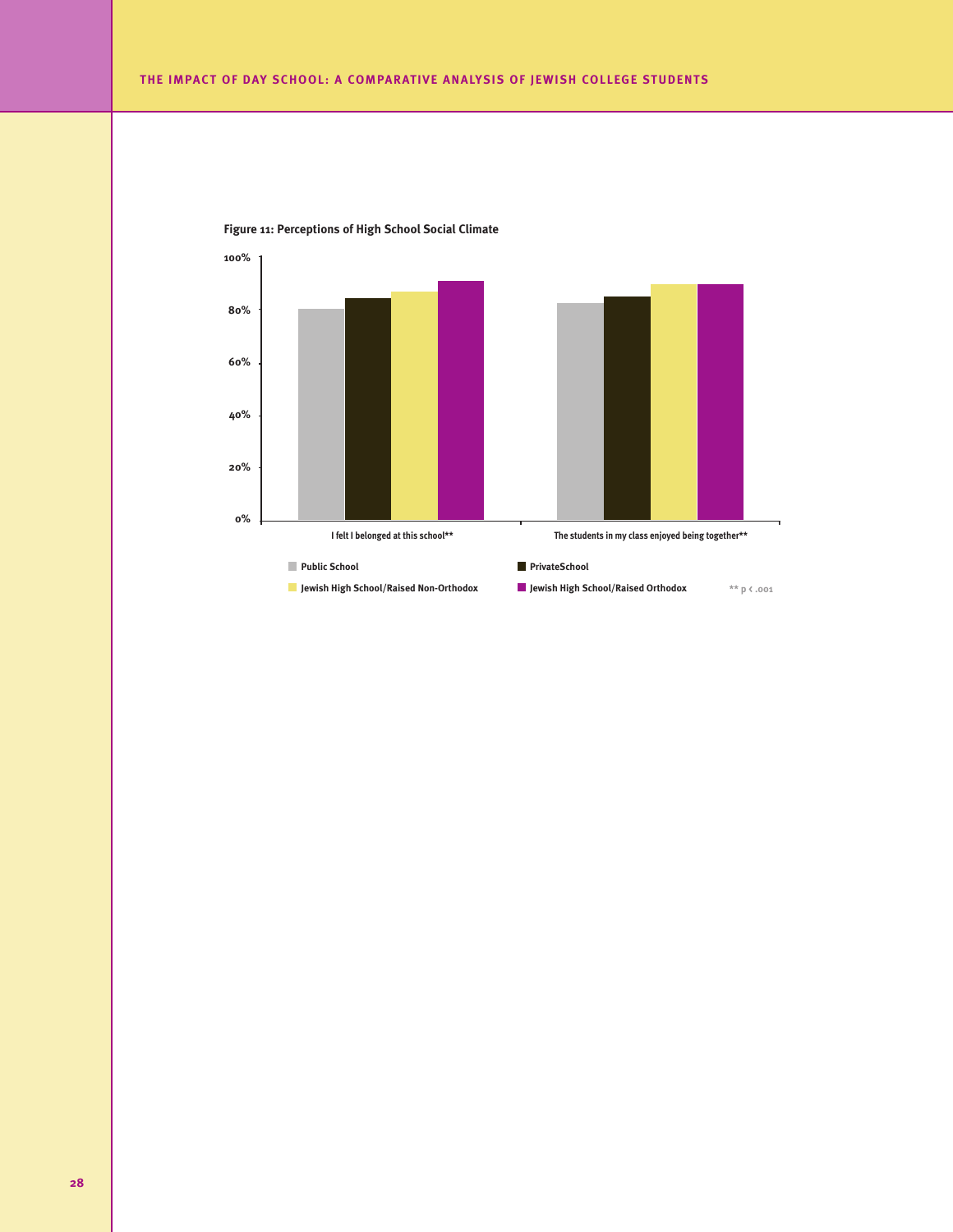**Figure 11: Perceptions of High School Social Climate**

100%
80%
60%
40%
20%
0%

I felt I belonged at this school**

The students in my class enjoyed being together**

Public School

PrivateSchool

Jewish High School/Raised Non-Orthodox

Jewish High School/Raised Orthodox

** $p < .001$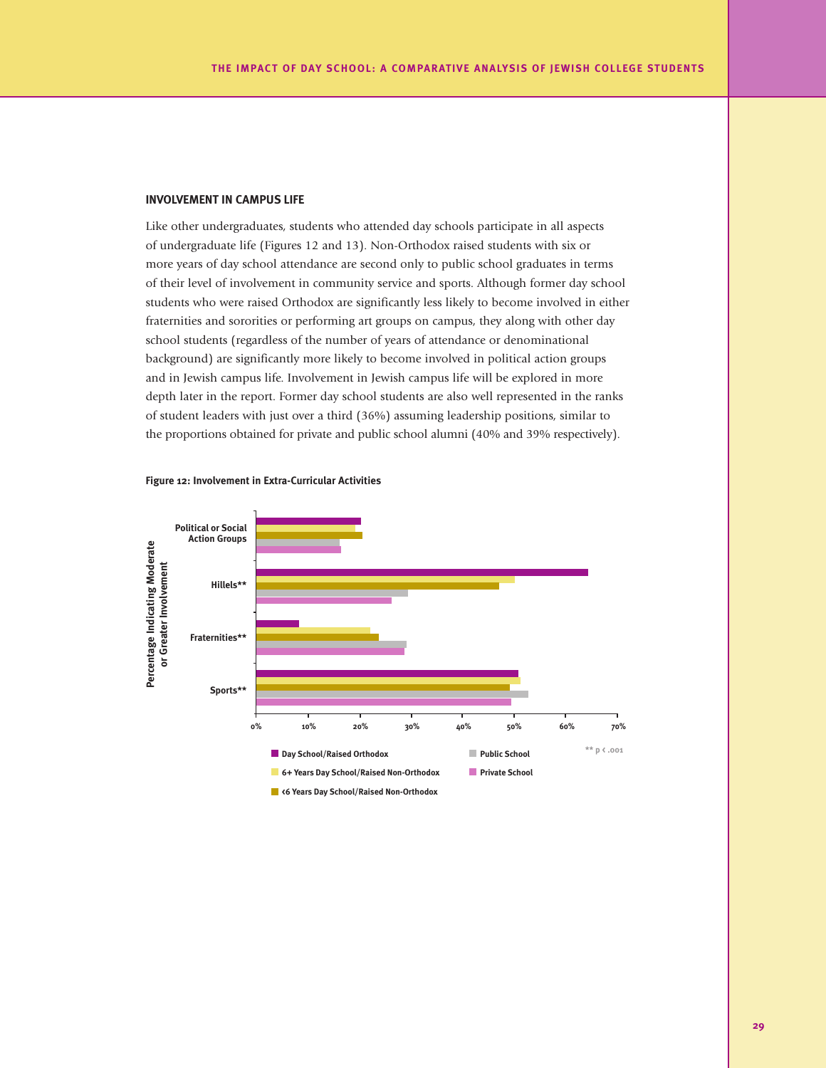## INVOLVEMENT IN CAMPUS LIFE

Like other undergraduates, students who attended day schools participate in all aspects of undergraduate life (Figures 12 and 13). Non-Orthodox raised students with six or more years of day school attendance are second only to public school graduates in terms of their level of involvement in community service and sports. Although former day school students who were raised Orthodox are significantly less likely to become involved in either fraternities and sororities or performing art groups on campus, they along with other day school students (regardless of the number of years of attendance or denominational background) are significantly more likely to become involved in political action groups and in Jewish campus life. Involvement in Jewish campus life will be explored in more depth later in the report. Former day school students are also well represented in the ranks of student leaders with just over a third (36%) assuming leadership positions, similar to the proportions obtained for private and public school alumni (40% and 39% respectively).

**Figure 12: Involvement in Extra-Curricular Activities**

Percentage Indicating Moderate or Greater Involvement

Political or Social Action Groups; Hillels**; Fraternities**; Sports**

0% 10% 20% 30% 40% 50% 60% 70%

Day School/Raised Orthodox; 6+ Years Day School/Raised Non-Orthodox; <6 Years Day School/Raised Non-Orthodox; Public School; Private School

** p < .001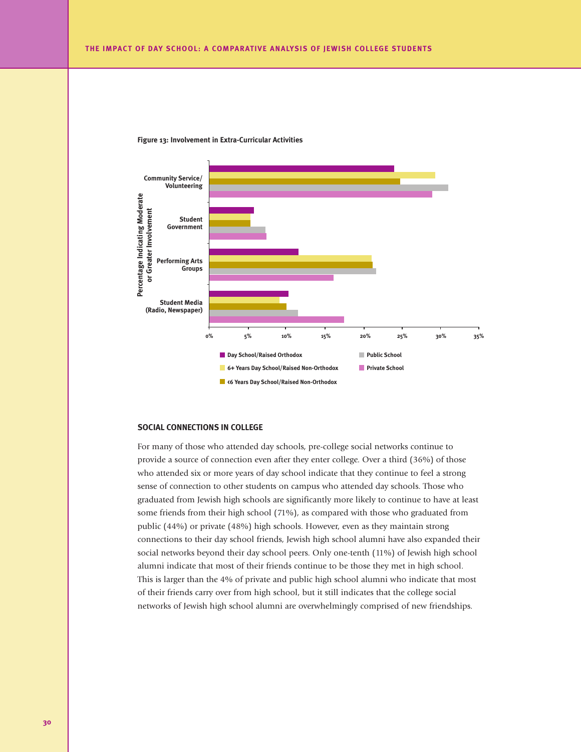**Figure 13: Involvement in Extra-Curricular Activities**

**SOCIAL CONNECTIONS IN COLLEGE**

For many of those who attended day schools, pre-college social networks continue to provide a source of connection even after they enter college. Over a third (36%) of those who attended six or more years of day school indicate that they continue to feel a strong sense of connection to other students on campus who attended day schools. Those who graduated from Jewish high schools are significantly more likely to continue to have at least some friends from their high school (71%), as compared with those who graduated from public (44%) or private (48%) high schools. However, even as they maintain strong connections to their day school friends, Jewish high school alumni have also expanded their social networks beyond their day school peers. Only one-tenth (11%) of Jewish high school alumni indicate that most of their friends continue to be those they met in high school. This is larger than the 4% of private and public high school alumni who indicate that most of their friends carry over from high school, but it still indicates that the college social networks of Jewish high school alumni are overwhelmingly comprised of new friendships.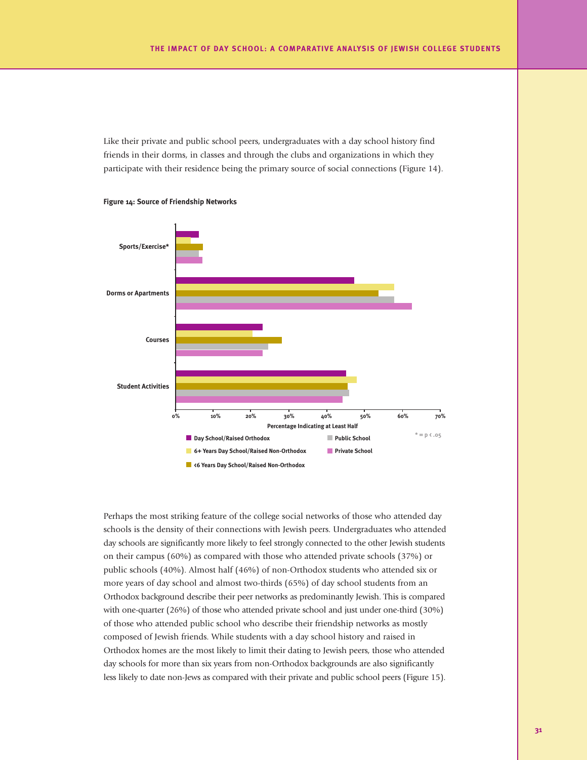Like their private and public school peers, undergraduates with a day school history find friends in their dorms, in classes and through the clubs and organizations in which they participate with their residence being the primary source of social connections (Figure 14).

**Figure 14: Source of Friendship Networks**

Perhaps the most striking feature of the college social networks of those who attended day schools is the density of their connections with Jewish peers. Undergraduates who attended day schools are significantly more likely to feel strongly connected to the other Jewish students on their campus (60%) as compared with those who attended private schools (37%) or public schools (40%). Almost half (46%) of non-Orthodox students who attended six or more years of day school and almost two-thirds (65%) of day school students from an Orthodox background describe their peer networks as predominantly Jewish. This is compared with one-quarter (26%) of those who attended private school and just under one-third (30%) of those who attended public school who describe their friendship networks as mostly composed of Jewish friends. While students with a day school history and raised in Orthodox homes are the most likely to limit their dating to Jewish peers, those who attended day schools for more than six years from non-Orthodox backgrounds are also significantly less likely to date non-Jews as compared with their private and public school peers (Figure 15).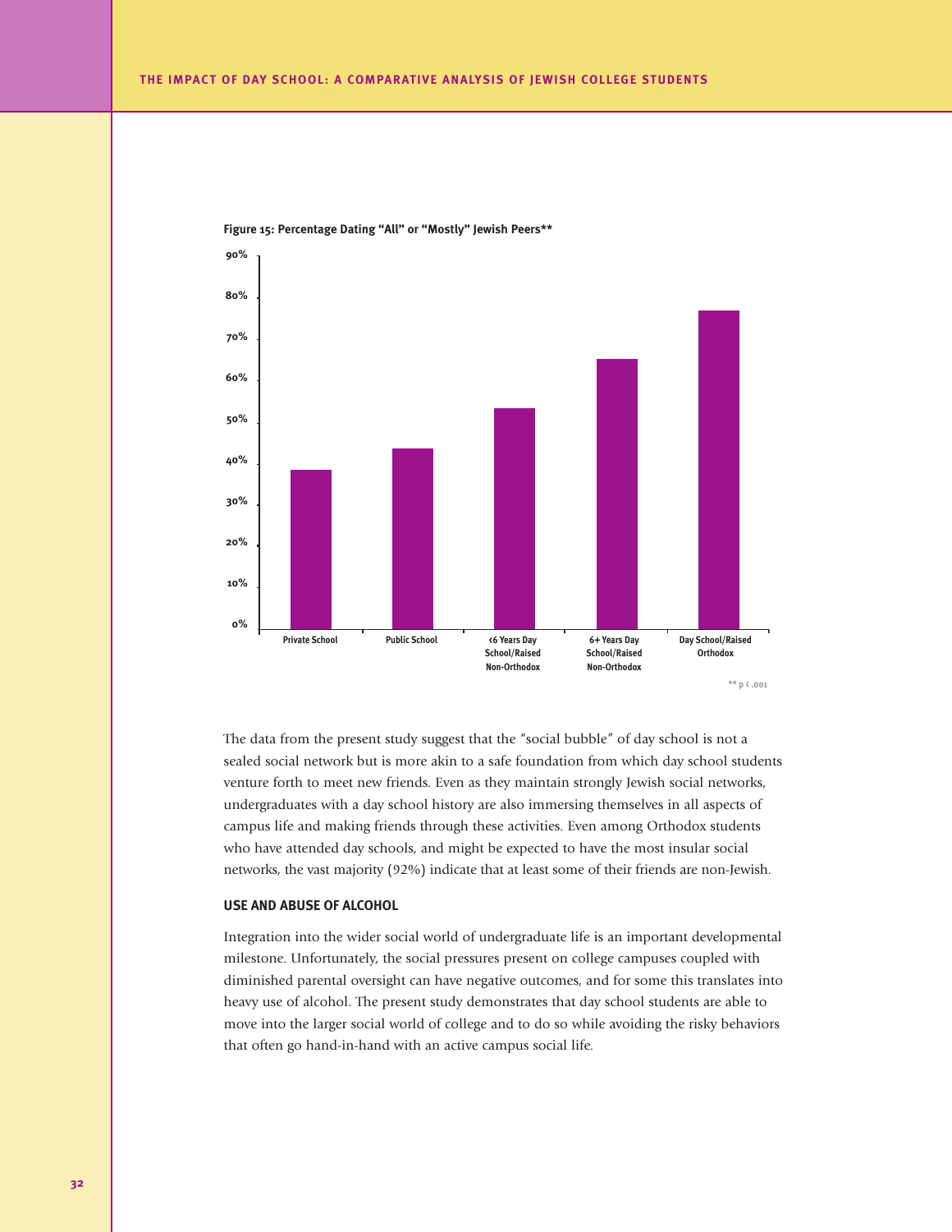**Figure 15: Percentage Dating "All" or "Mostly" Jewish Peers****

** p < .001

The data from the present study suggest that the "social bubble" of day school is not a sealed social network but is more akin to a safe foundation from which day school students venture forth to meet new friends. Even as they maintain strongly Jewish social networks, undergraduates with a day school history are also immersing themselves in all aspects of campus life and making friends through these activities. Even among Orthodox students who have attended day schools, and might be expected to have the most insular social networks, the vast majority (92%) indicate that at least some of their friends are non-Jewish.

## USE AND ABUSE OF ALCOHOL

Integration into the wider social world of undergraduate life is an important developmental milestone. Unfortunately, the social pressures present on college campuses coupled with diminished parental oversight can have negative outcomes, and for some this translates into heavy use of alcohol. The present study demonstrates that day school students are able to move into the larger social world of college and to do so while avoiding the risky behaviors that often go hand-in-hand with an active campus social life.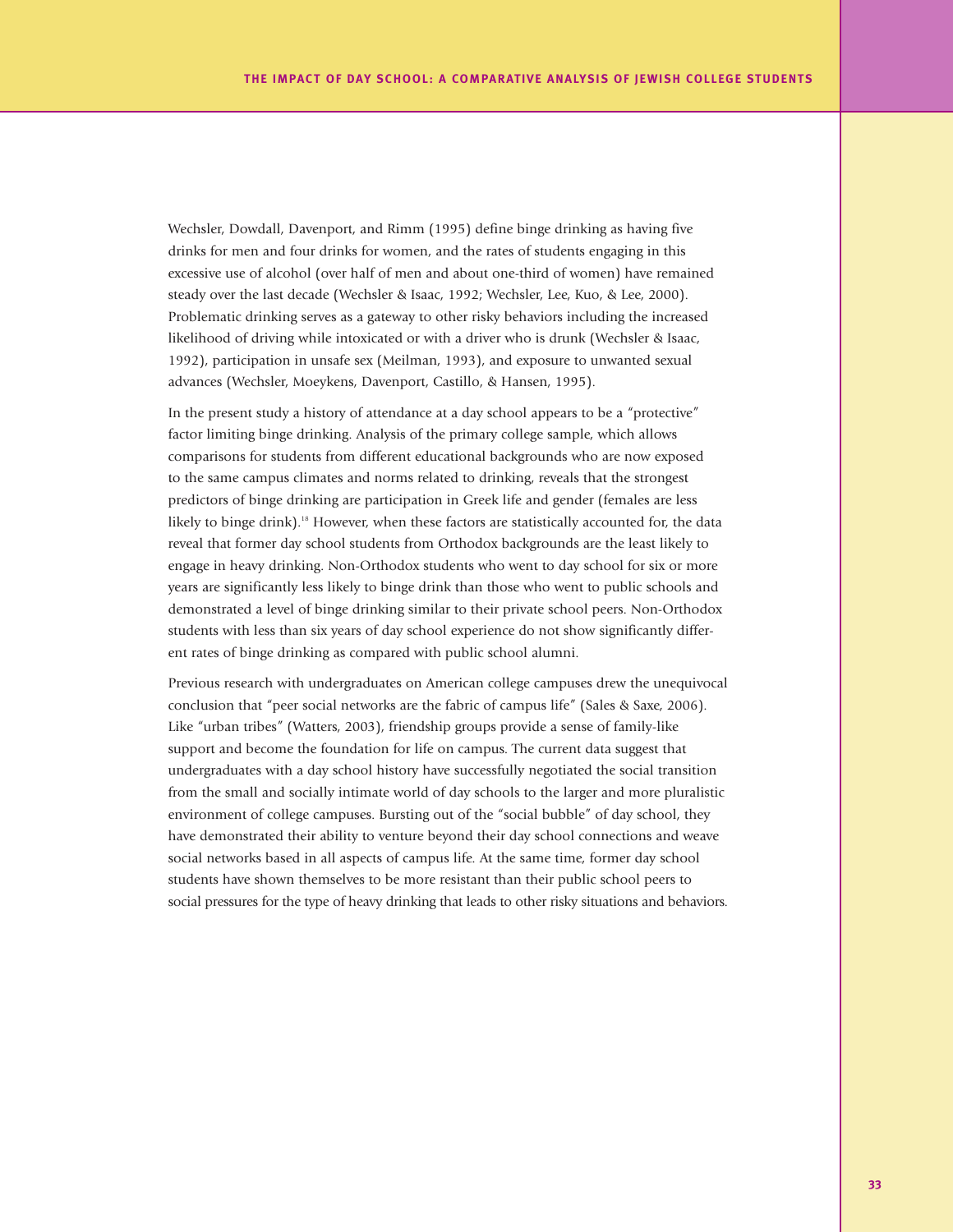Wechsler, Dowdall, Davenport, and Rimm (1995) define binge drinking as having five drinks for men and four drinks for women, and the rates of students engaging in this excessive use of alcohol (over half of men and about one-third of women) have remained steady over the last decade (Wechsler & Isaac, 1992; Wechsler, Lee, Kuo, & Lee, 2000). Problematic drinking serves as a gateway to other risky behaviors including the increased likelihood of driving while intoxicated or with a driver who is drunk (Wechsler & Isaac, 1992), participation in unsafe sex (Meilman, 1993), and exposure to unwanted sexual advances (Wechsler, Moeykens, Davenport, Castillo, & Hansen, 1995).

In the present study a history of attendance at a day school appears to be a "protective" factor limiting binge drinking. Analysis of the primary college sample, which allows comparisons for students from different educational backgrounds who are now exposed to the same campus climates and norms related to drinking, reveals that the strongest predictors of binge drinking are participation in Greek life and gender (females are less likely to binge drink).[18] However, when these factors are statistically accounted for, the data reveal that former day school students from Orthodox backgrounds are the least likely to engage in heavy drinking. Non-Orthodox students who went to day school for six or more years are significantly less likely to binge drink than those who went to public schools and demonstrated a level of binge drinking similar to their private school peers. Non-Orthodox students with less than six years of day school experience do not show significantly different rates of binge drinking as compared with public school alumni.

Previous research with undergraduates on American college campuses drew the unequivocal conclusion that "peer social networks are the fabric of campus life" (Sales & Saxe, 2006). Like "urban tribes" (Watters, 2003), friendship groups provide a sense of family-like support and become the foundation for life on campus. The current data suggest that undergraduates with a day school history have successfully negotiated the social transition from the small and socially intimate world of day schools to the larger and more pluralistic environment of college campuses. Bursting out of the "social bubble" of day school, they have demonstrated their ability to venture beyond their day school connections and weave social networks based in all aspects of campus life. At the same time, former day school students have shown themselves to be more resistant than their public school peers to social pressures for the type of heavy drinking that leads to other risky situations and behaviors.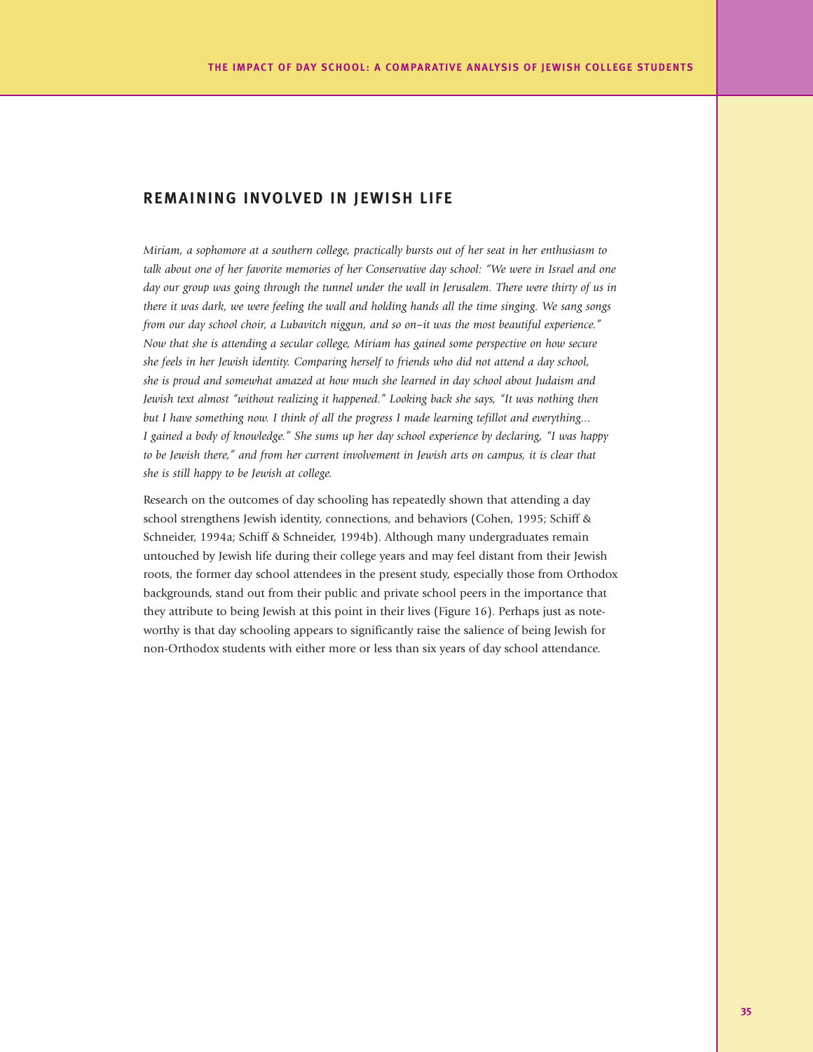## REMAINING INVOLVED IN JEWISH LIFE

*Miriam, a sophomore at a southern college, practically bursts out of her seat in her enthusiasm to talk about one of her favorite memories of her Conservative day school: "We were in Israel and one day our group was going through the tunnel under the wall in Jerusalem. There were thirty of us in there it was dark, we were feeling the wall and holding hands all the time singing. We sang songs from our day school choir, a Lubavitch niggun, and so on–it was the most beautiful experience." Now that she is attending a secular college, Miriam has gained some perspective on how secure she feels in her Jewish identity. Comparing herself to friends who did not attend a day school, she is proud and somewhat amazed at how much she learned in day school about Judaism and Jewish text almost "without realizing it happened." Looking back she says, "It was nothing then but I have something now. I think of all the progress I made learning tefillot and everything... I gained a body of knowledge." She sums up her day school experience by declaring, "I was happy to be Jewish there," and from her current involvement in Jewish arts on campus, it is clear that she is still happy to be Jewish at college.*

Research on the outcomes of day schooling has repeatedly shown that attending a day school strengthens Jewish identity, connections, and behaviors (Cohen, 1995; Schiff & Schneider, 1994a; Schiff & Schneider, 1994b). Although many undergraduates remain untouched by Jewish life during their college years and may feel distant from their Jewish roots, the former day school attendees in the present study, especially those from Orthodox backgrounds, stand out from their public and private school peers in the importance that they attribute to being Jewish at this point in their lives (Figure 16). Perhaps just as noteworthy is that day schooling appears to significantly raise the salience of being Jewish for non-Orthodox students with either more or less than six years of day school attendance.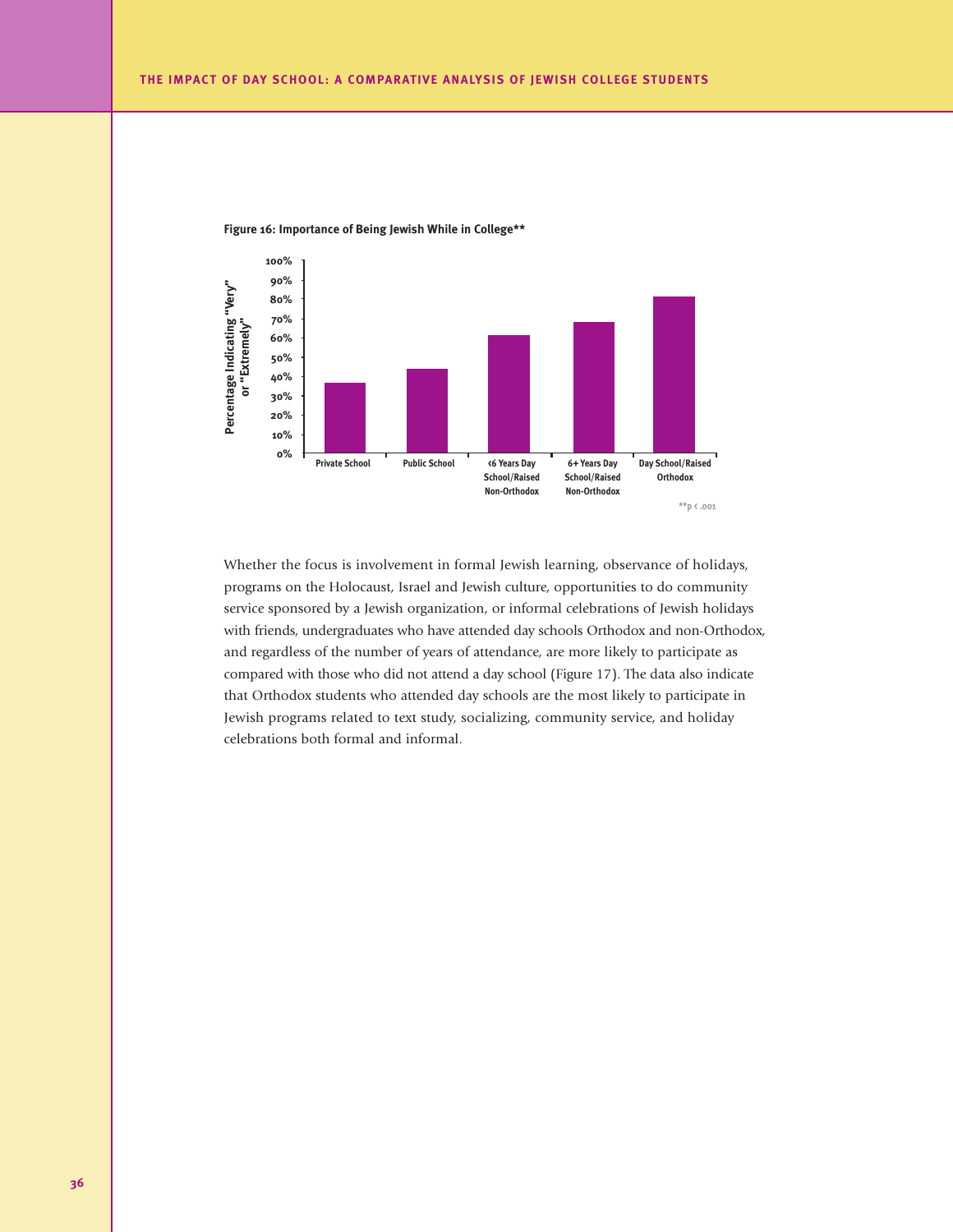**Figure 16: Importance of Being Jewish While in College****

**p < .001

Whether the focus is involvement in formal Jewish learning, observance of holidays, programs on the Holocaust, Israel and Jewish culture, opportunities to do community service sponsored by a Jewish organization, or informal celebrations of Jewish holidays with friends, undergraduates who have attended day schools Orthodox and non-Orthodox, and regardless of the number of years of attendance, are more likely to participate as compared with those who did not attend a day school (Figure 17). The data also indicate that Orthodox students who attended day schools are the most likely to participate in Jewish programs related to text study, socializing, community service, and holiday celebrations both formal and informal.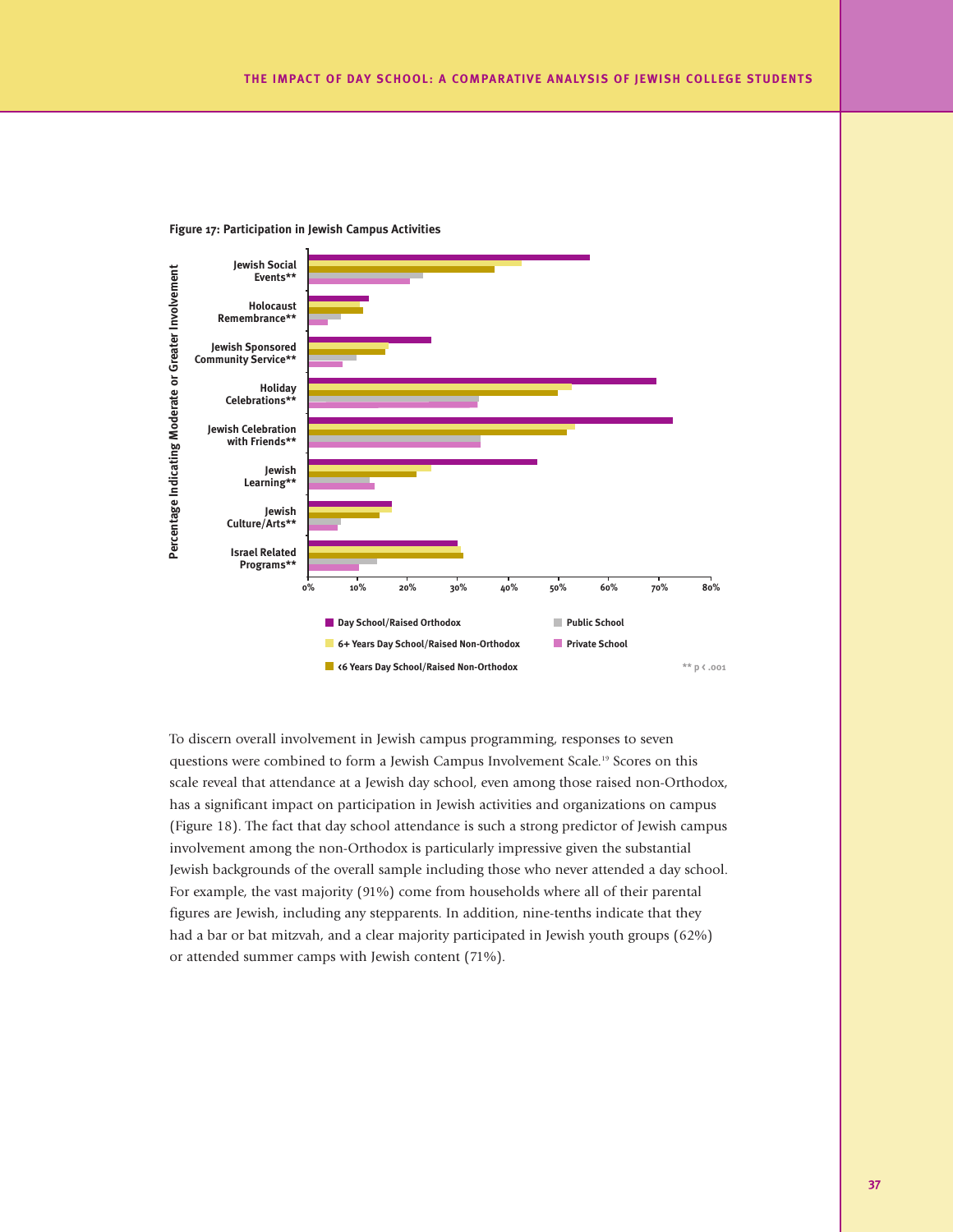**Figure 17: Participation in Jewish Campus Activities**

To discern overall involvement in Jewish campus programming, responses to seven questions were combined to form a Jewish Campus Involvement Scale.[19] Scores on this scale reveal that attendance at a Jewish day school, even among those raised non-Orthodox, has a significant impact on participation in Jewish activities and organizations on campus (Figure 18). The fact that day school attendance is such a strong predictor of Jewish campus involvement among the non-Orthodox is particularly impressive given the substantial Jewish backgrounds of the overall sample including those who never attended a day school. For example, the vast majority (91%) come from households where all of their parental figures are Jewish, including any stepparents. In addition, nine-tenths indicate that they had a bar or bat mitzvah, and a clear majority participated in Jewish youth groups (62%) or attended summer camps with Jewish content (71%).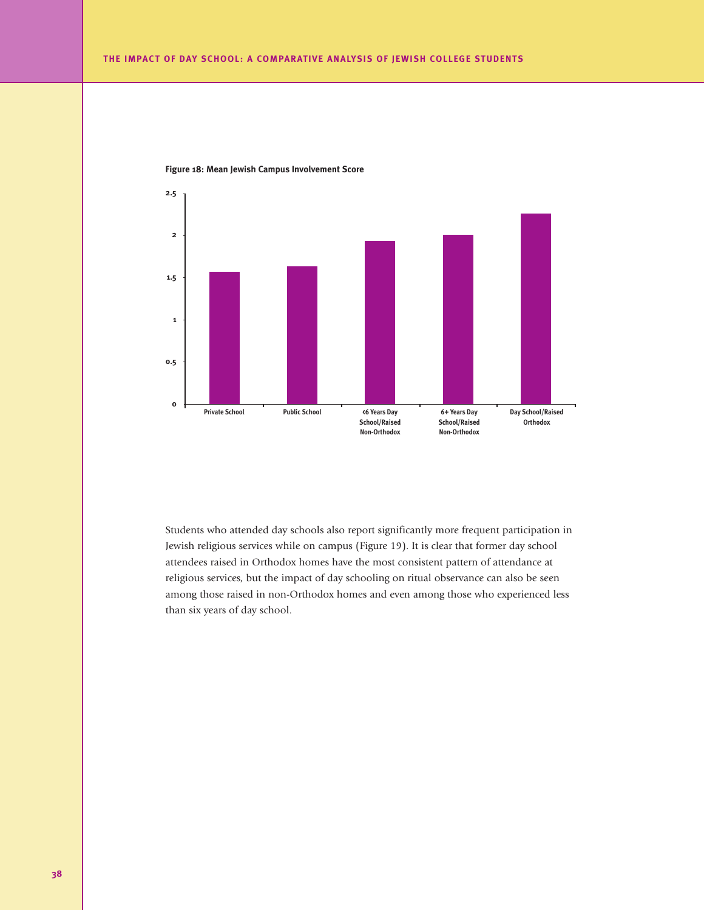**Figure 18: Mean Jewish Campus Involvement Score**

Students who attended day schools also report significantly more frequent participation in Jewish religious services while on campus (Figure 19). It is clear that former day school attendees raised in Orthodox homes have the most consistent pattern of attendance at religious services, but the impact of day schooling on ritual observance can also be seen among those raised in non-Orthodox homes and even among those who experienced less than six years of day school.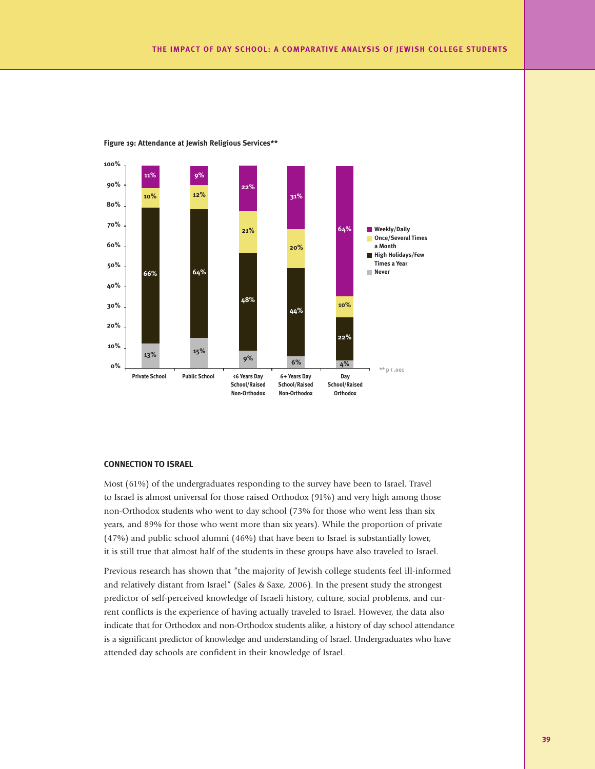**Figure 19: Attendance at Jewish Religious Services****

| | Private School | Public School | <6 Years Day School/Raised Non-Orthodox | 6+ Years Day School/Raised Non-Orthodox | Day School/Raised Orthodox |
|---|---|---|---|---|---|
| Weekly/Daily | 11% | 9% | 22% | 31% | 64% |
| Once/Several Times a Month | 10% | 12% | 21% | 20% | 10% |
| High Holidays/Few Times a Year | 66% | 64% | 48% | 44% | 22% |
| Never | 13% | 15% | 9% | 6% | 4% |

** $p < .001$

### CONNECTION TO ISRAEL

Most (61%) of the undergraduates responding to the survey have been to Israel. Travel to Israel is almost universal for those raised Orthodox (91%) and very high among those non-Orthodox students who went to day school (73% for those who went less than six years, and 89% for those who went more than six years). While the proportion of private (47%) and public school alumni (46%) that have been to Israel is substantially lower, it is still true that almost half of the students in these groups have also traveled to Israel.

Previous research has shown that "the majority of Jewish college students feel ill-informed and relatively distant from Israel" (Sales & Saxe, 2006). In the present study the strongest predictor of self-perceived knowledge of Israeli history, culture, social problems, and current conflicts is the experience of having actually traveled to Israel. However, the data also indicate that for Orthodox and non-Orthodox students alike, a history of day school attendance is a significant predictor of knowledge and understanding of Israel. Undergraduates who have attended day schools are confident in their knowledge of Israel.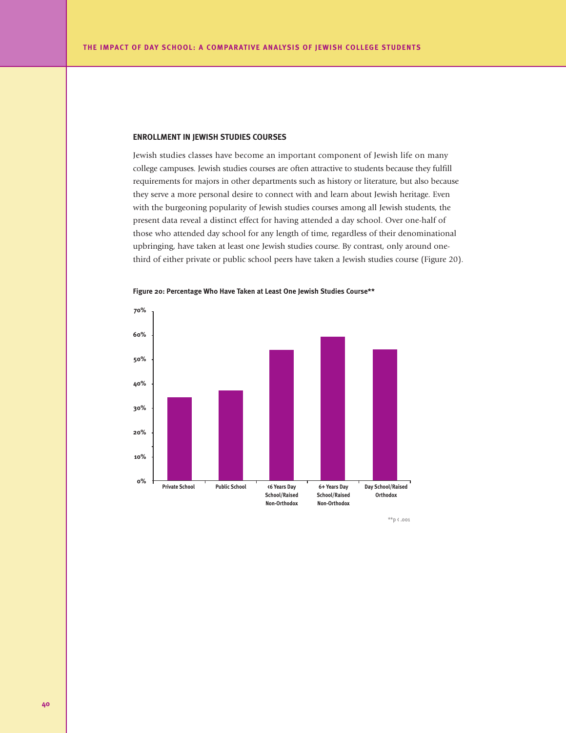## ENROLLMENT IN JEWISH STUDIES COURSES

Jewish studies classes have become an important component of Jewish life on many college campuses. Jewish studies courses are often attractive to students because they fulfill requirements for majors in other departments such as history or literature, but also because they serve a more personal desire to connect with and learn about Jewish heritage. Even with the burgeoning popularity of Jewish studies courses among all Jewish students, the present data reveal a distinct effect for having attended a day school. Over one-half of those who attended day school for any length of time, regardless of their denominational upbringing, have taken at least one Jewish studies course. By contrast, only around one-third of either private or public school peers have taken a Jewish studies course (Figure 20).

**Figure 20: Percentage Who Have Taken at Least One Jewish Studies Course****

70%
60%
50%
40%
30%
20%
10%
0%

Private School | Public School | <6 Years Day School/Raised Non-Orthodox | 6+ Years Day School/Raised Non-Orthodox | Day School/Raised Orthodox

**$p < .001$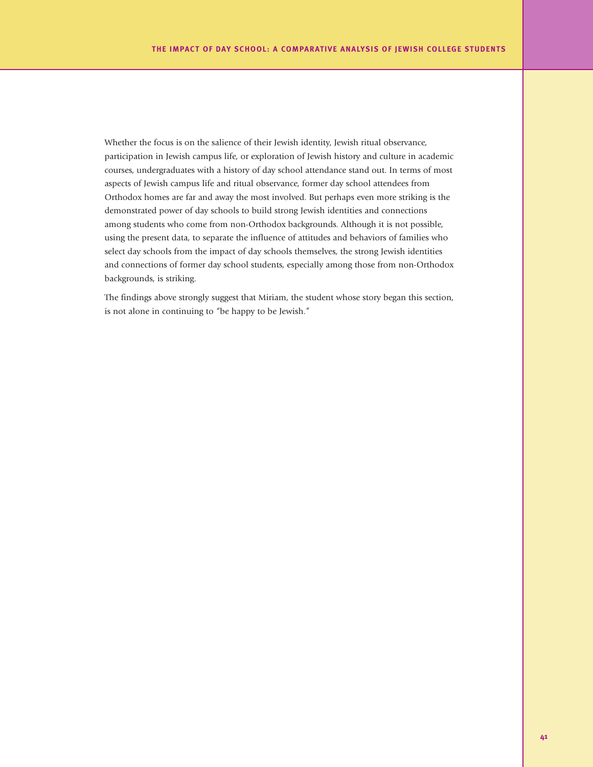Whether the focus is on the salience of their Jewish identity, Jewish ritual observance, participation in Jewish campus life, or exploration of Jewish history and culture in academic courses, undergraduates with a history of day school attendance stand out. In terms of most aspects of Jewish campus life and ritual observance, former day school attendees from Orthodox homes are far and away the most involved. But perhaps even more striking is the demonstrated power of day schools to build strong Jewish identities and connections among students who come from non-Orthodox backgrounds. Although it is not possible, using the present data, to separate the influence of attitudes and behaviors of families who select day schools from the impact of day schools themselves, the strong Jewish identities and connections of former day school students, especially among those from non-Orthodox backgrounds, is striking.

The findings above strongly suggest that Miriam, the student whose story began this section, is not alone in continuing to "be happy to be Jewish."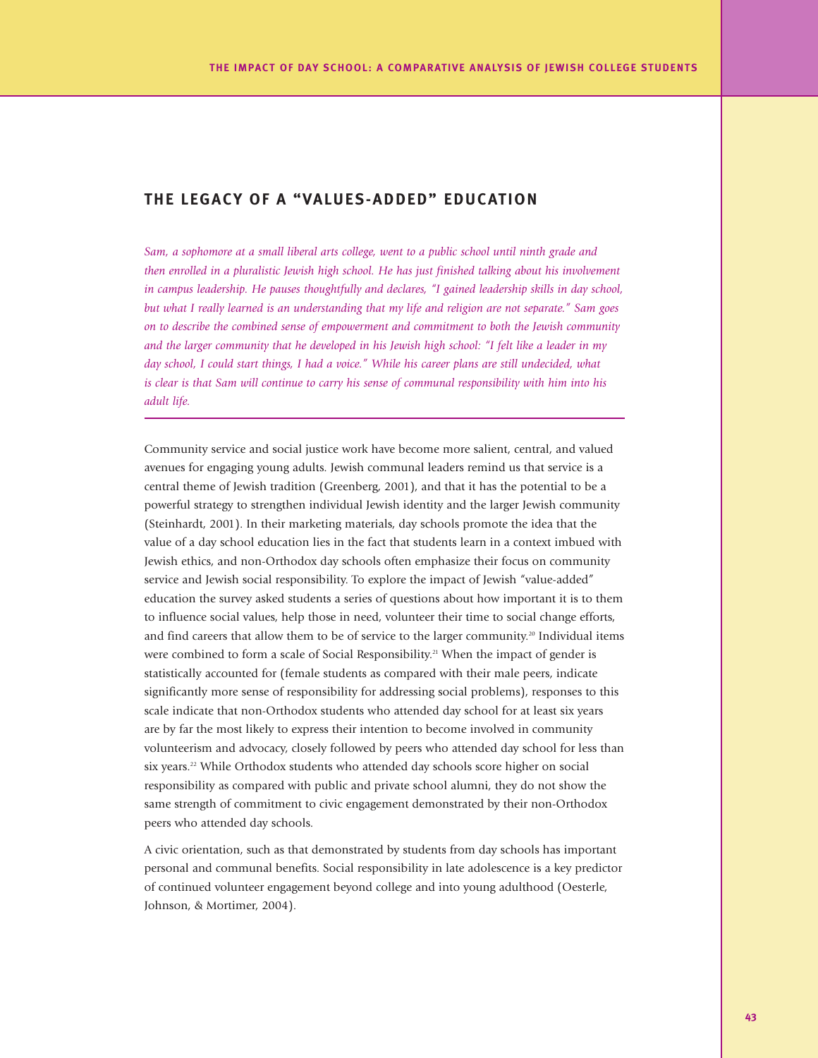## THE LEGACY OF A "VALUES-ADDED" EDUCATION

*Sam, a sophomore at a small liberal arts college, went to a public school until ninth grade and then enrolled in a pluralistic Jewish high school. He has just finished talking about his involvement in campus leadership. He pauses thoughtfully and declares, "I gained leadership skills in day school, but what I really learned is an understanding that my life and religion are not separate." Sam goes on to describe the combined sense of empowerment and commitment to both the Jewish community and the larger community that he developed in his Jewish high school: "I felt like a leader in my day school, I could start things, I had a voice." While his career plans are still undecided, what is clear is that Sam will continue to carry his sense of communal responsibility with him into his adult life.*

---

Community service and social justice work have become more salient, central, and valued avenues for engaging young adults. Jewish communal leaders remind us that service is a central theme of Jewish tradition (Greenberg, 2001), and that it has the potential to be a powerful strategy to strengthen individual Jewish identity and the larger Jewish community (Steinhardt, 2001). In their marketing materials, day schools promote the idea that the value of a day school education lies in the fact that students learn in a context imbued with Jewish ethics, and non-Orthodox day schools often emphasize their focus on community service and Jewish social responsibility. To explore the impact of Jewish "value-added" education the survey asked students a series of questions about how important it is to them to influence social values, help those in need, volunteer their time to social change efforts, and find careers that allow them to be of service to the larger community.[20] Individual items were combined to form a scale of Social Responsibility.[21] When the impact of gender is statistically accounted for (female students as compared with their male peers, indicate significantly more sense of responsibility for addressing social problems), responses to this scale indicate that non-Orthodox students who attended day school for at least six years are by far the most likely to express their intention to become involved in community volunteerism and advocacy, closely followed by peers who attended day school for less than six years.[22] While Orthodox students who attended day schools score higher on social responsibility as compared with public and private school alumni, they do not show the same strength of commitment to civic engagement demonstrated by their non-Orthodox peers who attended day schools.

A civic orientation, such as that demonstrated by students from day schools has important personal and communal benefits. Social responsibility in late adolescence is a key predictor of continued volunteer engagement beyond college and into young adulthood (Oesterle, Johnson, & Mortimer, 2004).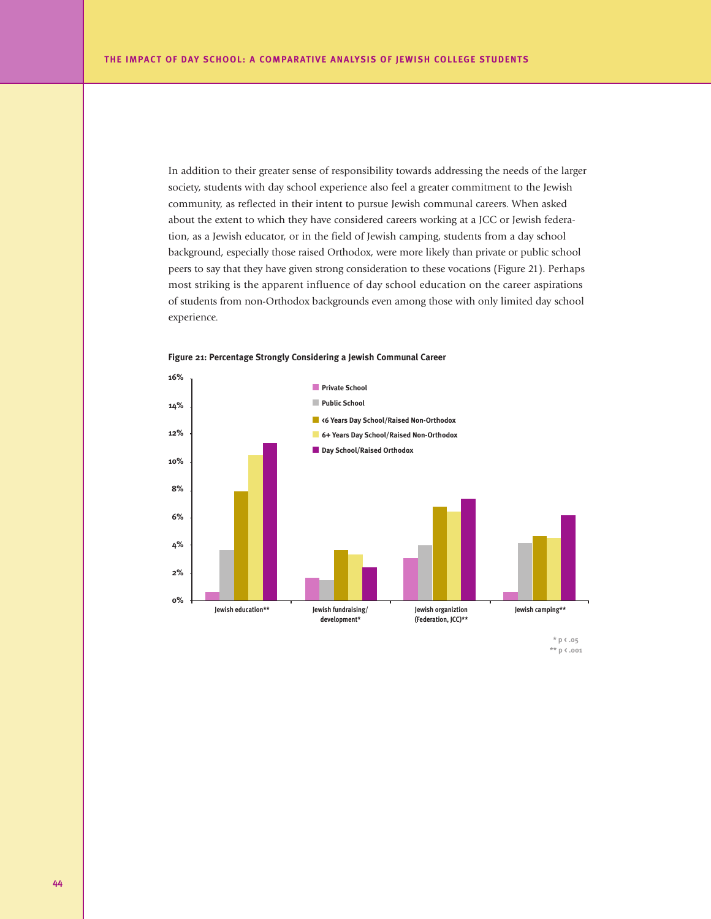In addition to their greater sense of responsibility towards addressing the needs of the larger society, students with day school experience also feel a greater commitment to the Jewish community, as reflected in their intent to pursue Jewish communal careers. When asked about the extent to which they have considered careers working at a JCC or Jewish federation, as a Jewish educator, or in the field of Jewish camping, students from a day school background, especially those raised Orthodox, were more likely than private or public school peers to say that they have given strong consideration to these vocations (Figure 21). Perhaps most striking is the apparent influence of day school education on the career aspirations of students from non-Orthodox backgrounds even among those with only limited day school experience.

**Figure 21: Percentage Strongly Considering a Jewish Communal Career**

16%
14%
12%
10%
8%
6%
4%
2%
0%

Private School
Public School
<6 Years Day School/Raised Non-Orthodox
6+ Years Day School/Raised Non-Orthodox
Day School/Raised Orthodox

Jewish education**
Jewish fundraising/ development*
Jewish organiztion (Federation, JCC)**
Jewish camping**

* p < .05
** p < .001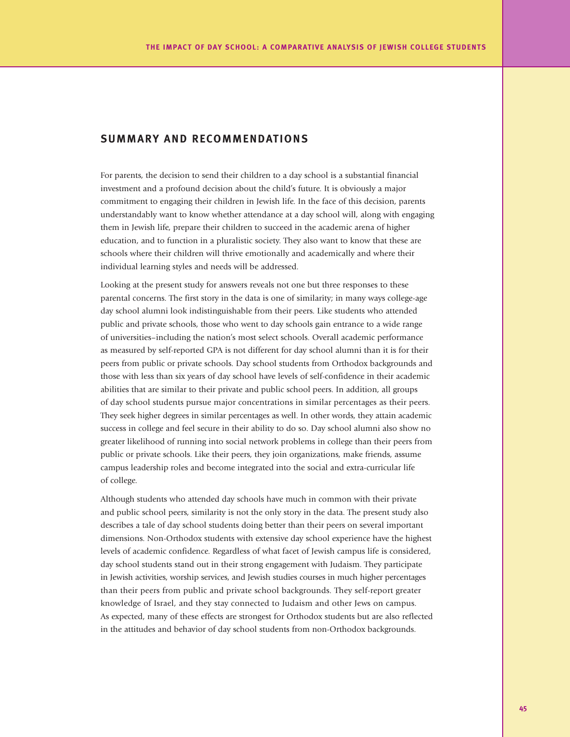## SUMMARY AND RECOMMENDATIONS

For parents, the decision to send their children to a day school is a substantial financial investment and a profound decision about the child's future. It is obviously a major commitment to engaging their children in Jewish life. In the face of this decision, parents understandably want to know whether attendance at a day school will, along with engaging them in Jewish life, prepare their children to succeed in the academic arena of higher education, and to function in a pluralistic society. They also want to know that these are schools where their children will thrive emotionally and academically and where their individual learning styles and needs will be addressed.

Looking at the present study for answers reveals not one but three responses to these parental concerns. The first story in the data is one of similarity; in many ways college-age day school alumni look indistinguishable from their peers. Like students who attended public and private schools, those who went to day schools gain entrance to a wide range of universities–including the nation's most select schools. Overall academic performance as measured by self-reported GPA is not different for day school alumni than it is for their peers from public or private schools. Day school students from Orthodox backgrounds and those with less than six years of day school have levels of self-confidence in their academic abilities that are similar to their private and public school peers. In addition, all groups of day school students pursue major concentrations in similar percentages as their peers. They seek higher degrees in similar percentages as well. In other words, they attain academic success in college and feel secure in their ability to do so. Day school alumni also show no greater likelihood of running into social network problems in college than their peers from public or private schools. Like their peers, they join organizations, make friends, assume campus leadership roles and become integrated into the social and extra-curricular life of college.

Although students who attended day schools have much in common with their private and public school peers, similarity is not the only story in the data. The present study also describes a tale of day school students doing better than their peers on several important dimensions. Non-Orthodox students with extensive day school experience have the highest levels of academic confidence. Regardless of what facet of Jewish campus life is considered, day school students stand out in their strong engagement with Judaism. They participate in Jewish activities, worship services, and Jewish studies courses in much higher percentages than their peers from public and private school backgrounds. They self-report greater knowledge of Israel, and they stay connected to Judaism and other Jews on campus. As expected, many of these effects are strongest for Orthodox students but are also reflected in the attitudes and behavior of day school students from non-Orthodox backgrounds.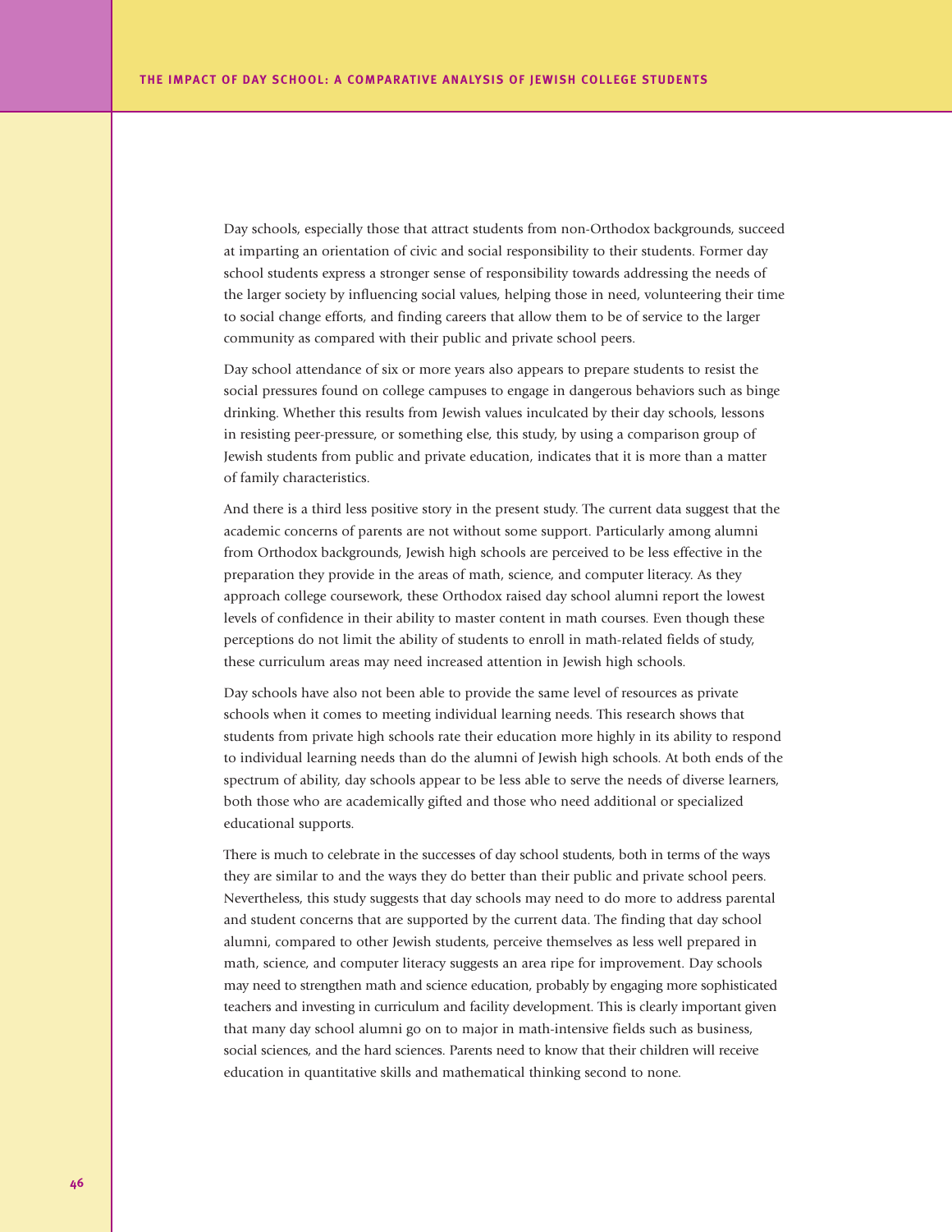Day schools, especially those that attract students from non-Orthodox backgrounds, succeed at imparting an orientation of civic and social responsibility to their students. Former day school students express a stronger sense of responsibility towards addressing the needs of the larger society by influencing social values, helping those in need, volunteering their time to social change efforts, and finding careers that allow them to be of service to the larger community as compared with their public and private school peers.

Day school attendance of six or more years also appears to prepare students to resist the social pressures found on college campuses to engage in dangerous behaviors such as binge drinking. Whether this results from Jewish values inculcated by their day schools, lessons in resisting peer-pressure, or something else, this study, by using a comparison group of Jewish students from public and private education, indicates that it is more than a matter of family characteristics.

And there is a third less positive story in the present study. The current data suggest that the academic concerns of parents are not without some support. Particularly among alumni from Orthodox backgrounds, Jewish high schools are perceived to be less effective in the preparation they provide in the areas of math, science, and computer literacy. As they approach college coursework, these Orthodox raised day school alumni report the lowest levels of confidence in their ability to master content in math courses. Even though these perceptions do not limit the ability of students to enroll in math-related fields of study, these curriculum areas may need increased attention in Jewish high schools.

Day schools have also not been able to provide the same level of resources as private schools when it comes to meeting individual learning needs. This research shows that students from private high schools rate their education more highly in its ability to respond to individual learning needs than do the alumni of Jewish high schools. At both ends of the spectrum of ability, day schools appear to be less able to serve the needs of diverse learners, both those who are academically gifted and those who need additional or specialized educational supports.

There is much to celebrate in the successes of day school students, both in terms of the ways they are similar to and the ways they do better than their public and private school peers. Nevertheless, this study suggests that day schools may need to do more to address parental and student concerns that are supported by the current data. The finding that day school alumni, compared to other Jewish students, perceive themselves as less well prepared in math, science, and computer literacy suggests an area ripe for improvement. Day schools may need to strengthen math and science education, probably by engaging more sophisticated teachers and investing in curriculum and facility development. This is clearly important given that many day school alumni go on to major in math-intensive fields such as business, social sciences, and the hard sciences. Parents need to know that their children will receive education in quantitative skills and mathematical thinking second to none.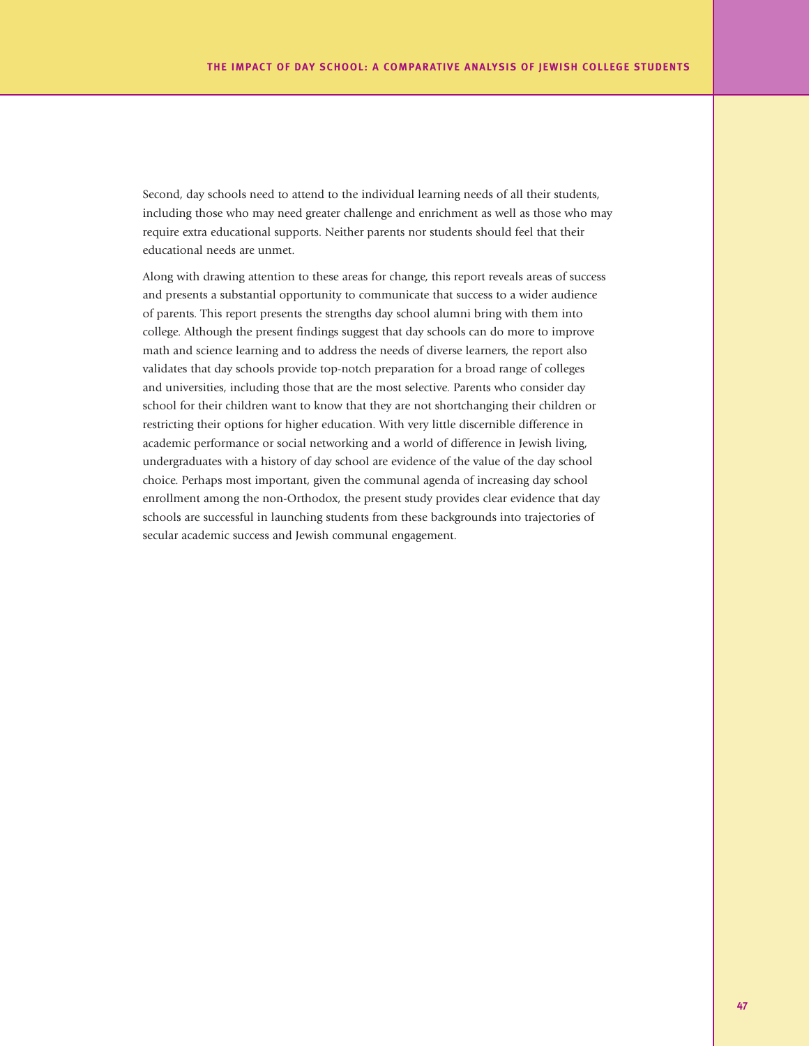Second, day schools need to attend to the individual learning needs of all their students, including those who may need greater challenge and enrichment as well as those who may require extra educational supports. Neither parents nor students should feel that their educational needs are unmet.

Along with drawing attention to these areas for change, this report reveals areas of success and presents a substantial opportunity to communicate that success to a wider audience of parents. This report presents the strengths day school alumni bring with them into college. Although the present findings suggest that day schools can do more to improve math and science learning and to address the needs of diverse learners, the report also validates that day schools provide top-notch preparation for a broad range of colleges and universities, including those that are the most selective. Parents who consider day school for their children want to know that they are not shortchanging their children or restricting their options for higher education. With very little discernible difference in academic performance or social networking and a world of difference in Jewish living, undergraduates with a history of day school are evidence of the value of the day school choice. Perhaps most important, given the communal agenda of increasing day school enrollment among the non-Orthodox, the present study provides clear evidence that day schools are successful in launching students from these backgrounds into trajectories of secular academic success and Jewish communal engagement.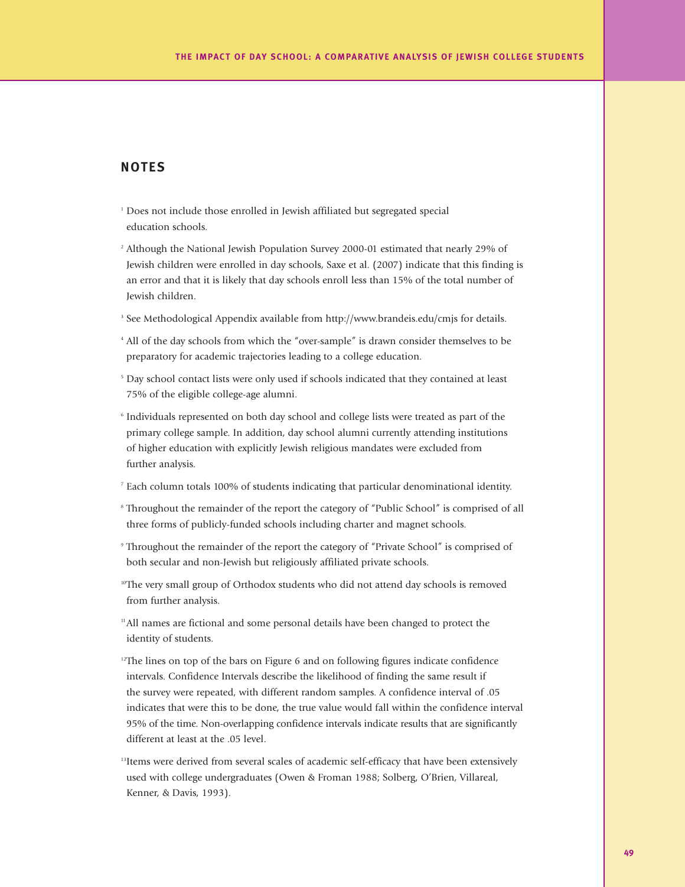## NOTES

[1] Does not include those enrolled in Jewish affiliated but segregated special education schools.

[2] Although the National Jewish Population Survey 2000-01 estimated that nearly 29% of Jewish children were enrolled in day schools, Saxe et al. (2007) indicate that this finding is an error and that it is likely that day schools enroll less than 15% of the total number of Jewish children.

[3] See Methodological Appendix available from http://www.brandeis.edu/cmjs for details.

[4] All of the day schools from which the "over-sample" is drawn consider themselves to be preparatory for academic trajectories leading to a college education.

[5] Day school contact lists were only used if schools indicated that they contained at least 75% of the eligible college-age alumni.

[6] Individuals represented on both day school and college lists were treated as part of the primary college sample. In addition, day school alumni currently attending institutions of higher education with explicitly Jewish religious mandates were excluded from further analysis.

[7] Each column totals 100% of students indicating that particular denominational identity.

[8] Throughout the remainder of the report the category of "Public School" is comprised of all three forms of publicly-funded schools including charter and magnet schools.

[9] Throughout the remainder of the report the category of "Private School" is comprised of both secular and non-Jewish but religiously affiliated private schools.

[10] The very small group of Orthodox students who did not attend day schools is removed from further analysis.

[11] All names are fictional and some personal details have been changed to protect the identity of students.

[12] The lines on top of the bars on Figure 6 and on following figures indicate confidence intervals. Confidence Intervals describe the likelihood of finding the same result if the survey were repeated, with different random samples. A confidence interval of .05 indicates that were this to be done, the true value would fall within the confidence interval 95% of the time. Non-overlapping confidence intervals indicate results that are significantly different at least at the .05 level.

[13] Items were derived from several scales of academic self-efficacy that have been extensively used with college undergraduates (Owen & Froman 1988; Solberg, O'Brien, Villareal, Kenner, & Davis, 1993).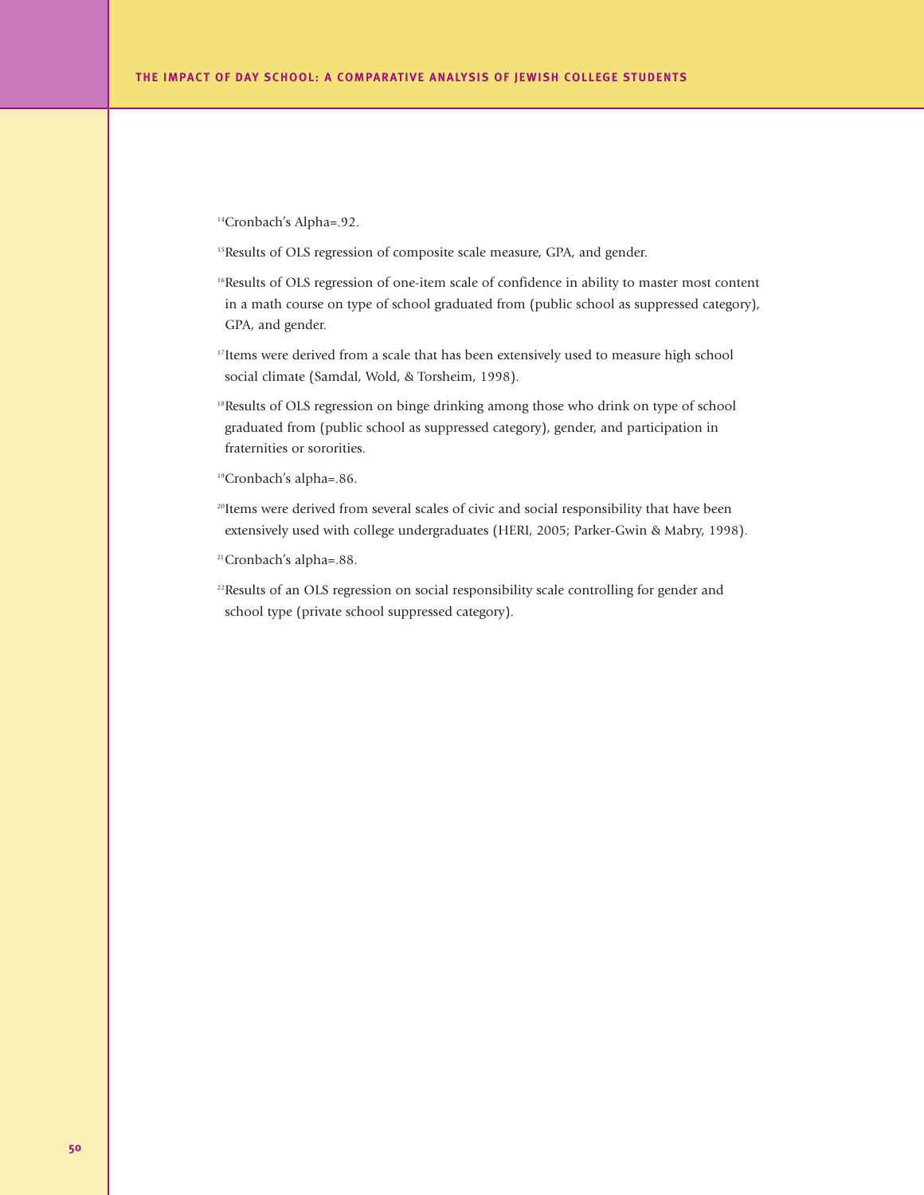[14]Cronbach's Alpha=.92.

[15]Results of OLS regression of composite scale measure, GPA, and gender.

[16]Results of OLS regression of one-item scale of confidence in ability to master most content in a math course on type of school graduated from (public school as suppressed category), GPA, and gender.

[17]Items were derived from a scale that has been extensively used to measure high school social climate (Samdal, Wold, & Torsheim, 1998).

[18]Results of OLS regression on binge drinking among those who drink on type of school graduated from (public school as suppressed category), gender, and participation in fraternities or sororities.

[19]Cronbach's alpha=.86.

[20]Items were derived from several scales of civic and social responsibility that have been extensively used with college undergraduates (HERI, 2005; Parker-Gwin & Mabry, 1998).

[21]Cronbach's alpha=.88.

[22]Results of an OLS regression on social responsibility scale controlling for gender and school type (private school suppressed category).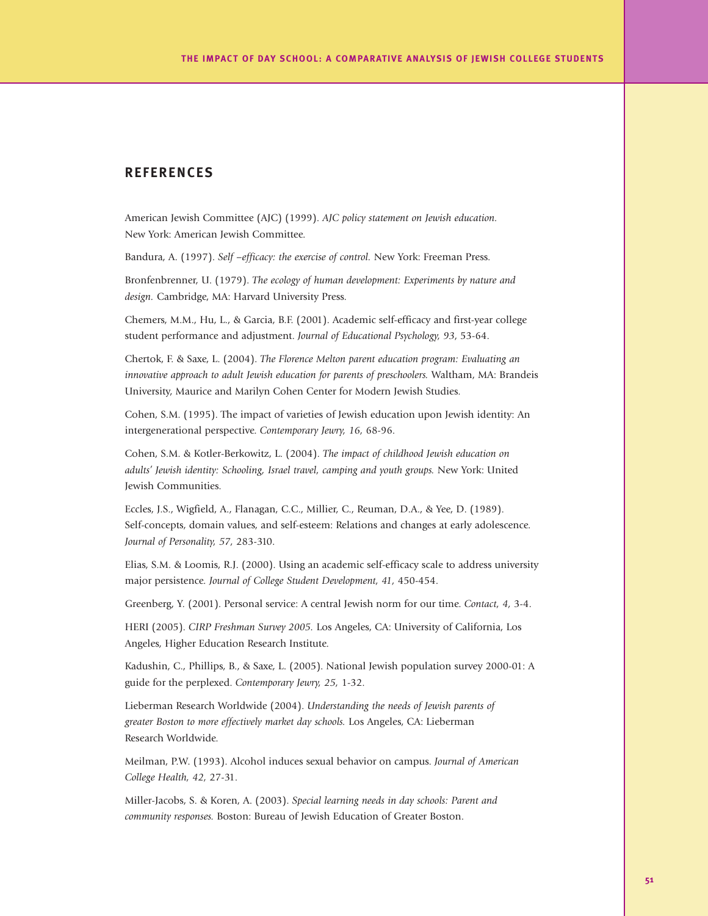## REFERENCES

American Jewish Committee (AJC) (1999). *AJC policy statement on Jewish education.* New York: American Jewish Committee.

Bandura, A. (1997). *Self –efficacy: the exercise of control.* New York: Freeman Press.

Bronfenbrenner, U. (1979). *The ecology of human development: Experiments by nature and design.* Cambridge, MA: Harvard University Press.

Chemers, M.M., Hu, L., & Garcia, B.F. (2001). Academic self-efficacy and first-year college student performance and adjustment. *Journal of Educational Psychology, 93*, 53-64.

Chertok, F. & Saxe, L. (2004). *The Florence Melton parent education program: Evaluating an innovative approach to adult Jewish education for parents of preschoolers.* Waltham, MA: Brandeis University, Maurice and Marilyn Cohen Center for Modern Jewish Studies.

Cohen, S.M. (1995). The impact of varieties of Jewish education upon Jewish identity: An intergenerational perspective. *Contemporary Jewry, 16,* 68-96.

Cohen, S.M. & Kotler-Berkowitz, L. (2004). *The impact of childhood Jewish education on adults' Jewish identity: Schooling, Israel travel, camping and youth groups.* New York: United Jewish Communities.

Eccles, J.S., Wigfield, A., Flanagan, C.C., Millier, C., Reuman, D.A., & Yee, D. (1989). Self-concepts, domain values, and self-esteem: Relations and changes at early adolescence. *Journal of Personality, 57,* 283-310.

Elias, S.M. & Loomis, R.J. (2000). Using an academic self-efficacy scale to address university major persistence. *Journal of College Student Development, 41*, 450-454.

Greenberg, Y. (2001). Personal service: A central Jewish norm for our time. *Contact, 4,* 3-4.

HERI (2005). *CIRP Freshman Survey 2005.* Los Angeles, CA: University of California, Los Angeles, Higher Education Research Institute.

Kadushin, C., Phillips, B., & Saxe, L. (2005). National Jewish population survey 2000-01: A guide for the perplexed. *Contemporary Jewry, 25,* 1-32.

Lieberman Research Worldwide (2004). *Understanding the needs of Jewish parents of greater Boston to more effectively market day schools.* Los Angeles, CA: Lieberman Research Worldwide.

Meilman, P.W. (1993). Alcohol induces sexual behavior on campus. *Journal of American College Health, 42,* 27-31.

Miller-Jacobs, S. & Koren, A. (2003). *Special learning needs in day schools: Parent and community responses.* Boston: Bureau of Jewish Education of Greater Boston.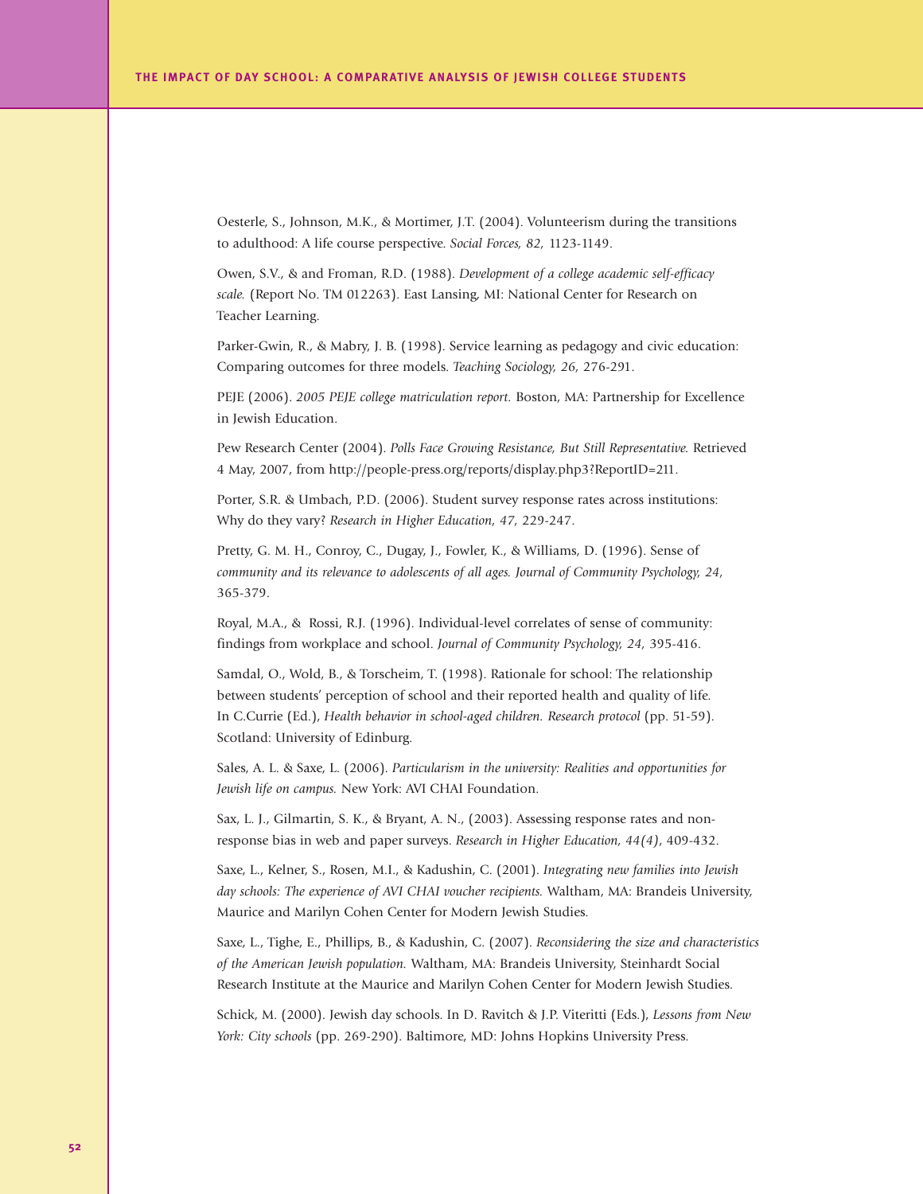Oesterle, S., Johnson, M.K., & Mortimer, J.T. (2004). Volunteerism during the transitions to adulthood: A life course perspective. *Social Forces, 82,* 1123-1149.

Owen, S.V., & and Froman, R.D. (1988). *Development of a college academic self-efficacy scale.* (Report No. TM 012263). East Lansing, MI: National Center for Research on Teacher Learning.

Parker-Gwin, R., & Mabry, J. B. (1998). Service learning as pedagogy and civic education: Comparing outcomes for three models. *Teaching Sociology, 26,* 276-291.

PEJE (2006). *2005 PEJE college matriculation report.* Boston, MA: Partnership for Excellence in Jewish Education.

Pew Research Center (2004). *Polls Face Growing Resistance, But Still Representative.* Retrieved 4 May, 2007, from http://people-press.org/reports/display.php3?ReportID=211.

Porter, S.R. & Umbach, P.D. (2006). Student survey response rates across institutions: Why do they vary? *Research in Higher Education, 47,* 229-247.

Pretty, G. M. H., Conroy, C., Dugay, J., Fowler, K., & Williams, D. (1996). Sense of *community and its relevance to adolescents of all ages. Journal of Community Psychology, 24*, 365-379.

Royal, M.A., & Rossi, R.J. (1996). Individual-level correlates of sense of community: findings from workplace and school. *Journal of Community Psychology, 24*, 395-416.

Samdal, O., Wold, B., & Torscheim, T. (1998). Rationale for school: The relationship between students' perception of school and their reported health and quality of life. In C.Currie (Ed.), *Health behavior in school-aged children. Research protocol* (pp. 51-59). Scotland: University of Edinburg.

Sales, A. L. & Saxe, L. (2006). *Particularism in the university: Realities and opportunities for Jewish life on campus.* New York: AVI CHAI Foundation.

Sax, L. J., Gilmartin, S. K., & Bryant, A. N., (2003). Assessing response rates and non-response bias in web and paper surveys. *Research in Higher Education, 44(4)*, 409-432.

Saxe, L., Kelner, S., Rosen, M.I., & Kadushin, C. (2001). *Integrating new families into Jewish day schools: The experience of AVI CHAI voucher recipients.* Waltham, MA: Brandeis University, Maurice and Marilyn Cohen Center for Modern Jewish Studies.

Saxe, L., Tighe, E., Phillips, B., & Kadushin, C. (2007). *Reconsidering the size and characteristics of the American Jewish population.* Waltham, MA: Brandeis University, Steinhardt Social Research Institute at the Maurice and Marilyn Cohen Center for Modern Jewish Studies.

Schick, M. (2000). Jewish day schools. In D. Ravitch & J.P. Viteritti (Eds.), *Lessons from New York: City schools* (pp. 269-290). Baltimore, MD: Johns Hopkins University Press.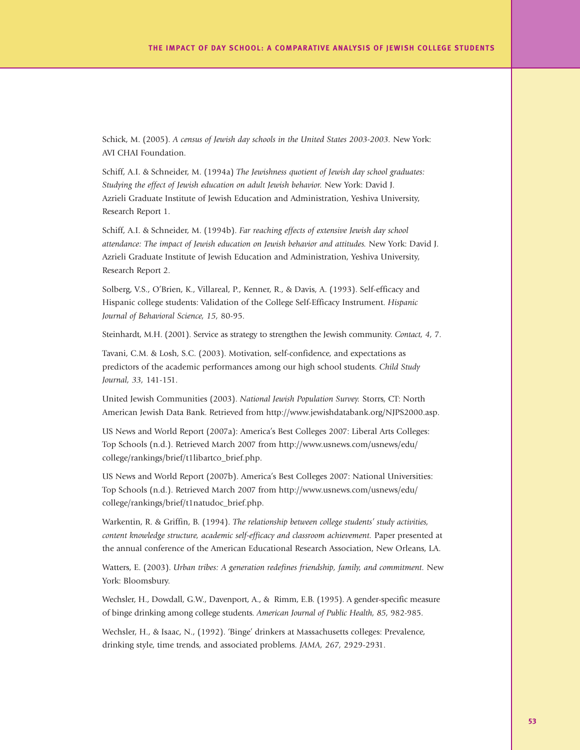Schick, M. (2005). *A census of Jewish day schools in the United States 2003-2003.* New York: AVI CHAI Foundation.

Schiff, A.I. & Schneider, M. (1994a) *The Jewishness quotient of Jewish day school graduates: Studying the effect of Jewish education on adult Jewish behavior.* New York: David J. Azrieli Graduate Institute of Jewish Education and Administration, Yeshiva University, Research Report 1.

Schiff, A.I. & Schneider, M. (1994b). *Far reaching effects of extensive Jewish day school attendance: The impact of Jewish education on Jewish behavior and attitudes.* New York: David J. Azrieli Graduate Institute of Jewish Education and Administration, Yeshiva University, Research Report 2.

Solberg, V.S., O'Brien, K., Villareal, P., Kenner, R., & Davis, A. (1993). Self-efficacy and Hispanic college students: Validation of the College Self-Efficacy Instrument. *Hispanic Journal of Behavioral Science, 15*, 80-95.

Steinhardt, M.H. (2001). Service as strategy to strengthen the Jewish community. *Contact, 4*, 7.

Tavani, C.M. & Losh, S.C. (2003). Motivation, self-confidence, and expectations as predictors of the academic performances among our high school students. *Child Study Journal, 33*, 141-151.

United Jewish Communities (2003). *National Jewish Population Survey.* Storrs, CT: North American Jewish Data Bank. Retrieved from http://www.jewishdatabank.org/NJPS2000.asp.

US News and World Report (2007a): America's Best Colleges 2007: Liberal Arts Colleges: Top Schools (n.d.). Retrieved March 2007 from http://www.usnews.com/usnews/edu/college/rankings/brief/t1libartco_brief.php.

US News and World Report (2007b). America's Best Colleges 2007: National Universities: Top Schools (n.d.). Retrieved March 2007 from http://www.usnews.com/usnews/edu/college/rankings/brief/t1natudoc_brief.php.

Warkentin, R. & Griffin, B. (1994). *The relationship between college students' study activities, content knowledge structure, academic self-efficacy and classroom achievement.* Paper presented at the annual conference of the American Educational Research Association, New Orleans, LA.

Watters, E. (2003). *Urban tribes: A generation redefines friendship, family, and commitment.* New York: Bloomsbury.

Wechsler, H., Dowdall, G.W., Davenport, A., & Rimm, E.B. (1995). A gender-specific measure of binge drinking among college students. *American Journal of Public Health, 85*, 982-985.

Wechsler, H., & Isaac, N., (1992). 'Binge' drinkers at Massachusetts colleges: Prevalence, drinking style, time trends, and associated problems. *JAMA, 267*, 2929-2931.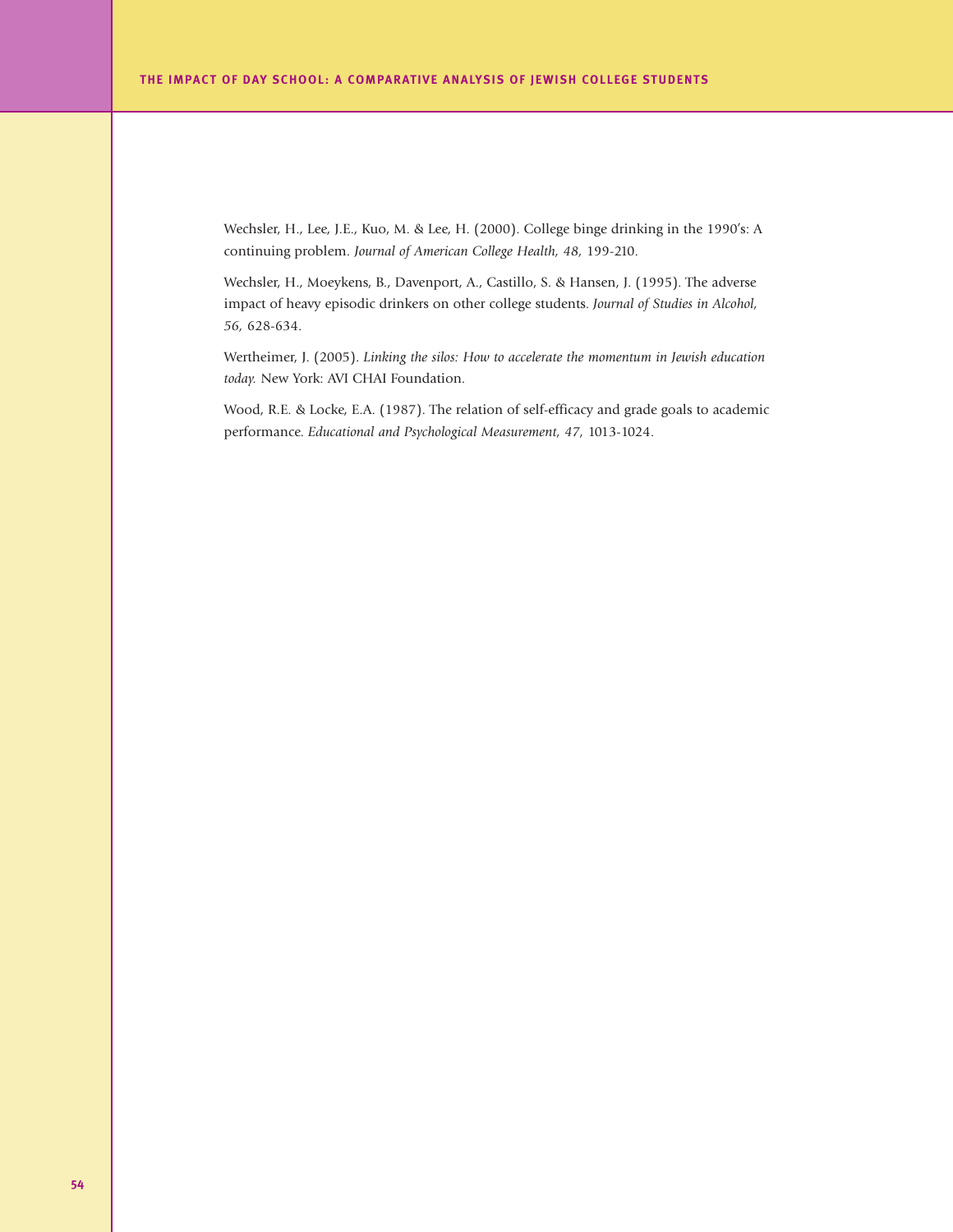Wechsler, H., Lee, J.E., Kuo, M. & Lee, H. (2000). College binge drinking in the 1990's: A continuing problem. *Journal of American College Health, 48,* 199-210.

Wechsler, H., Moeykens, B., Davenport, A., Castillo, S. & Hansen, J. (1995). The adverse impact of heavy episodic drinkers on other college students. *Journal of Studies in Alcohol, 56,* 628-634.

Wertheimer, J. (2005). *Linking the silos: How to accelerate the momentum in Jewish education today.* New York: AVI CHAI Foundation.

Wood, R.E. & Locke, E.A. (1987). The relation of self-efficacy and grade goals to academic performance. *Educational and Psychological Measurement, 47,* 1013-1024.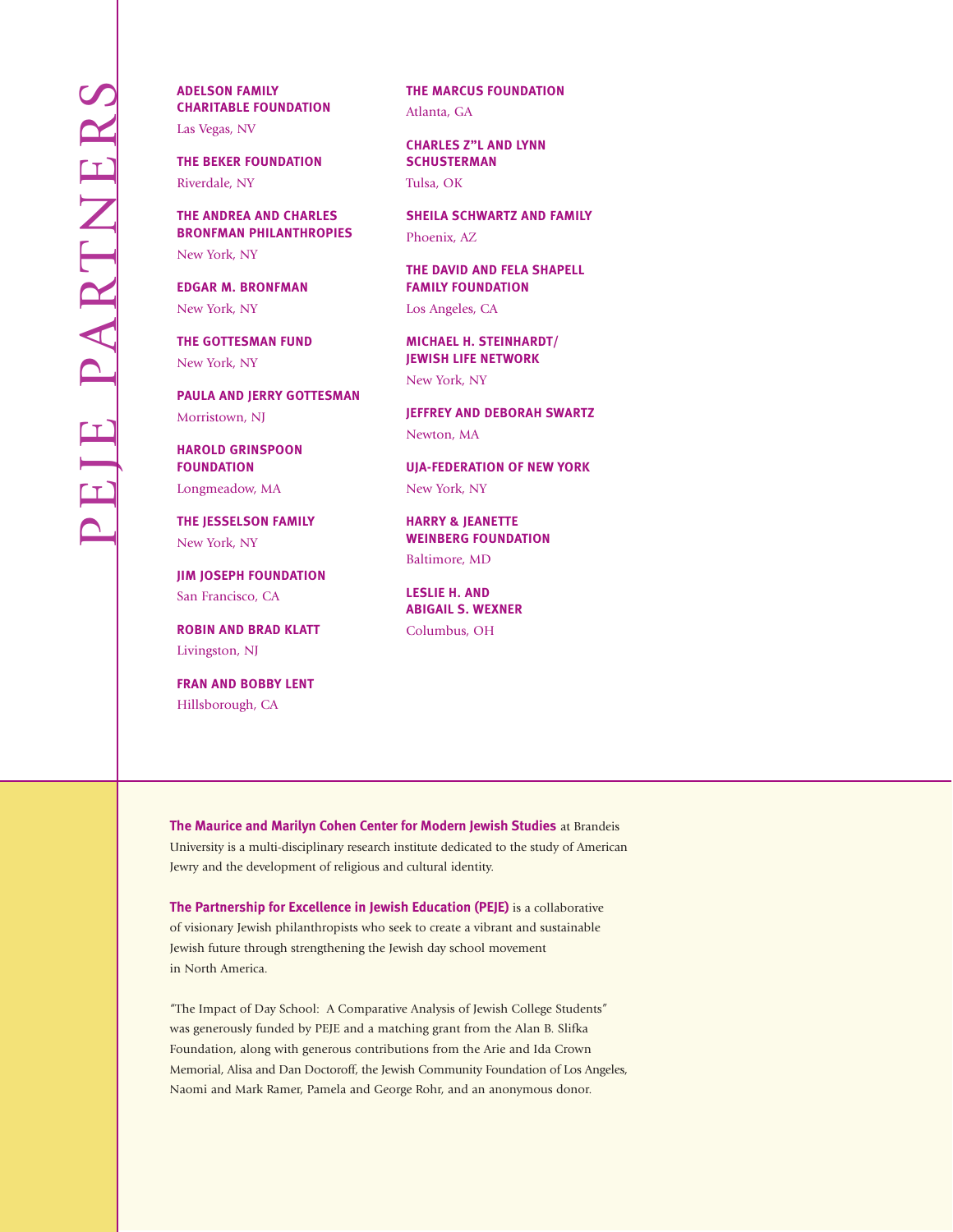# PEJE PARTNERS

**ADELSON FAMILY CHARITABLE FOUNDATION**
Las Vegas, NV

**THE BEKER FOUNDATION**
Riverdale, NY

**THE ANDREA AND CHARLES BRONFMAN PHILANTHROPIES**
New York, NY

**EDGAR M. BRONFMAN**
New York, NY

**THE GOTTESMAN FUND**
New York, NY

**PAULA AND JERRY GOTTESMAN**
Morristown, NJ

**HAROLD GRINSPOON FOUNDATION**
Longmeadow, MA

**THE JESSELSON FAMILY**
New York, NY

**JIM JOSEPH FOUNDATION**
San Francisco, CA

**ROBIN AND BRAD KLATT**
Livingston, NJ

**FRAN AND BOBBY LENT**
Hillsborough, CA

**THE MARCUS FOUNDATION**
Atlanta, GA

**CHARLES Z"L AND LYNN SCHUSTERMAN**
Tulsa, OK

**SHEILA SCHWARTZ AND FAMILY**
Phoenix, AZ

**THE DAVID AND FELA SHAPELL FAMILY FOUNDATION**
Los Angeles, CA

**MICHAEL H. STEINHARDT/ JEWISH LIFE NETWORK**
New York, NY

**JEFFREY AND DEBORAH SWARTZ**
Newton, MA

**UJA-FEDERATION OF NEW YORK**
New York, NY

**HARRY & JEANETTE WEINBERG FOUNDATION**
Baltimore, MD

**LESLIE H. AND ABIGAIL S. WEXNER**
Columbus, OH

**The Maurice and Marilyn Cohen Center for Modern Jewish Studies** at Brandeis University is a multi-disciplinary research institute dedicated to the study of American Jewry and the development of religious and cultural identity.

**The Partnership for Excellence in Jewish Education (PEJE)** is a collaborative of visionary Jewish philanthropists who seek to create a vibrant and sustainable Jewish future through strengthening the Jewish day school movement in North America.

"The Impact of Day School: A Comparative Analysis of Jewish College Students" was generously funded by PEJE and a matching grant from the Alan B. Slifka Foundation, along with generous contributions from the Arie and Ida Crown Memorial, Alisa and Dan Doctoroff, the Jewish Community Foundation of Los Angeles, Naomi and Mark Ramer, Pamela and George Rohr, and an anonymous donor.